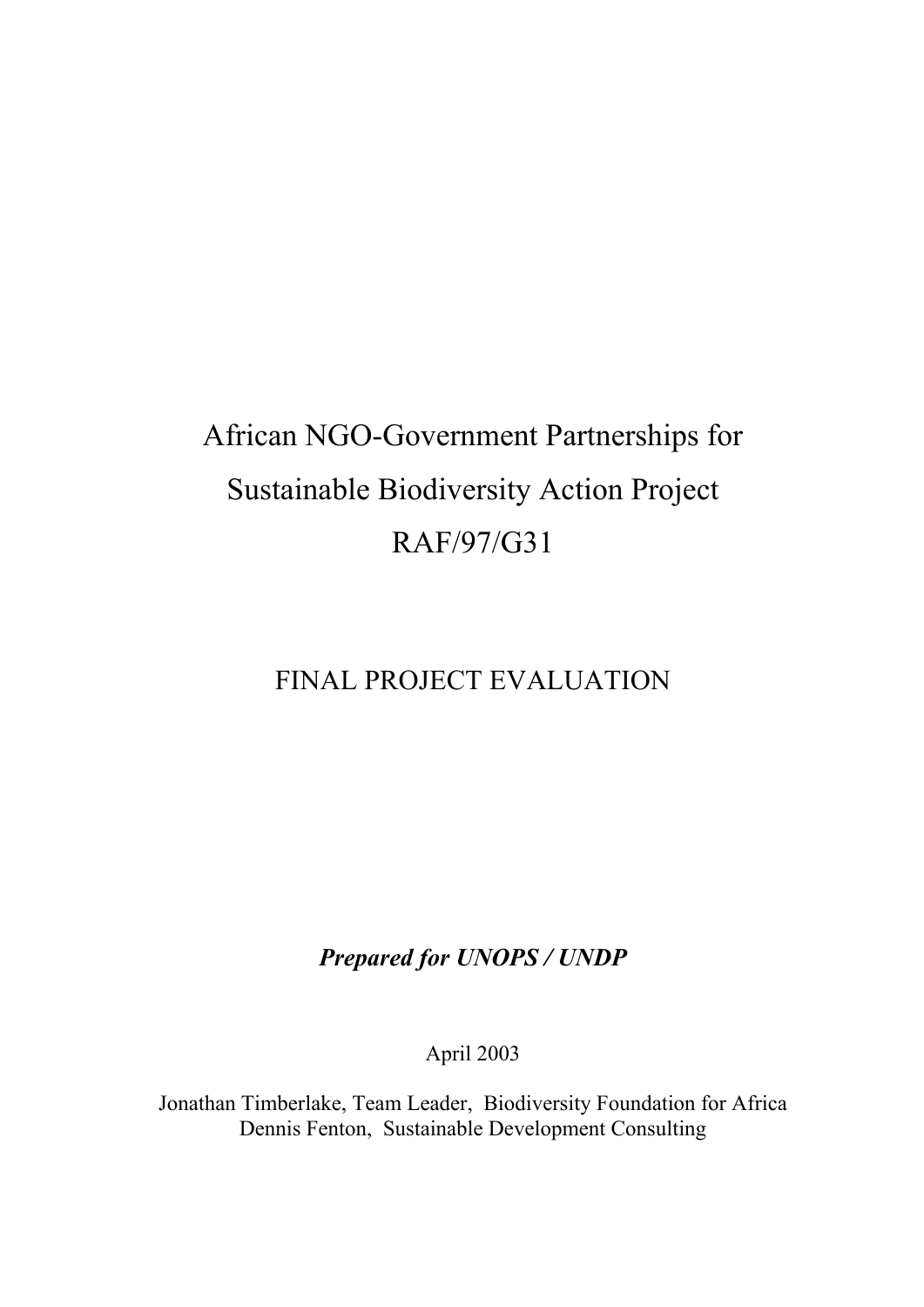# African NGO-Government Partnerships for Sustainable Biodiversity Action Project RAF/97/G31

## FINAL PROJECT EVALUATION

***Prepared for UNOPS / UNDP***

April 2003

Jonathan Timberlake, Team Leader, Biodiversity Foundation for Africa
Dennis Fenton, Sustainable Development Consulting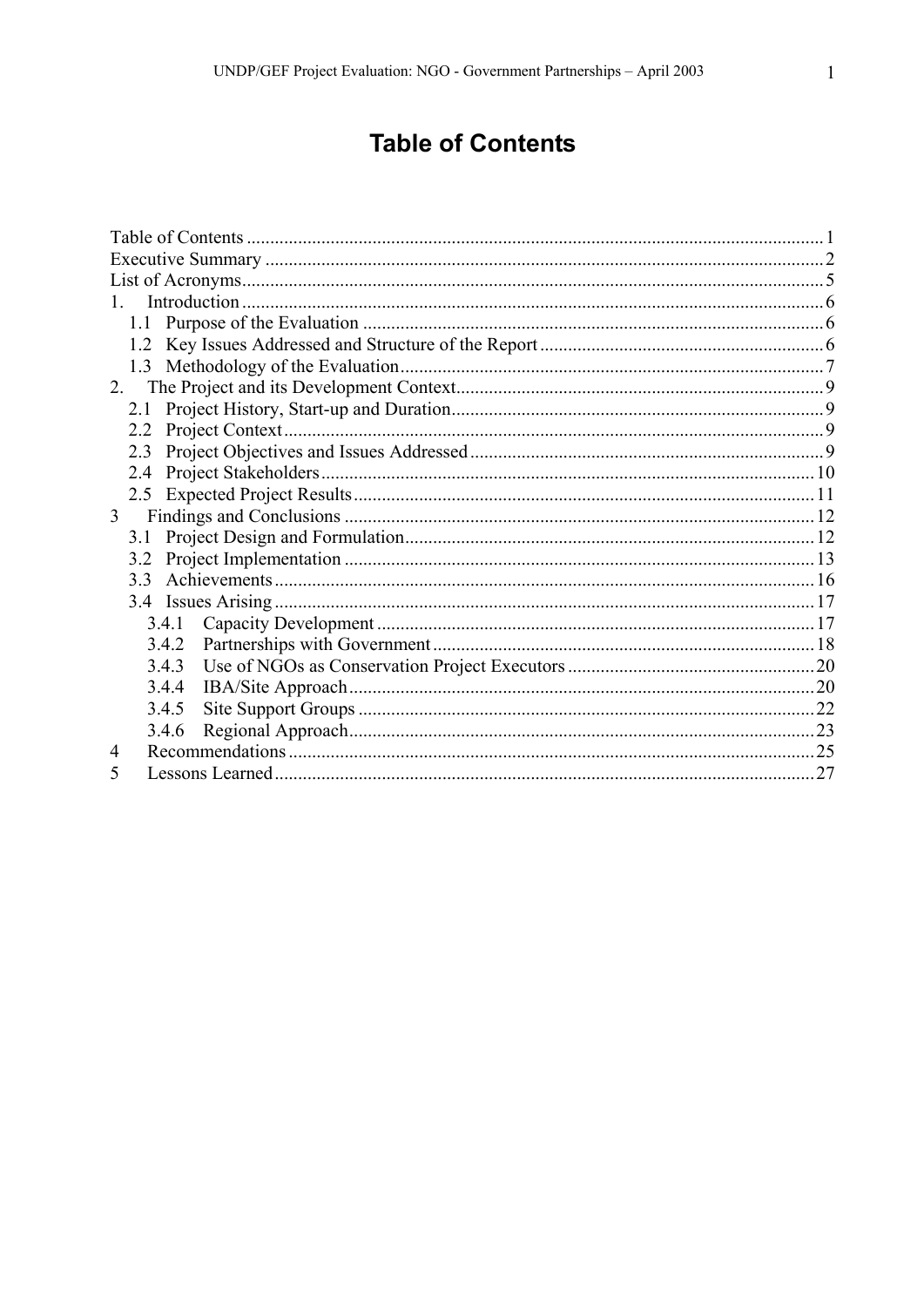# Table of Contents

Table of Contents ........................................................................................................................... 1
Executive Summary ........................................................................................................................ 2
List of Acronyms............................................................................................................................. 5
1. Introduction ............................................................................................................................... 6
  1.1 Purpose of the Evaluation .................................................................................................... 6
  1.2 Key Issues Addressed and Structure of the Report ............................................................. 6
  1.3 Methodology of the Evaluation............................................................................................ 7
2. The Project and its Development Context................................................................................ 9
  2.1 Project History, Start-up and Duration................................................................................ 9
  2.2 Project Context .................................................................................................................... 9
  2.3 Project Objectives and Issues Addressed ............................................................................ 9
  2.4 Project Stakeholders .......................................................................................................... 10
  2.5 Expected Project Results ................................................................................................... 11
3 Findings and Conclusions ....................................................................................................... 12
  3.1 Project Design and Formulation........................................................................................ 12
  3.2 Project Implementation ..................................................................................................... 13
  3.3 Achievements .................................................................................................................... 16
  3.4 Issues Arising .................................................................................................................... 17
    3.4.1 Capacity Development ............................................................................................. 17
    3.4.2 Partnerships with Government ................................................................................. 18
    3.4.3 Use of NGOs as Conservation Project Executors ..................................................... 20
    3.4.4 IBA/Site Approach .................................................................................................... 20
    3.4.5 Site Support Groups .................................................................................................. 22
    3.4.6 Regional Approach.................................................................................................... 23
4 Recommendations ................................................................................................................... 25
5 Lessons Learned ...................................................................................................................... 27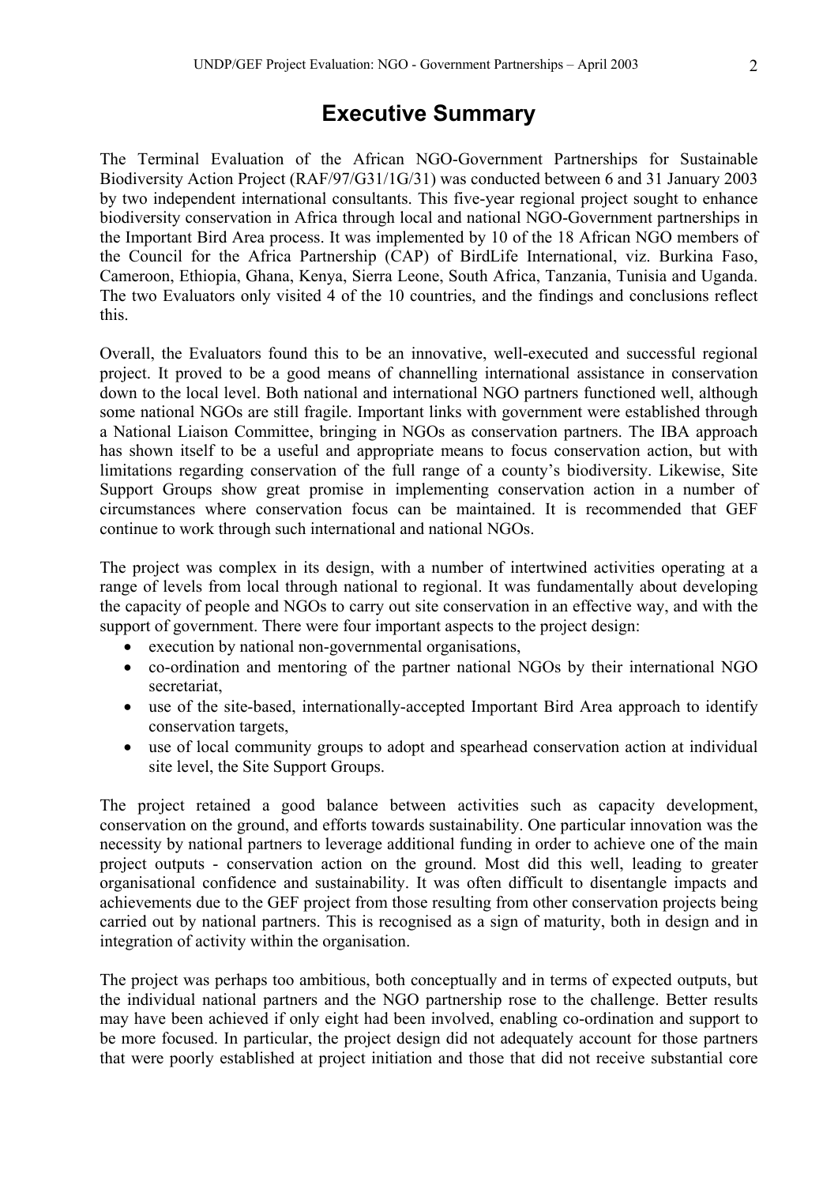# Executive Summary

The Terminal Evaluation of the African NGO-Government Partnerships for Sustainable Biodiversity Action Project (RAF/97/G31/1G/31) was conducted between 6 and 31 January 2003 by two independent international consultants. This five-year regional project sought to enhance biodiversity conservation in Africa through local and national NGO-Government partnerships in the Important Bird Area process. It was implemented by 10 of the 18 African NGO members of the Council for the Africa Partnership (CAP) of BirdLife International, viz. Burkina Faso, Cameroon, Ethiopia, Ghana, Kenya, Sierra Leone, South Africa, Tanzania, Tunisia and Uganda. The two Evaluators only visited 4 of the 10 countries, and the findings and conclusions reflect this.

Overall, the Evaluators found this to be an innovative, well-executed and successful regional project. It proved to be a good means of channelling international assistance in conservation down to the local level. Both national and international NGO partners functioned well, although some national NGOs are still fragile. Important links with government were established through a National Liaison Committee, bringing in NGOs as conservation partners. The IBA approach has shown itself to be a useful and appropriate means to focus conservation action, but with limitations regarding conservation of the full range of a county's biodiversity. Likewise, Site Support Groups show great promise in implementing conservation action in a number of circumstances where conservation focus can be maintained. It is recommended that GEF continue to work through such international and national NGOs.

The project was complex in its design, with a number of intertwined activities operating at a range of levels from local through national to regional. It was fundamentally about developing the capacity of people and NGOs to carry out site conservation in an effective way, and with the support of government. There were four important aspects to the project design:

- execution by national non-governmental organisations,
- co-ordination and mentoring of the partner national NGOs by their international NGO secretariat,
- use of the site-based, internationally-accepted Important Bird Area approach to identify conservation targets,
- use of local community groups to adopt and spearhead conservation action at individual site level, the Site Support Groups.

The project retained a good balance between activities such as capacity development, conservation on the ground, and efforts towards sustainability. One particular innovation was the necessity by national partners to leverage additional funding in order to achieve one of the main project outputs - conservation action on the ground. Most did this well, leading to greater organisational confidence and sustainability. It was often difficult to disentangle impacts and achievements due to the GEF project from those resulting from other conservation projects being carried out by national partners. This is recognised as a sign of maturity, both in design and in integration of activity within the organisation.

The project was perhaps too ambitious, both conceptually and in terms of expected outputs, but the individual national partners and the NGO partnership rose to the challenge. Better results may have been achieved if only eight had been involved, enabling co-ordination and support to be more focused. In particular, the project design did not adequately account for those partners that were poorly established at project initiation and those that did not receive substantial core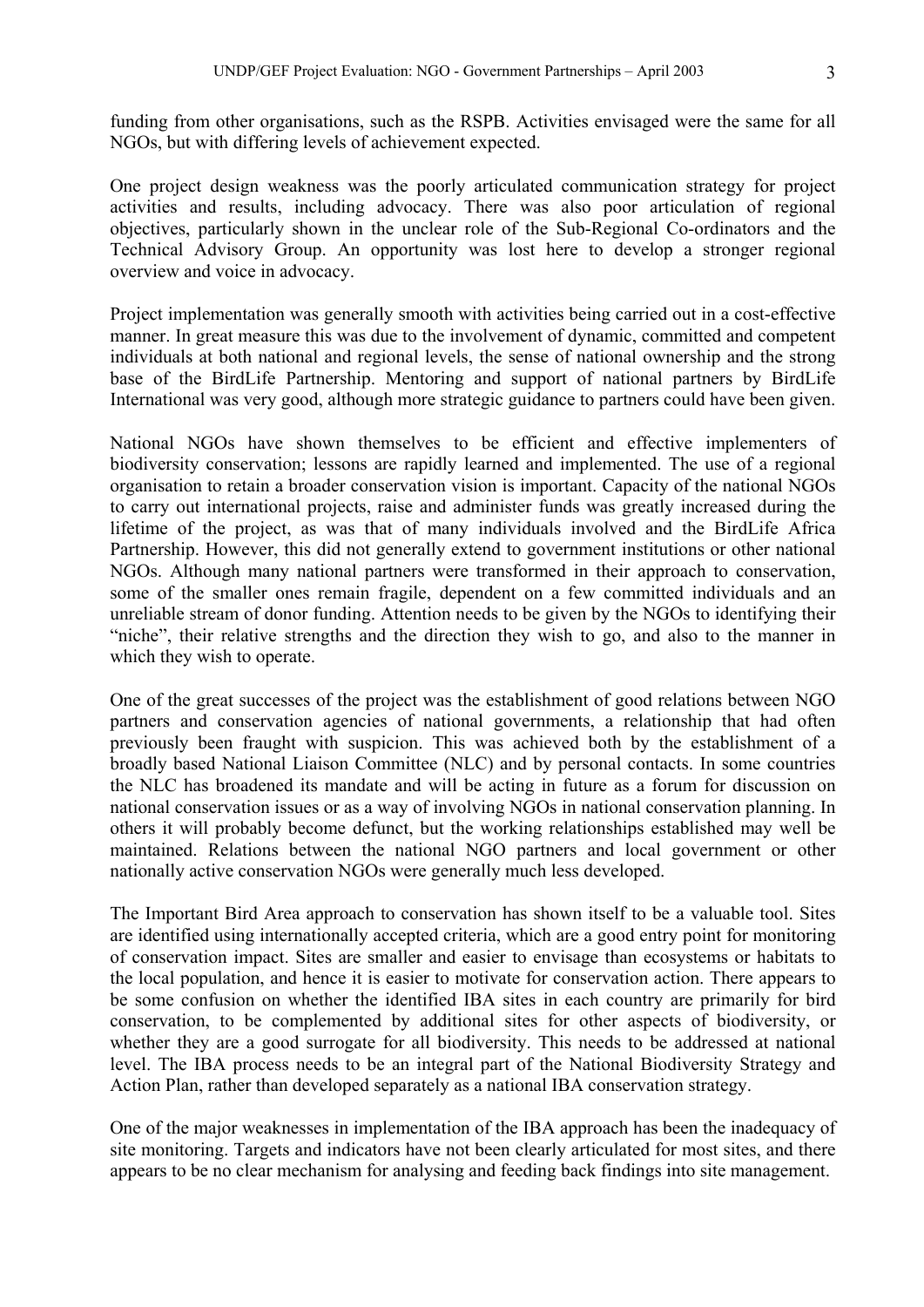funding from other organisations, such as the RSPB. Activities envisaged were the same for all NGOs, but with differing levels of achievement expected.

One project design weakness was the poorly articulated communication strategy for project activities and results, including advocacy. There was also poor articulation of regional objectives, particularly shown in the unclear role of the Sub-Regional Co-ordinators and the Technical Advisory Group. An opportunity was lost here to develop a stronger regional overview and voice in advocacy.

Project implementation was generally smooth with activities being carried out in a cost-effective manner. In great measure this was due to the involvement of dynamic, committed and competent individuals at both national and regional levels, the sense of national ownership and the strong base of the BirdLife Partnership. Mentoring and support of national partners by BirdLife International was very good, although more strategic guidance to partners could have been given.

National NGOs have shown themselves to be efficient and effective implementers of biodiversity conservation; lessons are rapidly learned and implemented. The use of a regional organisation to retain a broader conservation vision is important. Capacity of the national NGOs to carry out international projects, raise and administer funds was greatly increased during the lifetime of the project, as was that of many individuals involved and the BirdLife Africa Partnership. However, this did not generally extend to government institutions or other national NGOs. Although many national partners were transformed in their approach to conservation, some of the smaller ones remain fragile, dependent on a few committed individuals and an unreliable stream of donor funding. Attention needs to be given by the NGOs to identifying their "niche", their relative strengths and the direction they wish to go, and also to the manner in which they wish to operate.

One of the great successes of the project was the establishment of good relations between NGO partners and conservation agencies of national governments, a relationship that had often previously been fraught with suspicion. This was achieved both by the establishment of a broadly based National Liaison Committee (NLC) and by personal contacts. In some countries the NLC has broadened its mandate and will be acting in future as a forum for discussion on national conservation issues or as a way of involving NGOs in national conservation planning. In others it will probably become defunct, but the working relationships established may well be maintained. Relations between the national NGO partners and local government or other nationally active conservation NGOs were generally much less developed.

The Important Bird Area approach to conservation has shown itself to be a valuable tool. Sites are identified using internationally accepted criteria, which are a good entry point for monitoring of conservation impact. Sites are smaller and easier to envisage than ecosystems or habitats to the local population, and hence it is easier to motivate for conservation action. There appears to be some confusion on whether the identified IBA sites in each country are primarily for bird conservation, to be complemented by additional sites for other aspects of biodiversity, or whether they are a good surrogate for all biodiversity. This needs to be addressed at national level. The IBA process needs to be an integral part of the National Biodiversity Strategy and Action Plan, rather than developed separately as a national IBA conservation strategy.

One of the major weaknesses in implementation of the IBA approach has been the inadequacy of site monitoring. Targets and indicators have not been clearly articulated for most sites, and there appears to be no clear mechanism for analysing and feeding back findings into site management.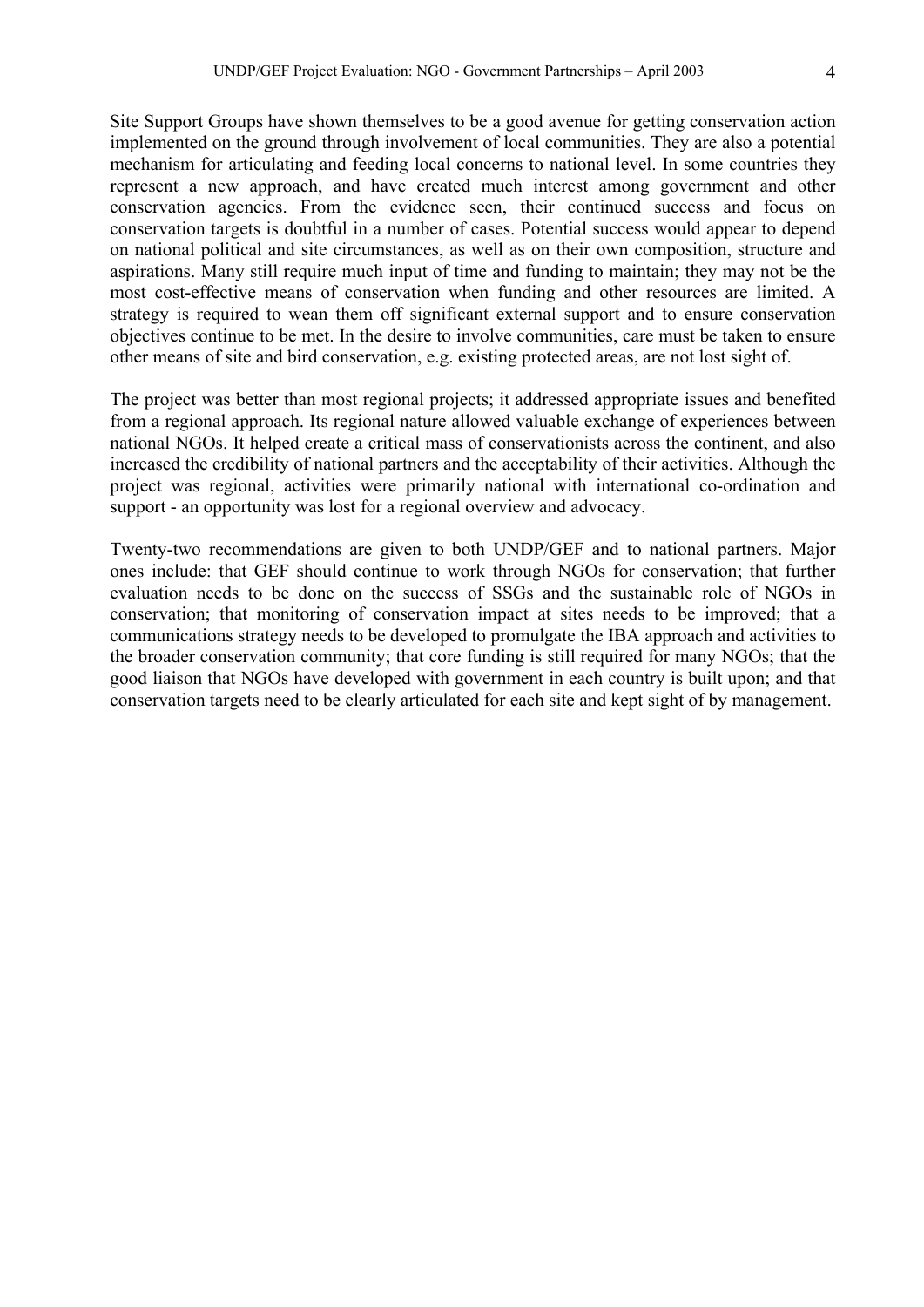Site Support Groups have shown themselves to be a good avenue for getting conservation action implemented on the ground through involvement of local communities. They are also a potential mechanism for articulating and feeding local concerns to national level. In some countries they represent a new approach, and have created much interest among government and other conservation agencies. From the evidence seen, their continued success and focus on conservation targets is doubtful in a number of cases. Potential success would appear to depend on national political and site circumstances, as well as on their own composition, structure and aspirations. Many still require much input of time and funding to maintain; they may not be the most cost-effective means of conservation when funding and other resources are limited. A strategy is required to wean them off significant external support and to ensure conservation objectives continue to be met. In the desire to involve communities, care must be taken to ensure other means of site and bird conservation, e.g. existing protected areas, are not lost sight of.

The project was better than most regional projects; it addressed appropriate issues and benefited from a regional approach. Its regional nature allowed valuable exchange of experiences between national NGOs. It helped create a critical mass of conservationists across the continent, and also increased the credibility of national partners and the acceptability of their activities. Although the project was regional, activities were primarily national with international co-ordination and support - an opportunity was lost for a regional overview and advocacy.

Twenty-two recommendations are given to both UNDP/GEF and to national partners. Major ones include: that GEF should continue to work through NGOs for conservation; that further evaluation needs to be done on the success of SSGs and the sustainable role of NGOs in conservation; that monitoring of conservation impact at sites needs to be improved; that a communications strategy needs to be developed to promulgate the IBA approach and activities to the broader conservation community; that core funding is still required for many NGOs; that the good liaison that NGOs have developed with government in each country is built upon; and that conservation targets need to be clearly articulated for each site and kept sight of by management.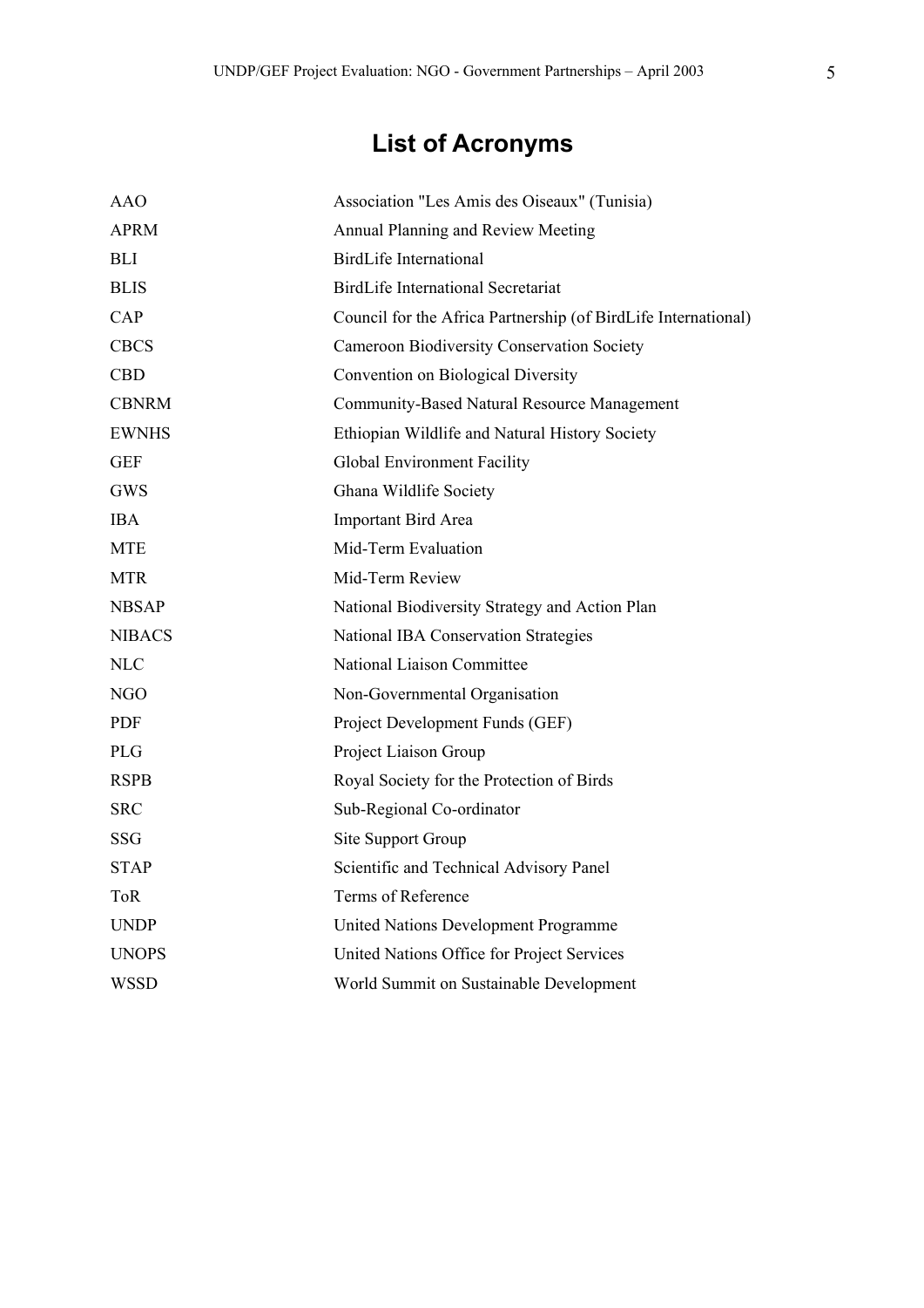# List of Acronyms

| | |
|---|---|
| AAO | Association "Les Amis des Oiseaux" (Tunisia) |
| APRM | Annual Planning and Review Meeting |
| BLI | BirdLife International |
| BLIS | BirdLife International Secretariat |
| CAP | Council for the Africa Partnership (of BirdLife International) |
| CBCS | Cameroon Biodiversity Conservation Society |
| CBD | Convention on Biological Diversity |
| CBNRM | Community-Based Natural Resource Management |
| EWNHS | Ethiopian Wildlife and Natural History Society |
| GEF | Global Environment Facility |
| GWS | Ghana Wildlife Society |
| IBA | Important Bird Area |
| MTE | Mid-Term Evaluation |
| MTR | Mid-Term Review |
| NBSAP | National Biodiversity Strategy and Action Plan |
| NIBACS | National IBA Conservation Strategies |
| NLC | National Liaison Committee |
| NGO | Non-Governmental Organisation |
| PDF | Project Development Funds (GEF) |
| PLG | Project Liaison Group |
| RSPB | Royal Society for the Protection of Birds |
| SRC | Sub-Regional Co-ordinator |
| SSG | Site Support Group |
| STAP | Scientific and Technical Advisory Panel |
| ToR | Terms of Reference |
| UNDP | United Nations Development Programme |
| UNOPS | United Nations Office for Project Services |
| WSSD | World Summit on Sustainable Development |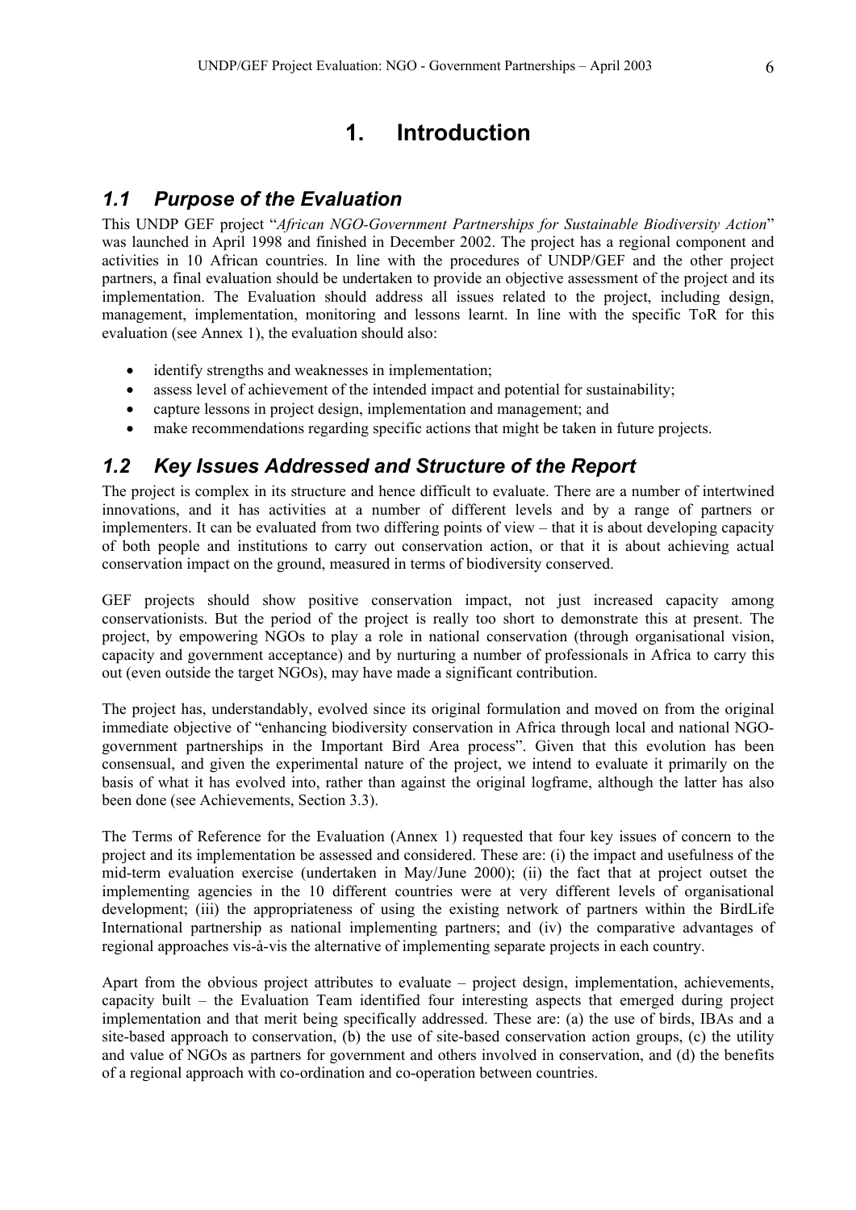# 1. Introduction

## 1.1 Purpose of the Evaluation

This UNDP GEF project "*African NGO-Government Partnerships for Sustainable Biodiversity Action*" was launched in April 1998 and finished in December 2002. The project has a regional component and activities in 10 African countries. In line with the procedures of UNDP/GEF and the other project partners, a final evaluation should be undertaken to provide an objective assessment of the project and its implementation. The Evaluation should address all issues related to the project, including design, management, implementation, monitoring and lessons learnt. In line with the specific ToR for this evaluation (see Annex 1), the evaluation should also:

- identify strengths and weaknesses in implementation;
- assess level of achievement of the intended impact and potential for sustainability;
- capture lessons in project design, implementation and management; and
- make recommendations regarding specific actions that might be taken in future projects.

## 1.2 Key Issues Addressed and Structure of the Report

The project is complex in its structure and hence difficult to evaluate. There are a number of intertwined innovations, and it has activities at a number of different levels and by a range of partners or implementers. It can be evaluated from two differing points of view – that it is about developing capacity of both people and institutions to carry out conservation action, or that it is about achieving actual conservation impact on the ground, measured in terms of biodiversity conserved.

GEF projects should show positive conservation impact, not just increased capacity among conservationists. But the period of the project is really too short to demonstrate this at present. The project, by empowering NGOs to play a role in national conservation (through organisational vision, capacity and government acceptance) and by nurturing a number of professionals in Africa to carry this out (even outside the target NGOs), may have made a significant contribution.

The project has, understandably, evolved since its original formulation and moved on from the original immediate objective of "enhancing biodiversity conservation in Africa through local and national NGO-government partnerships in the Important Bird Area process". Given that this evolution has been consensual, and given the experimental nature of the project, we intend to evaluate it primarily on the basis of what it has evolved into, rather than against the original logframe, although the latter has also been done (see Achievements, Section 3.3).

The Terms of Reference for the Evaluation (Annex 1) requested that four key issues of concern to the project and its implementation be assessed and considered. These are: (i) the impact and usefulness of the mid-term evaluation exercise (undertaken in May/June 2000); (ii) the fact that at project outset the implementing agencies in the 10 different countries were at very different levels of organisational development; (iii) the appropriateness of using the existing network of partners within the BirdLife International partnership as national implementing partners; and (iv) the comparative advantages of regional approaches vis-à-vis the alternative of implementing separate projects in each country.

Apart from the obvious project attributes to evaluate – project design, implementation, achievements, capacity built – the Evaluation Team identified four interesting aspects that emerged during project implementation and that merit being specifically addressed. These are: (a) the use of birds, IBAs and a site-based approach to conservation, (b) the use of site-based conservation action groups, (c) the utility and value of NGOs as partners for government and others involved in conservation, and (d) the benefits of a regional approach with co-ordination and co-operation between countries.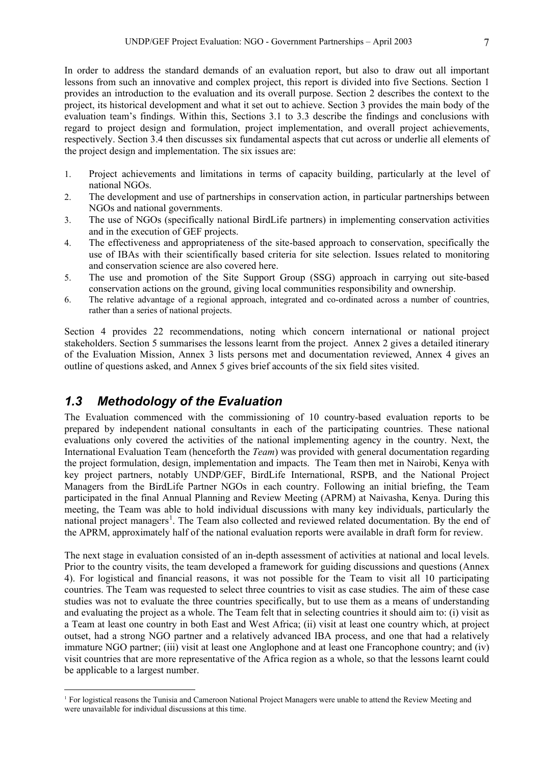In order to address the standard demands of an evaluation report, but also to draw out all important lessons from such an innovative and complex project, this report is divided into five Sections. Section 1 provides an introduction to the evaluation and its overall purpose. Section 2 describes the context to the project, its historical development and what it set out to achieve. Section 3 provides the main body of the evaluation team's findings. Within this, Sections 3.1 to 3.3 describe the findings and conclusions with regard to project design and formulation, project implementation, and overall project achievements, respectively. Section 3.4 then discusses six fundamental aspects that cut across or underlie all elements of the project design and implementation. The six issues are:

1. Project achievements and limitations in terms of capacity building, particularly at the level of national NGOs.
2. The development and use of partnerships in conservation action, in particular partnerships between NGOs and national governments.
3. The use of NGOs (specifically national BirdLife partners) in implementing conservation activities and in the execution of GEF projects.
4. The effectiveness and appropriateness of the site-based approach to conservation, specifically the use of IBAs with their scientifically based criteria for site selection. Issues related to monitoring and conservation science are also covered here.
5. The use and promotion of the Site Support Group (SSG) approach in carrying out site-based conservation actions on the ground, giving local communities responsibility and ownership.
6. The relative advantage of a regional approach, integrated and co-ordinated across a number of countries, rather than a series of national projects.

Section 4 provides 22 recommendations, noting which concern international or national project stakeholders. Section 5 summarises the lessons learnt from the project. Annex 2 gives a detailed itinerary of the Evaluation Mission, Annex 3 lists persons met and documentation reviewed, Annex 4 gives an outline of questions asked, and Annex 5 gives brief accounts of the six field sites visited.

## 1.3 Methodology of the Evaluation

The Evaluation commenced with the commissioning of 10 country-based evaluation reports to be prepared by independent national consultants in each of the participating countries. These national evaluations only covered the activities of the national implementing agency in the country. Next, the International Evaluation Team (henceforth the *Team*) was provided with general documentation regarding the project formulation, design, implementation and impacts. The Team then met in Nairobi, Kenya with key project partners, notably UNDP/GEF, BirdLife International, RSPB, and the National Project Managers from the BirdLife Partner NGOs in each country. Following an initial briefing, the Team participated in the final Annual Planning and Review Meeting (APRM) at Naivasha, Kenya. During this meeting, the Team was able to hold individual discussions with many key individuals, particularly the national project managers[1]. The Team also collected and reviewed related documentation. By the end of the APRM, approximately half of the national evaluation reports were available in draft form for review.

The next stage in evaluation consisted of an in-depth assessment of activities at national and local levels. Prior to the country visits, the team developed a framework for guiding discussions and questions (Annex 4). For logistical and financial reasons, it was not possible for the Team to visit all 10 participating countries. The Team was requested to select three countries to visit as case studies. The aim of these case studies was not to evaluate the three countries specifically, but to use them as a means of understanding and evaluating the project as a whole. The Team felt that in selecting countries it should aim to: (i) visit as a Team at least one country in both East and West Africa; (ii) visit at least one country which, at project outset, had a strong NGO partner and a relatively advanced IBA process, and one that had a relatively immature NGO partner; (iii) visit at least one Anglophone and at least one Francophone country; and (iv) visit countries that are more representative of the Africa region as a whole, so that the lessons learnt could be applicable to a largest number.

[1] For logistical reasons the Tunisia and Cameroon National Project Managers were unable to attend the Review Meeting and were unavailable for individual discussions at this time.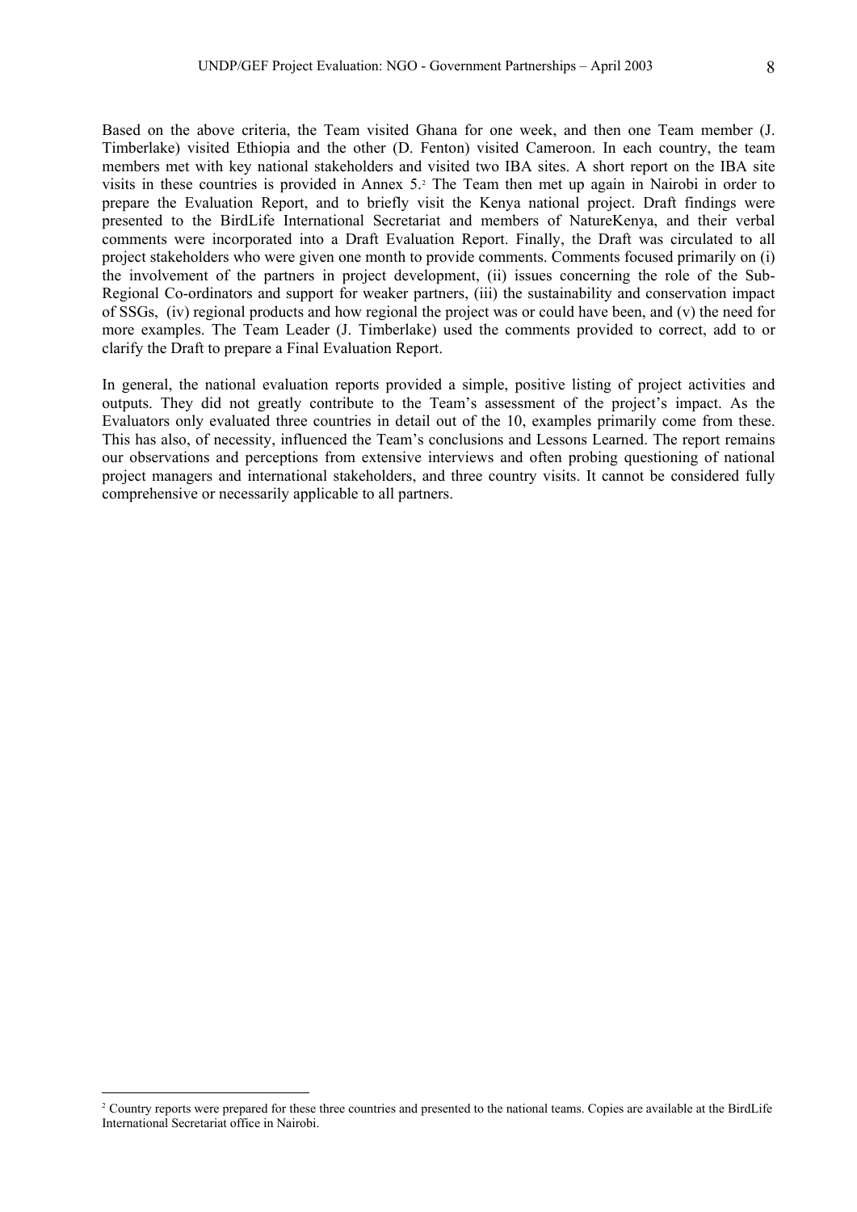Based on the above criteria, the Team visited Ghana for one week, and then one Team member (J. Timberlake) visited Ethiopia and the other (D. Fenton) visited Cameroon. In each country, the team members met with key national stakeholders and visited two IBA sites. A short report on the IBA site visits in these countries is provided in Annex 5.[2] The Team then met up again in Nairobi in order to prepare the Evaluation Report, and to briefly visit the Kenya national project. Draft findings were presented to the BirdLife International Secretariat and members of NatureKenya, and their verbal comments were incorporated into a Draft Evaluation Report. Finally, the Draft was circulated to all project stakeholders who were given one month to provide comments. Comments focused primarily on (i) the involvement of the partners in project development, (ii) issues concerning the role of the Sub-Regional Co-ordinators and support for weaker partners, (iii) the sustainability and conservation impact of SSGs, (iv) regional products and how regional the project was or could have been, and (v) the need for more examples. The Team Leader (J. Timberlake) used the comments provided to correct, add to or clarify the Draft to prepare a Final Evaluation Report.

In general, the national evaluation reports provided a simple, positive listing of project activities and outputs. They did not greatly contribute to the Team's assessment of the project's impact. As the Evaluators only evaluated three countries in detail out of the 10, examples primarily come from these. This has also, of necessity, influenced the Team's conclusions and Lessons Learned. The report remains our observations and perceptions from extensive interviews and often probing questioning of national project managers and international stakeholders, and three country visits. It cannot be considered fully comprehensive or necessarily applicable to all partners.

---

[2] Country reports were prepared for these three countries and presented to the national teams. Copies are available at the BirdLife International Secretariat office in Nairobi.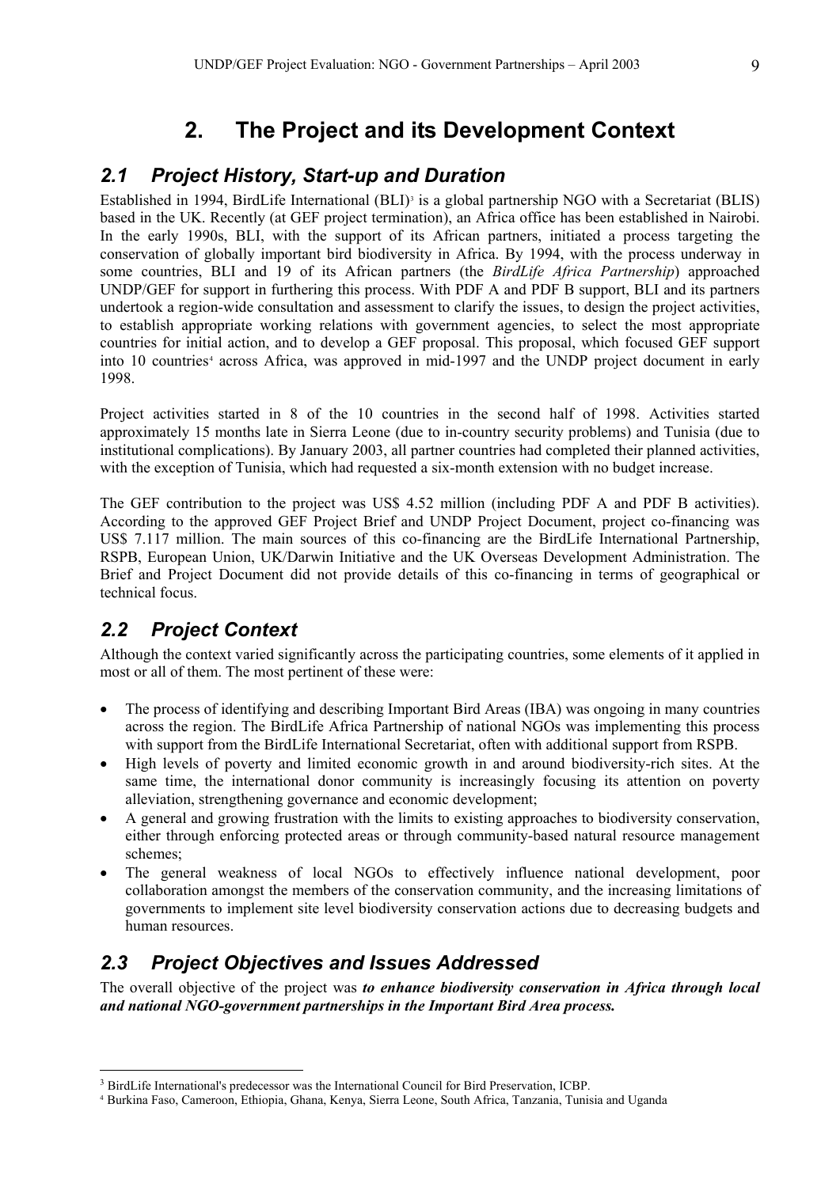# 2. The Project and its Development Context

## 2.1 Project History, Start-up and Duration

Established in 1994, BirdLife International (BLI)[3] is a global partnership NGO with a Secretariat (BLIS) based in the UK. Recently (at GEF project termination), an Africa office has been established in Nairobi. In the early 1990s, BLI, with the support of its African partners, initiated a process targeting the conservation of globally important bird biodiversity in Africa. By 1994, with the process underway in some countries, BLI and 19 of its African partners (the *BirdLife Africa Partnership*) approached UNDP/GEF for support in furthering this process. With PDF A and PDF B support, BLI and its partners undertook a region-wide consultation and assessment to clarify the issues, to design the project activities, to establish appropriate working relations with government agencies, to select the most appropriate countries for initial action, and to develop a GEF proposal. This proposal, which focused GEF support into 10 countries[4] across Africa, was approved in mid-1997 and the UNDP project document in early 1998.

Project activities started in 8 of the 10 countries in the second half of 1998. Activities started approximately 15 months late in Sierra Leone (due to in-country security problems) and Tunisia (due to institutional complications). By January 2003, all partner countries had completed their planned activities, with the exception of Tunisia, which had requested a six-month extension with no budget increase.

The GEF contribution to the project was US$ 4.52 million (including PDF A and PDF B activities). According to the approved GEF Project Brief and UNDP Project Document, project co-financing was US$ 7.117 million. The main sources of this co-financing are the BirdLife International Partnership, RSPB, European Union, UK/Darwin Initiative and the UK Overseas Development Administration. The Brief and Project Document did not provide details of this co-financing in terms of geographical or technical focus.

## 2.2 Project Context

Although the context varied significantly across the participating countries, some elements of it applied in most or all of them. The most pertinent of these were:

- The process of identifying and describing Important Bird Areas (IBA) was ongoing in many countries across the region. The BirdLife Africa Partnership of national NGOs was implementing this process with support from the BirdLife International Secretariat, often with additional support from RSPB.
- High levels of poverty and limited economic growth in and around biodiversity-rich sites. At the same time, the international donor community is increasingly focusing its attention on poverty alleviation, strengthening governance and economic development;
- A general and growing frustration with the limits to existing approaches to biodiversity conservation, either through enforcing protected areas or through community-based natural resource management schemes;
- The general weakness of local NGOs to effectively influence national development, poor collaboration amongst the members of the conservation community, and the increasing limitations of governments to implement site level biodiversity conservation actions due to decreasing budgets and human resources.

## 2.3 Project Objectives and Issues Addressed

The overall objective of the project was ***to enhance biodiversity conservation in Africa through local and national NGO-government partnerships in the Important Bird Area process.***

---

[3] BirdLife International's predecessor was the International Council for Bird Preservation, ICBP.

[4] Burkina Faso, Cameroon, Ethiopia, Ghana, Kenya, Sierra Leone, South Africa, Tanzania, Tunisia and Uganda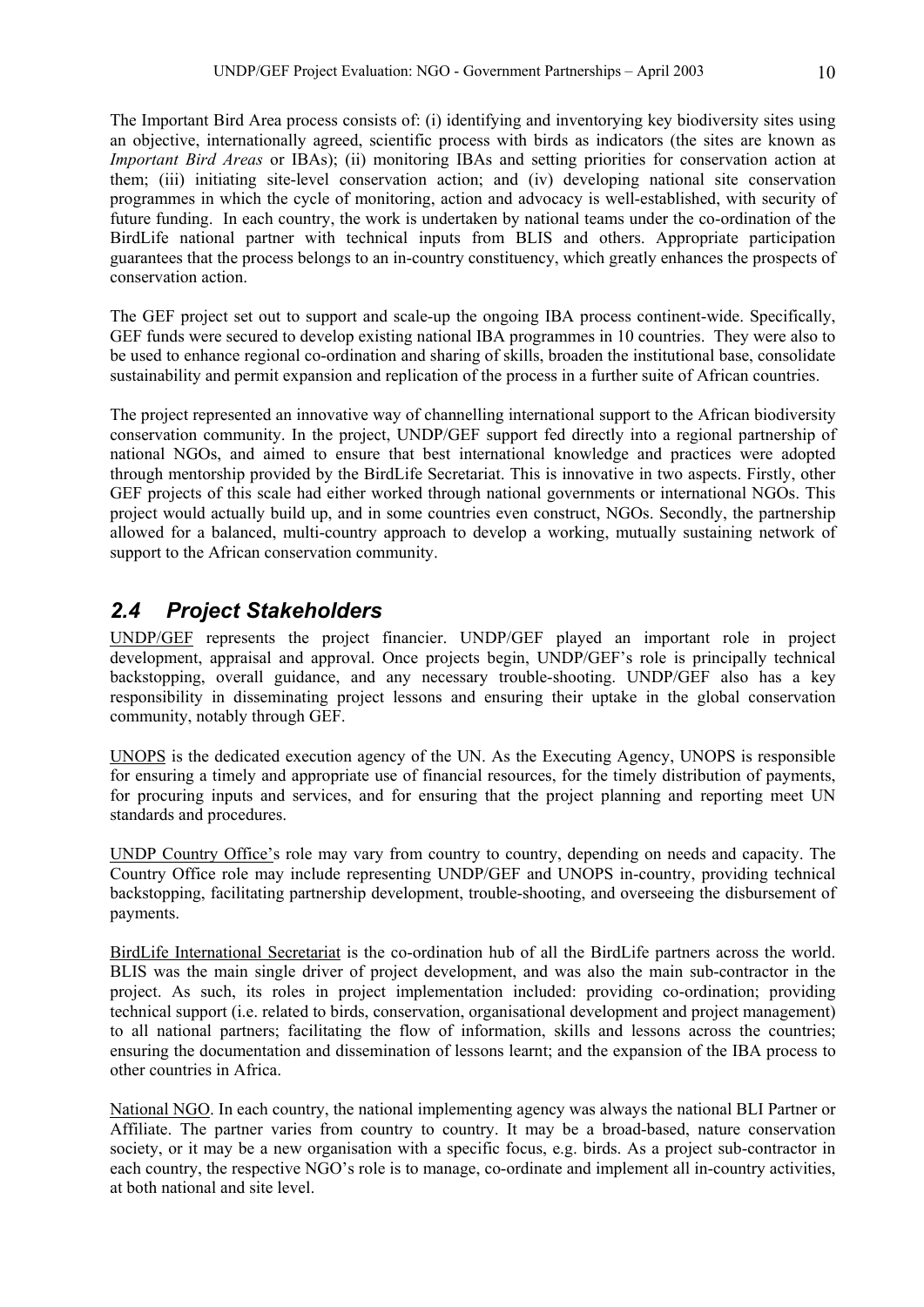The Important Bird Area process consists of: (i) identifying and inventorying key biodiversity sites using an objective, internationally agreed, scientific process with birds as indicators (the sites are known as *Important Bird Areas* or IBAs); (ii) monitoring IBAs and setting priorities for conservation action at them; (iii) initiating site-level conservation action; and (iv) developing national site conservation programmes in which the cycle of monitoring, action and advocacy is well-established, with security of future funding. In each country, the work is undertaken by national teams under the co-ordination of the BirdLife national partner with technical inputs from BLIS and others. Appropriate participation guarantees that the process belongs to an in-country constituency, which greatly enhances the prospects of conservation action.

The GEF project set out to support and scale-up the ongoing IBA process continent-wide. Specifically, GEF funds were secured to develop existing national IBA programmes in 10 countries. They were also to be used to enhance regional co-ordination and sharing of skills, broaden the institutional base, consolidate sustainability and permit expansion and replication of the process in a further suite of African countries.

The project represented an innovative way of channelling international support to the African biodiversity conservation community. In the project, UNDP/GEF support fed directly into a regional partnership of national NGOs, and aimed to ensure that best international knowledge and practices were adopted through mentorship provided by the BirdLife Secretariat. This is innovative in two aspects. Firstly, other GEF projects of this scale had either worked through national governments or international NGOs. This project would actually build up, and in some countries even construct, NGOs. Secondly, the partnership allowed for a balanced, multi-country approach to develop a working, mutually sustaining network of support to the African conservation community.

## 2.4 Project Stakeholders

UNDP/GEF represents the project financier. UNDP/GEF played an important role in project development, appraisal and approval. Once projects begin, UNDP/GEF's role is principally technical backstopping, overall guidance, and any necessary trouble-shooting. UNDP/GEF also has a key responsibility in disseminating project lessons and ensuring their uptake in the global conservation community, notably through GEF.

UNOPS is the dedicated execution agency of the UN. As the Executing Agency, UNOPS is responsible for ensuring a timely and appropriate use of financial resources, for the timely distribution of payments, for procuring inputs and services, and for ensuring that the project planning and reporting meet UN standards and procedures.

UNDP Country Office's role may vary from country to country, depending on needs and capacity. The Country Office role may include representing UNDP/GEF and UNOPS in-country, providing technical backstopping, facilitating partnership development, trouble-shooting, and overseeing the disbursement of payments.

BirdLife International Secretariat is the co-ordination hub of all the BirdLife partners across the world. BLIS was the main single driver of project development, and was also the main sub-contractor in the project. As such, its roles in project implementation included: providing co-ordination; providing technical support (i.e. related to birds, conservation, organisational development and project management) to all national partners; facilitating the flow of information, skills and lessons across the countries; ensuring the documentation and dissemination of lessons learnt; and the expansion of the IBA process to other countries in Africa.

National NGO. In each country, the national implementing agency was always the national BLI Partner or Affiliate. The partner varies from country to country. It may be a broad-based, nature conservation society, or it may be a new organisation with a specific focus, e.g. birds. As a project sub-contractor in each country, the respective NGO's role is to manage, co-ordinate and implement all in-country activities, at both national and site level.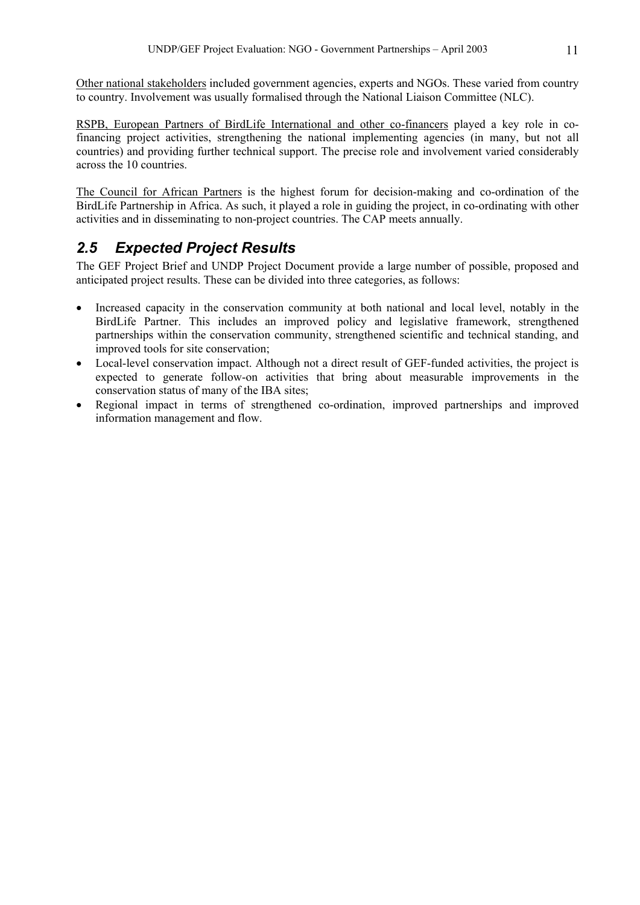<u>Other national stakeholders</u> included government agencies, experts and NGOs. These varied from country to country. Involvement was usually formalised through the National Liaison Committee (NLC).

<u>RSPB, European Partners of BirdLife International and other co-financers</u> played a key role in co-financing project activities, strengthening the national implementing agencies (in many, but not all countries) and providing further technical support. The precise role and involvement varied considerably across the 10 countries.

<u>The Council for African Partners</u> is the highest forum for decision-making and co-ordination of the BirdLife Partnership in Africa. As such, it played a role in guiding the project, in co-ordinating with other activities and in disseminating to non-project countries. The CAP meets annually.

## *2.5 Expected Project Results*

The GEF Project Brief and UNDP Project Document provide a large number of possible, proposed and anticipated project results. These can be divided into three categories, as follows:

- Increased capacity in the conservation community at both national and local level, notably in the BirdLife Partner. This includes an improved policy and legislative framework, strengthened partnerships within the conservation community, strengthened scientific and technical standing, and improved tools for site conservation;
- Local-level conservation impact. Although not a direct result of GEF-funded activities, the project is expected to generate follow-on activities that bring about measurable improvements in the conservation status of many of the IBA sites;
- Regional impact in terms of strengthened co-ordination, improved partnerships and improved information management and flow.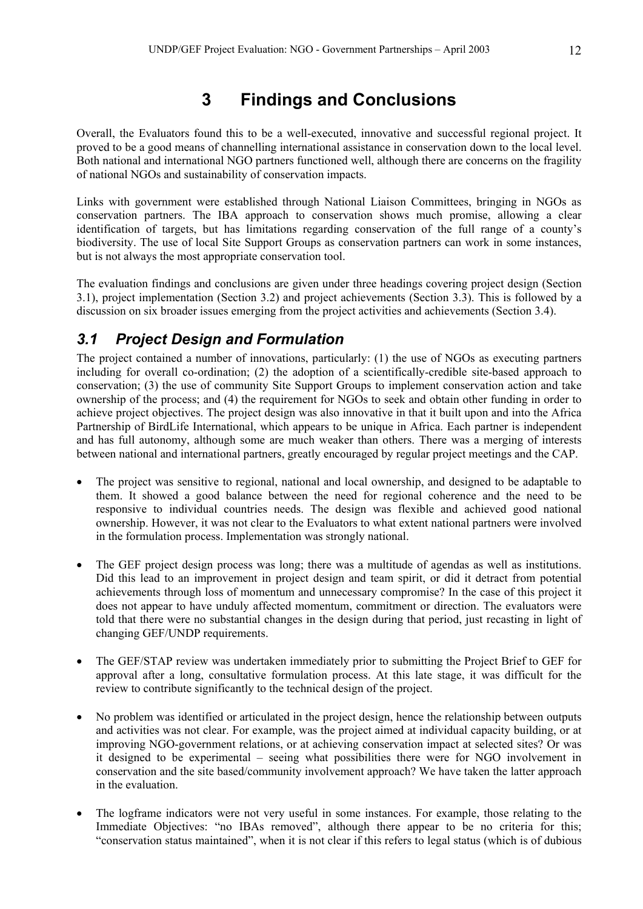# 3 Findings and Conclusions

Overall, the Evaluators found this to be a well-executed, innovative and successful regional project. It proved to be a good means of channelling international assistance in conservation down to the local level. Both national and international NGO partners functioned well, although there are concerns on the fragility of national NGOs and sustainability of conservation impacts.

Links with government were established through National Liaison Committees, bringing in NGOs as conservation partners. The IBA approach to conservation shows much promise, allowing a clear identification of targets, but has limitations regarding conservation of the full range of a county's biodiversity. The use of local Site Support Groups as conservation partners can work in some instances, but is not always the most appropriate conservation tool.

The evaluation findings and conclusions are given under three headings covering project design (Section 3.1), project implementation (Section 3.2) and project achievements (Section 3.3). This is followed by a discussion on six broader issues emerging from the project activities and achievements (Section 3.4).

## *3.1 Project Design and Formulation*

The project contained a number of innovations, particularly: (1) the use of NGOs as executing partners including for overall co-ordination; (2) the adoption of a scientifically-credible site-based approach to conservation; (3) the use of community Site Support Groups to implement conservation action and take ownership of the process; and (4) the requirement for NGOs to seek and obtain other funding in order to achieve project objectives. The project design was also innovative in that it built upon and into the Africa Partnership of BirdLife International, which appears to be unique in Africa. Each partner is independent and has full autonomy, although some are much weaker than others. There was a merging of interests between national and international partners, greatly encouraged by regular project meetings and the CAP.

- The project was sensitive to regional, national and local ownership, and designed to be adaptable to them. It showed a good balance between the need for regional coherence and the need to be responsive to individual countries needs. The design was flexible and achieved good national ownership. However, it was not clear to the Evaluators to what extent national partners were involved in the formulation process. Implementation was strongly national.

- The GEF project design process was long; there was a multitude of agendas as well as institutions. Did this lead to an improvement in project design and team spirit, or did it detract from potential achievements through loss of momentum and unnecessary compromise? In the case of this project it does not appear to have unduly affected momentum, commitment or direction. The evaluators were told that there were no substantial changes in the design during that period, just recasting in light of changing GEF/UNDP requirements.

- The GEF/STAP review was undertaken immediately prior to submitting the Project Brief to GEF for approval after a long, consultative formulation process. At this late stage, it was difficult for the review to contribute significantly to the technical design of the project.

- No problem was identified or articulated in the project design, hence the relationship between outputs and activities was not clear. For example, was the project aimed at individual capacity building, or at improving NGO-government relations, or at achieving conservation impact at selected sites? Or was it designed to be experimental – seeing what possibilities there were for NGO involvement in conservation and the site based/community involvement approach? We have taken the latter approach in the evaluation.

- The logframe indicators were not very useful in some instances. For example, those relating to the Immediate Objectives: "no IBAs removed", although there appear to be no criteria for this; "conservation status maintained", when it is not clear if this refers to legal status (which is of dubious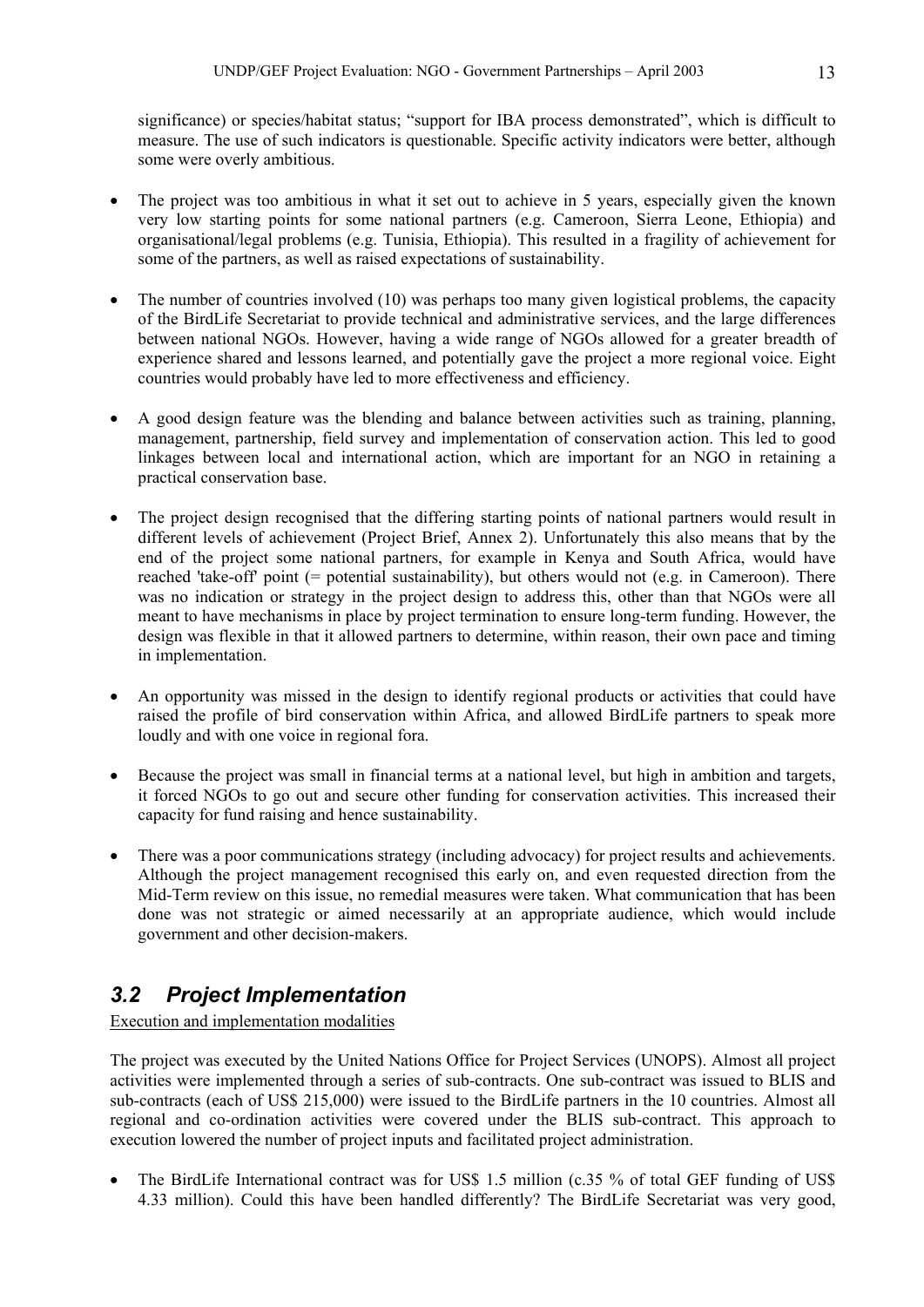significance) or species/habitat status; "support for IBA process demonstrated", which is difficult to measure. The use of such indicators is questionable. Specific activity indicators were better, although some were overly ambitious.

- The project was too ambitious in what it set out to achieve in 5 years, especially given the known very low starting points for some national partners (e.g. Cameroon, Sierra Leone, Ethiopia) and organisational/legal problems (e.g. Tunisia, Ethiopia). This resulted in a fragility of achievement for some of the partners, as well as raised expectations of sustainability.

- The number of countries involved (10) was perhaps too many given logistical problems, the capacity of the BirdLife Secretariat to provide technical and administrative services, and the large differences between national NGOs. However, having a wide range of NGOs allowed for a greater breadth of experience shared and lessons learned, and potentially gave the project a more regional voice. Eight countries would probably have led to more effectiveness and efficiency.

- A good design feature was the blending and balance between activities such as training, planning, management, partnership, field survey and implementation of conservation action. This led to good linkages between local and international action, which are important for an NGO in retaining a practical conservation base.

- The project design recognised that the differing starting points of national partners would result in different levels of achievement (Project Brief, Annex 2). Unfortunately this also means that by the end of the project some national partners, for example in Kenya and South Africa, would have reached 'take-off' point (= potential sustainability), but others would not (e.g. in Cameroon). There was no indication or strategy in the project design to address this, other than that NGOs were all meant to have mechanisms in place by project termination to ensure long-term funding. However, the design was flexible in that it allowed partners to determine, within reason, their own pace and timing in implementation.

- An opportunity was missed in the design to identify regional products or activities that could have raised the profile of bird conservation within Africa, and allowed BirdLife partners to speak more loudly and with one voice in regional fora.

- Because the project was small in financial terms at a national level, but high in ambition and targets, it forced NGOs to go out and secure other funding for conservation activities. This increased their capacity for fund raising and hence sustainability.

- There was a poor communications strategy (including advocacy) for project results and achievements. Although the project management recognised this early on, and even requested direction from the Mid-Term review on this issue, no remedial measures were taken. What communication that has been done was not strategic or aimed necessarily at an appropriate audience, which would include government and other decision-makers.

## *3.2 Project Implementation*

Execution and implementation modalities

The project was executed by the United Nations Office for Project Services (UNOPS). Almost all project activities were implemented through a series of sub-contracts. One sub-contract was issued to BLIS and sub-contracts (each of US$ 215,000) were issued to the BirdLife partners in the 10 countries. Almost all regional and co-ordination activities were covered under the BLIS sub-contract. This approach to execution lowered the number of project inputs and facilitated project administration.

- The BirdLife International contract was for US$ 1.5 million (c.35 % of total GEF funding of US$ 4.33 million). Could this have been handled differently? The BirdLife Secretariat was very good,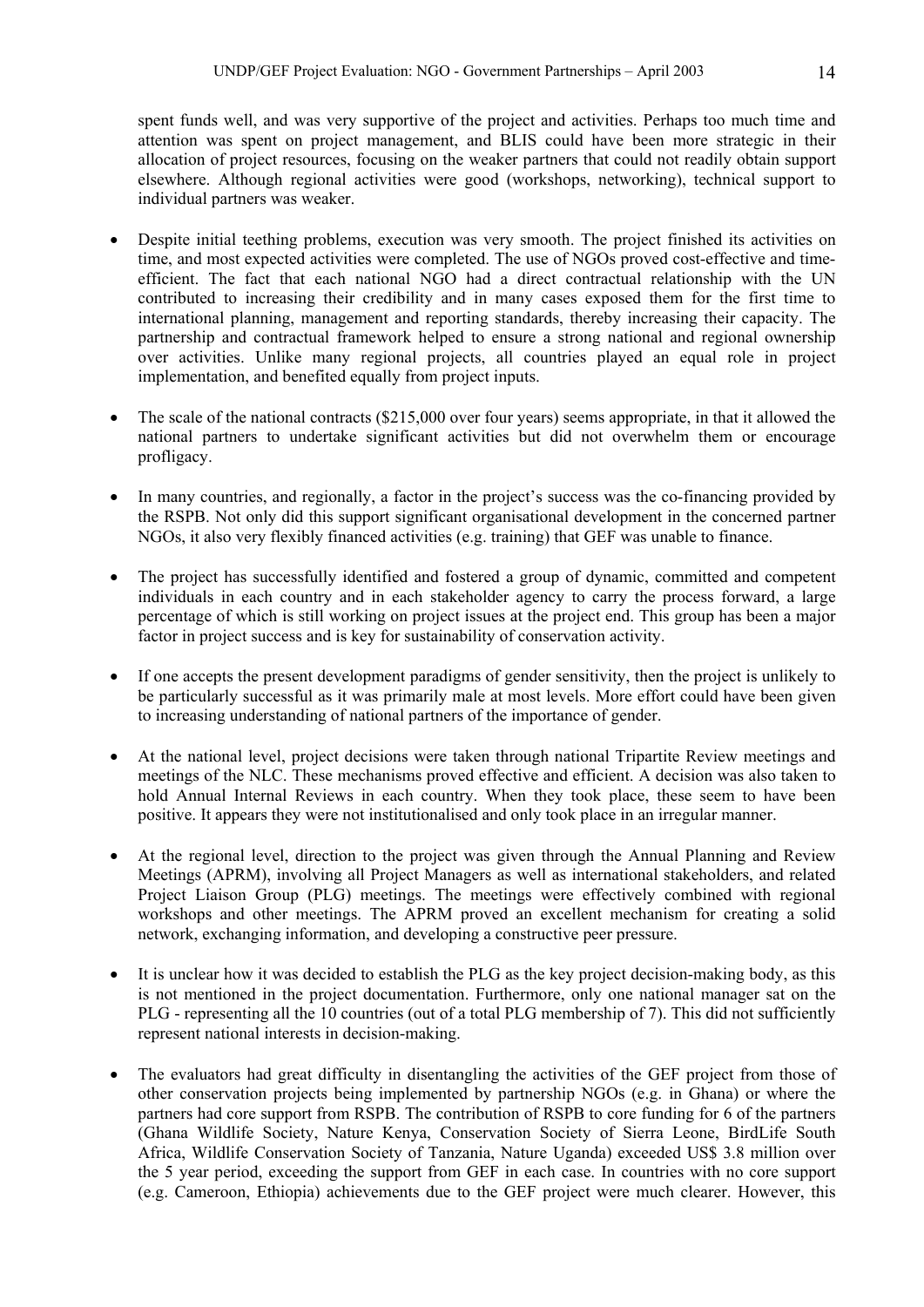spent funds well, and was very supportive of the project and activities. Perhaps too much time and attention was spent on project management, and BLIS could have been more strategic in their allocation of project resources, focusing on the weaker partners that could not readily obtain support elsewhere. Although regional activities were good (workshops, networking), technical support to individual partners was weaker.

- Despite initial teething problems, execution was very smooth. The project finished its activities on time, and most expected activities were completed. The use of NGOs proved cost-effective and time-efficient. The fact that each national NGO had a direct contractual relationship with the UN contributed to increasing their credibility and in many cases exposed them for the first time to international planning, management and reporting standards, thereby increasing their capacity. The partnership and contractual framework helped to ensure a strong national and regional ownership over activities. Unlike many regional projects, all countries played an equal role in project implementation, and benefited equally from project inputs.

- The scale of the national contracts ($215,000 over four years) seems appropriate, in that it allowed the national partners to undertake significant activities but did not overwhelm them or encourage profligacy.

- In many countries, and regionally, a factor in the project's success was the co-financing provided by the RSPB. Not only did this support significant organisational development in the concerned partner NGOs, it also very flexibly financed activities (e.g. training) that GEF was unable to finance.

- The project has successfully identified and fostered a group of dynamic, committed and competent individuals in each country and in each stakeholder agency to carry the process forward, a large percentage of which is still working on project issues at the project end. This group has been a major factor in project success and is key for sustainability of conservation activity.

- If one accepts the present development paradigms of gender sensitivity, then the project is unlikely to be particularly successful as it was primarily male at most levels. More effort could have been given to increasing understanding of national partners of the importance of gender.

- At the national level, project decisions were taken through national Tripartite Review meetings and meetings of the NLC. These mechanisms proved effective and efficient. A decision was also taken to hold Annual Internal Reviews in each country. When they took place, these seem to have been positive. It appears they were not institutionalised and only took place in an irregular manner.

- At the regional level, direction to the project was given through the Annual Planning and Review Meetings (APRM), involving all Project Managers as well as international stakeholders, and related Project Liaison Group (PLG) meetings. The meetings were effectively combined with regional workshops and other meetings. The APRM proved an excellent mechanism for creating a solid network, exchanging information, and developing a constructive peer pressure.

- It is unclear how it was decided to establish the PLG as the key project decision-making body, as this is not mentioned in the project documentation. Furthermore, only one national manager sat on the PLG - representing all the 10 countries (out of a total PLG membership of 7). This did not sufficiently represent national interests in decision-making.

- The evaluators had great difficulty in disentangling the activities of the GEF project from those of other conservation projects being implemented by partnership NGOs (e.g. in Ghana) or where the partners had core support from RSPB. The contribution of RSPB to core funding for 6 of the partners (Ghana Wildlife Society, Nature Kenya, Conservation Society of Sierra Leone, BirdLife South Africa, Wildlife Conservation Society of Tanzania, Nature Uganda) exceeded US$ 3.8 million over the 5 year period, exceeding the support from GEF in each case. In countries with no core support (e.g. Cameroon, Ethiopia) achievements due to the GEF project were much clearer. However, this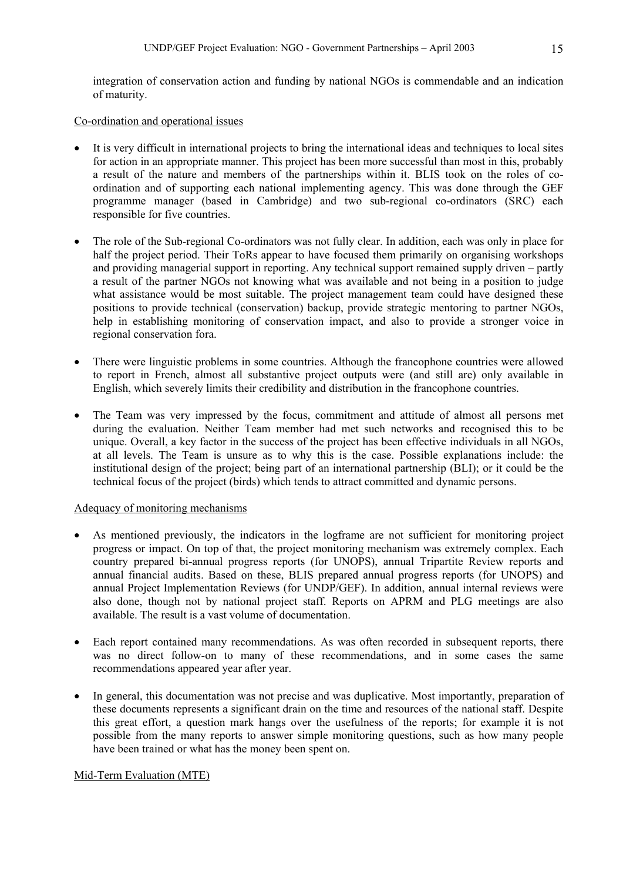integration of conservation action and funding by national NGOs is commendable and an indication of maturity.

Co-ordination and operational issues

- It is very difficult in international projects to bring the international ideas and techniques to local sites for action in an appropriate manner. This project has been more successful than most in this, probably a result of the nature and members of the partnerships within it. BLIS took on the roles of co-ordination and of supporting each national implementing agency. This was done through the GEF programme manager (based in Cambridge) and two sub-regional co-ordinators (SRC) each responsible for five countries.
- The role of the Sub-regional Co-ordinators was not fully clear. In addition, each was only in place for half the project period. Their ToRs appear to have focused them primarily on organising workshops and providing managerial support in reporting. Any technical support remained supply driven – partly a result of the partner NGOs not knowing what was available and not being in a position to judge what assistance would be most suitable. The project management team could have designed these positions to provide technical (conservation) backup, provide strategic mentoring to partner NGOs, help in establishing monitoring of conservation impact, and also to provide a stronger voice in regional conservation fora.
- There were linguistic problems in some countries. Although the francophone countries were allowed to report in French, almost all substantive project outputs were (and still are) only available in English, which severely limits their credibility and distribution in the francophone countries.
- The Team was very impressed by the focus, commitment and attitude of almost all persons met during the evaluation. Neither Team member had met such networks and recognised this to be unique. Overall, a key factor in the success of the project has been effective individuals in all NGOs, at all levels. The Team is unsure as to why this is the case. Possible explanations include: the institutional design of the project; being part of an international partnership (BLI); or it could be the technical focus of the project (birds) which tends to attract committed and dynamic persons.

Adequacy of monitoring mechanisms

- As mentioned previously, the indicators in the logframe are not sufficient for monitoring project progress or impact. On top of that, the project monitoring mechanism was extremely complex. Each country prepared bi-annual progress reports (for UNOPS), annual Tripartite Review reports and annual financial audits. Based on these, BLIS prepared annual progress reports (for UNOPS) and annual Project Implementation Reviews (for UNDP/GEF). In addition, annual internal reviews were also done, though not by national project staff. Reports on APRM and PLG meetings are also available. The result is a vast volume of documentation.
- Each report contained many recommendations. As was often recorded in subsequent reports, there was no direct follow-on to many of these recommendations, and in some cases the same recommendations appeared year after year.
- In general, this documentation was not precise and was duplicative. Most importantly, preparation of these documents represents a significant drain on the time and resources of the national staff. Despite this great effort, a question mark hangs over the usefulness of the reports; for example it is not possible from the many reports to answer simple monitoring questions, such as how many people have been trained or what has the money been spent on.

Mid-Term Evaluation (MTE)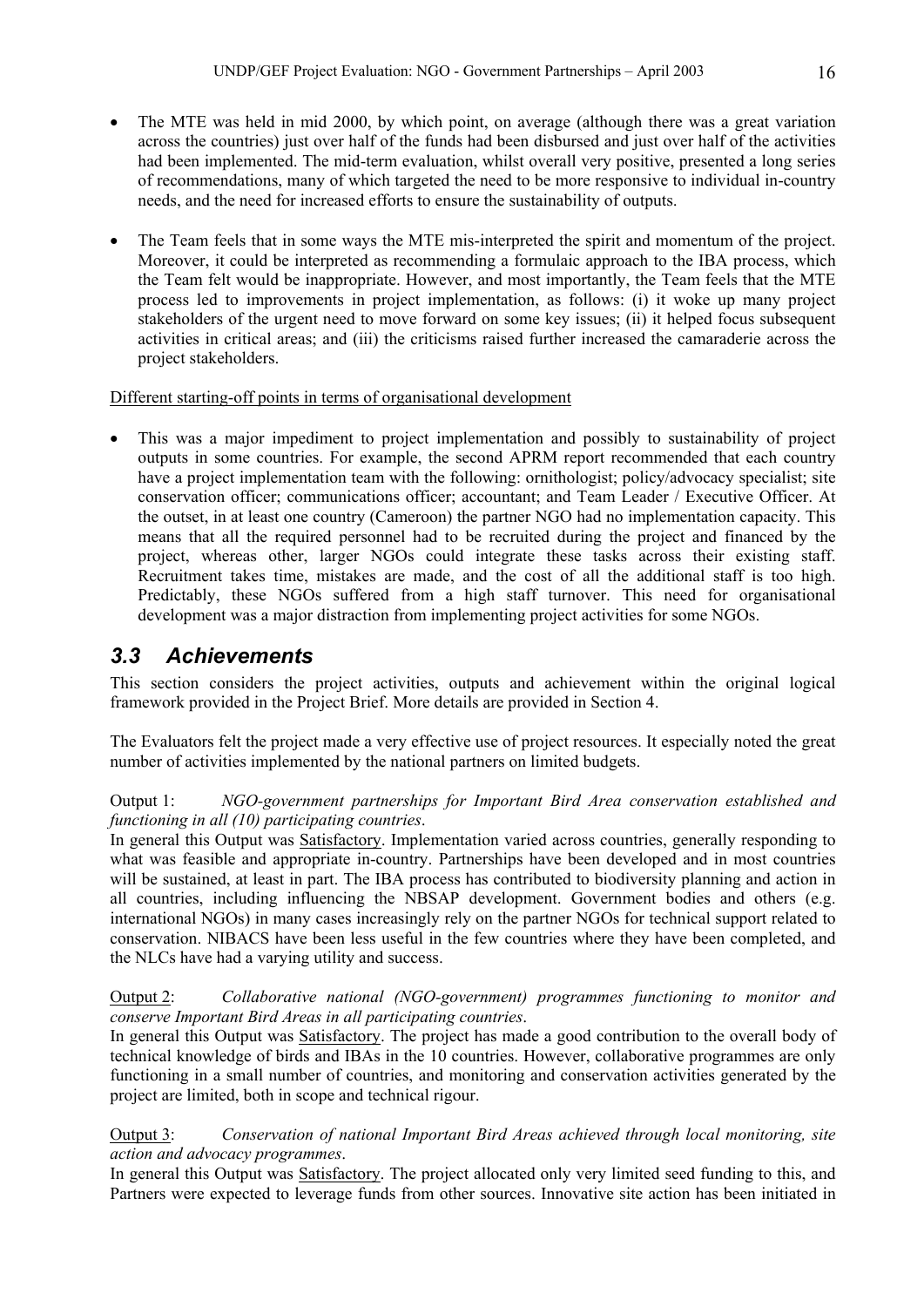- The MTE was held in mid 2000, by which point, on average (although there was a great variation across the countries) just over half of the funds had been disbursed and just over half of the activities had been implemented. The mid-term evaluation, whilst overall very positive, presented a long series of recommendations, many of which targeted the need to be more responsive to individual in-country needs, and the need for increased efforts to ensure the sustainability of outputs.

- The Team feels that in some ways the MTE mis-interpreted the spirit and momentum of the project. Moreover, it could be interpreted as recommending a formulaic approach to the IBA process, which the Team felt would be inappropriate. However, and most importantly, the Team feels that the MTE process led to improvements in project implementation, as follows: (i) it woke up many project stakeholders of the urgent need to move forward on some key issues; (ii) it helped focus subsequent activities in critical areas; and (iii) the criticisms raised further increased the camaraderie across the project stakeholders.

<u>Different starting-off points in terms of organisational development</u>

- This was a major impediment to project implementation and possibly to sustainability of project outputs in some countries. For example, the second APRM report recommended that each country have a project implementation team with the following: ornithologist; policy/advocacy specialist; site conservation officer; communications officer; accountant; and Team Leader / Executive Officer. At the outset, in at least one country (Cameroon) the partner NGO had no implementation capacity. This means that all the required personnel had to be recruited during the project and financed by the project, whereas other, larger NGOs could integrate these tasks across their existing staff. Recruitment takes time, mistakes are made, and the cost of all the additional staff is too high. Predictably, these NGOs suffered from a high staff turnover. This need for organisational development was a major distraction from implementing project activities for some NGOs.

## *3.3 Achievements*

This section considers the project activities, outputs and achievement within the original logical framework provided in the Project Brief. More details are provided in Section 4.

The Evaluators felt the project made a very effective use of project resources. It especially noted the great number of activities implemented by the national partners on limited budgets.

Output 1: *NGO-government partnerships for Important Bird Area conservation established and functioning in all (10) participating countries*.

In general this Output was <u>Satisfactory</u>. Implementation varied across countries, generally responding to what was feasible and appropriate in-country. Partnerships have been developed and in most countries will be sustained, at least in part. The IBA process has contributed to biodiversity planning and action in all countries, including influencing the NBSAP development. Government bodies and others (e.g. international NGOs) in many cases increasingly rely on the partner NGOs for technical support related to conservation. NIBACS have been less useful in the few countries where they have been completed, and the NLCs have had a varying utility and success.

<u>Output 2</u>: *Collaborative national (NGO-government) programmes functioning to monitor and conserve Important Bird Areas in all participating countries*.

In general this Output was <u>Satisfactory</u>. The project has made a good contribution to the overall body of technical knowledge of birds and IBAs in the 10 countries. However, collaborative programmes are only functioning in a small number of countries, and monitoring and conservation activities generated by the project are limited, both in scope and technical rigour.

<u>Output 3</u>: *Conservation of national Important Bird Areas achieved through local monitoring, site action and advocacy programmes*.

In general this Output was <u>Satisfactory</u>. The project allocated only very limited seed funding to this, and Partners were expected to leverage funds from other sources. Innovative site action has been initiated in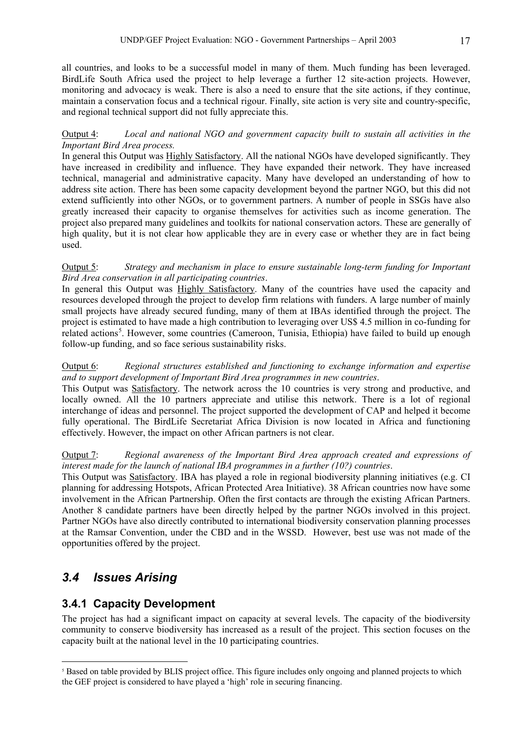all countries, and looks to be a successful model in many of them. Much funding has been leveraged. BirdLife South Africa used the project to help leverage a further 12 site-action projects. However, monitoring and advocacy is weak. There is also a need to ensure that the site actions, if they continue, maintain a conservation focus and a technical rigour. Finally, site action is very site and country-specific, and regional technical support did not fully appreciate this.

Output 4: *Local and national NGO and government capacity built to sustain all activities in the Important Bird Area process.*

In general this Output was Highly Satisfactory. All the national NGOs have developed significantly. They have increased in credibility and influence. They have expanded their network. They have increased technical, managerial and administrative capacity. Many have developed an understanding of how to address site action. There has been some capacity development beyond the partner NGO, but this did not extend sufficiently into other NGOs, or to government partners. A number of people in SSGs have also greatly increased their capacity to organise themselves for activities such as income generation. The project also prepared many guidelines and toolkits for national conservation actors. These are generally of high quality, but it is not clear how applicable they are in every case or whether they are in fact being used.

Output 5: *Strategy and mechanism in place to ensure sustainable long-term funding for Important Bird Area conservation in all participating countries*.

In general this Output was Highly Satisfactory. Many of the countries have used the capacity and resources developed through the project to develop firm relations with funders. A large number of mainly small projects have already secured funding, many of them at IBAs identified through the project. The project is estimated to have made a high contribution to leveraging over US$ 4.5 million in co-funding for related actions[5]. However, some countries (Cameroon, Tunisia, Ethiopia) have failed to build up enough follow-up funding, and so face serious sustainability risks.

Output 6: *Regional structures established and functioning to exchange information and expertise and to support development of Important Bird Area programmes in new countries*.

This Output was Satisfactory. The network across the 10 countries is very strong and productive, and locally owned. All the 10 partners appreciate and utilise this network. There is a lot of regional interchange of ideas and personnel. The project supported the development of CAP and helped it become fully operational. The BirdLife Secretariat Africa Division is now located in Africa and functioning effectively. However, the impact on other African partners is not clear.

Output 7: *Regional awareness of the Important Bird Area approach created and expressions of interest made for the launch of national IBA programmes in a further (10?) countries*.

This Output was Satisfactory. IBA has played a role in regional biodiversity planning initiatives (e.g. CI planning for addressing Hotspots, African Protected Area Initiative). 38 African countries now have some involvement in the African Partnership. Often the first contacts are through the existing African Partners. Another 8 candidate partners have been directly helped by the partner NGOs involved in this project. Partner NGOs have also directly contributed to international biodiversity conservation planning processes at the Ramsar Convention, under the CBD and in the WSSD. However, best use was not made of the opportunities offered by the project.

## *3.4 Issues Arising*

### 3.4.1 Capacity Development

The project has had a significant impact on capacity at several levels. The capacity of the biodiversity community to conserve biodiversity has increased as a result of the project. This section focuses on the capacity built at the national level in the 10 participating countries.

---

[5] Based on table provided by BLIS project office. This figure includes only ongoing and planned projects to which the GEF project is considered to have played a 'high' role in securing financing.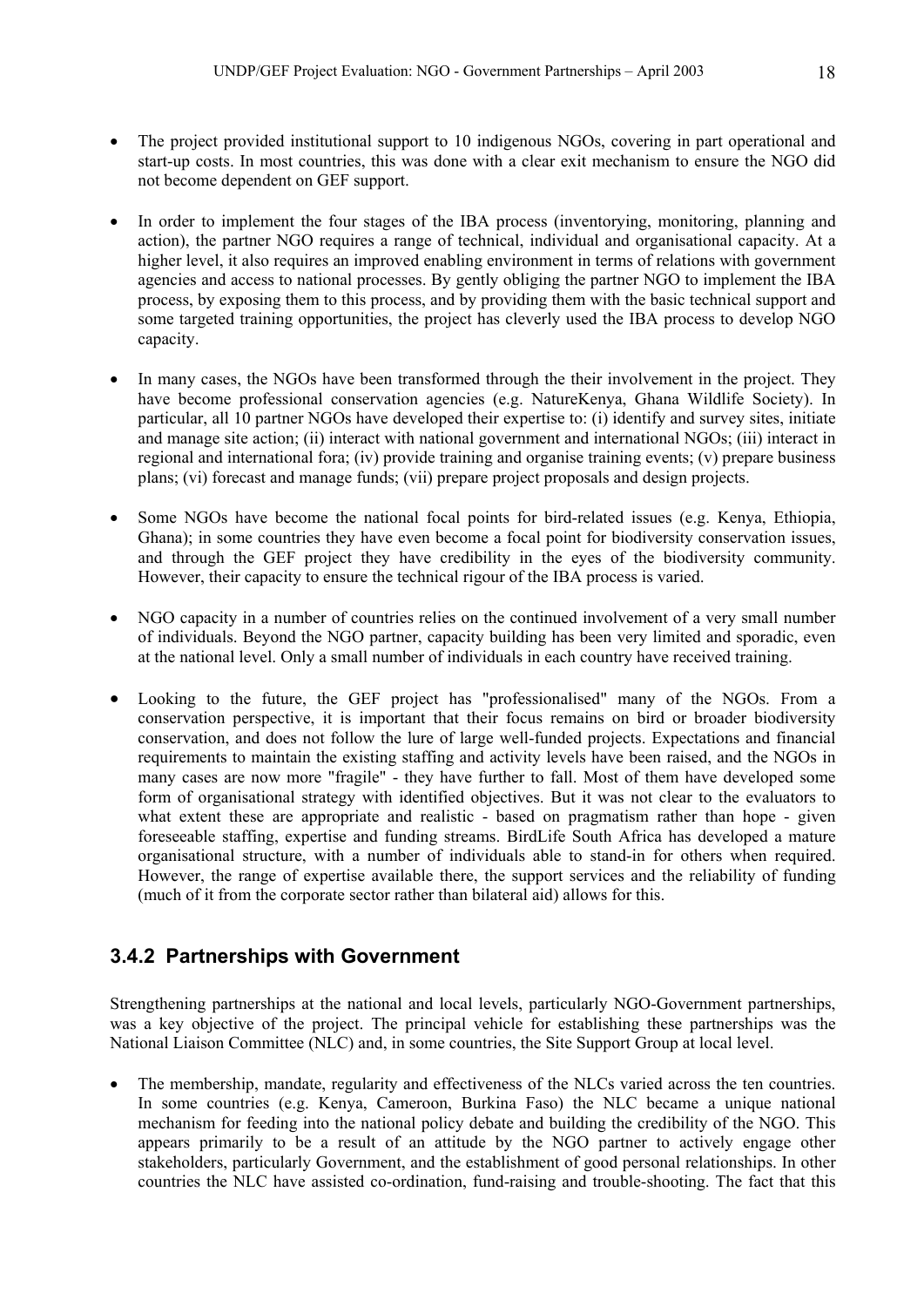- The project provided institutional support to 10 indigenous NGOs, covering in part operational and start-up costs. In most countries, this was done with a clear exit mechanism to ensure the NGO did not become dependent on GEF support.

- In order to implement the four stages of the IBA process (inventorying, monitoring, planning and action), the partner NGO requires a range of technical, individual and organisational capacity. At a higher level, it also requires an improved enabling environment in terms of relations with government agencies and access to national processes. By gently obliging the partner NGO to implement the IBA process, by exposing them to this process, and by providing them with the basic technical support and some targeted training opportunities, the project has cleverly used the IBA process to develop NGO capacity.

- In many cases, the NGOs have been transformed through the their involvement in the project. They have become professional conservation agencies (e.g. NatureKenya, Ghana Wildlife Society). In particular, all 10 partner NGOs have developed their expertise to: (i) identify and survey sites, initiate and manage site action; (ii) interact with national government and international NGOs; (iii) interact in regional and international fora; (iv) provide training and organise training events; (v) prepare business plans; (vi) forecast and manage funds; (vii) prepare project proposals and design projects.

- Some NGOs have become the national focal points for bird-related issues (e.g. Kenya, Ethiopia, Ghana); in some countries they have even become a focal point for biodiversity conservation issues, and through the GEF project they have credibility in the eyes of the biodiversity community. However, their capacity to ensure the technical rigour of the IBA process is varied.

- NGO capacity in a number of countries relies on the continued involvement of a very small number of individuals. Beyond the NGO partner, capacity building has been very limited and sporadic, even at the national level. Only a small number of individuals in each country have received training.

- Looking to the future, the GEF project has "professionalised" many of the NGOs. From a conservation perspective, it is important that their focus remains on bird or broader biodiversity conservation, and does not follow the lure of large well-funded projects. Expectations and financial requirements to maintain the existing staffing and activity levels have been raised, and the NGOs in many cases are now more "fragile" - they have further to fall. Most of them have developed some form of organisational strategy with identified objectives. But it was not clear to the evaluators to what extent these are appropriate and realistic - based on pragmatism rather than hope - given foreseeable staffing, expertise and funding streams. BirdLife South Africa has developed a mature organisational structure, with a number of individuals able to stand-in for others when required. However, the range of expertise available there, the support services and the reliability of funding (much of it from the corporate sector rather than bilateral aid) allows for this.

### 3.4.2 Partnerships with Government

Strengthening partnerships at the national and local levels, particularly NGO-Government partnerships, was a key objective of the project. The principal vehicle for establishing these partnerships was the National Liaison Committee (NLC) and, in some countries, the Site Support Group at local level.

- The membership, mandate, regularity and effectiveness of the NLCs varied across the ten countries. In some countries (e.g. Kenya, Cameroon, Burkina Faso) the NLC became a unique national mechanism for feeding into the national policy debate and building the credibility of the NGO. This appears primarily to be a result of an attitude by the NGO partner to actively engage other stakeholders, particularly Government, and the establishment of good personal relationships. In other countries the NLC have assisted co-ordination, fund-raising and trouble-shooting. The fact that this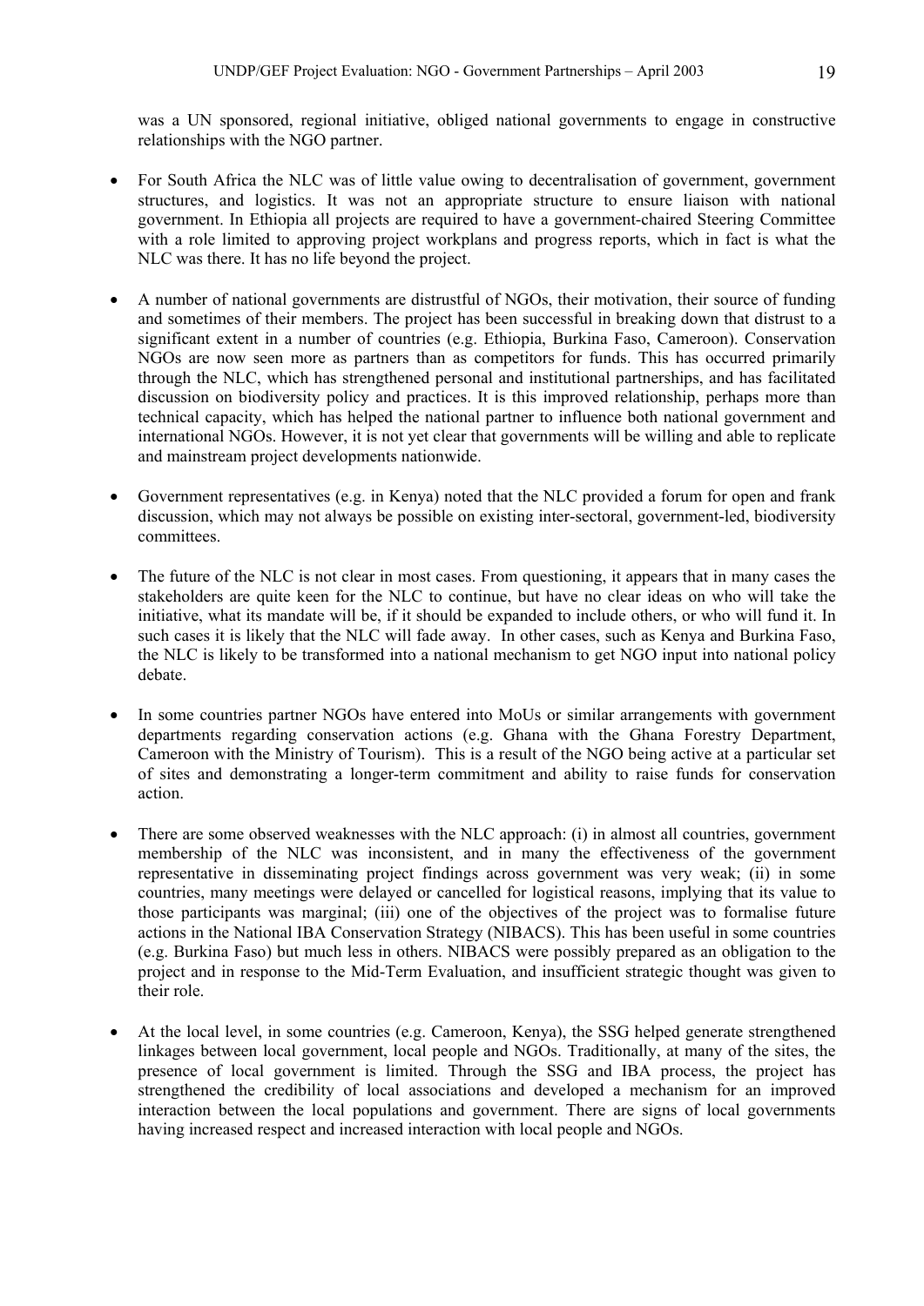was a UN sponsored, regional initiative, obliged national governments to engage in constructive relationships with the NGO partner.

- For South Africa the NLC was of little value owing to decentralisation of government, government structures, and logistics. It was not an appropriate structure to ensure liaison with national government. In Ethiopia all projects are required to have a government-chaired Steering Committee with a role limited to approving project workplans and progress reports, which in fact is what the NLC was there. It has no life beyond the project.

- A number of national governments are distrustful of NGOs, their motivation, their source of funding and sometimes of their members. The project has been successful in breaking down that distrust to a significant extent in a number of countries (e.g. Ethiopia, Burkina Faso, Cameroon). Conservation NGOs are now seen more as partners than as competitors for funds. This has occurred primarily through the NLC, which has strengthened personal and institutional partnerships, and has facilitated discussion on biodiversity policy and practices. It is this improved relationship, perhaps more than technical capacity, which has helped the national partner to influence both national government and international NGOs. However, it is not yet clear that governments will be willing and able to replicate and mainstream project developments nationwide.

- Government representatives (e.g. in Kenya) noted that the NLC provided a forum for open and frank discussion, which may not always be possible on existing inter-sectoral, government-led, biodiversity committees.

- The future of the NLC is not clear in most cases. From questioning, it appears that in many cases the stakeholders are quite keen for the NLC to continue, but have no clear ideas on who will take the initiative, what its mandate will be, if it should be expanded to include others, or who will fund it. In such cases it is likely that the NLC will fade away. In other cases, such as Kenya and Burkina Faso, the NLC is likely to be transformed into a national mechanism to get NGO input into national policy debate.

- In some countries partner NGOs have entered into MoUs or similar arrangements with government departments regarding conservation actions (e.g. Ghana with the Ghana Forestry Department, Cameroon with the Ministry of Tourism). This is a result of the NGO being active at a particular set of sites and demonstrating a longer-term commitment and ability to raise funds for conservation action.

- There are some observed weaknesses with the NLC approach: (i) in almost all countries, government membership of the NLC was inconsistent, and in many the effectiveness of the government representative in disseminating project findings across government was very weak; (ii) in some countries, many meetings were delayed or cancelled for logistical reasons, implying that its value to those participants was marginal; (iii) one of the objectives of the project was to formalise future actions in the National IBA Conservation Strategy (NIBACS). This has been useful in some countries (e.g. Burkina Faso) but much less in others. NIBACS were possibly prepared as an obligation to the project and in response to the Mid-Term Evaluation, and insufficient strategic thought was given to their role.

- At the local level, in some countries (e.g. Cameroon, Kenya), the SSG helped generate strengthened linkages between local government, local people and NGOs. Traditionally, at many of the sites, the presence of local government is limited. Through the SSG and IBA process, the project has strengthened the credibility of local associations and developed a mechanism for an improved interaction between the local populations and government. There are signs of local governments having increased respect and increased interaction with local people and NGOs.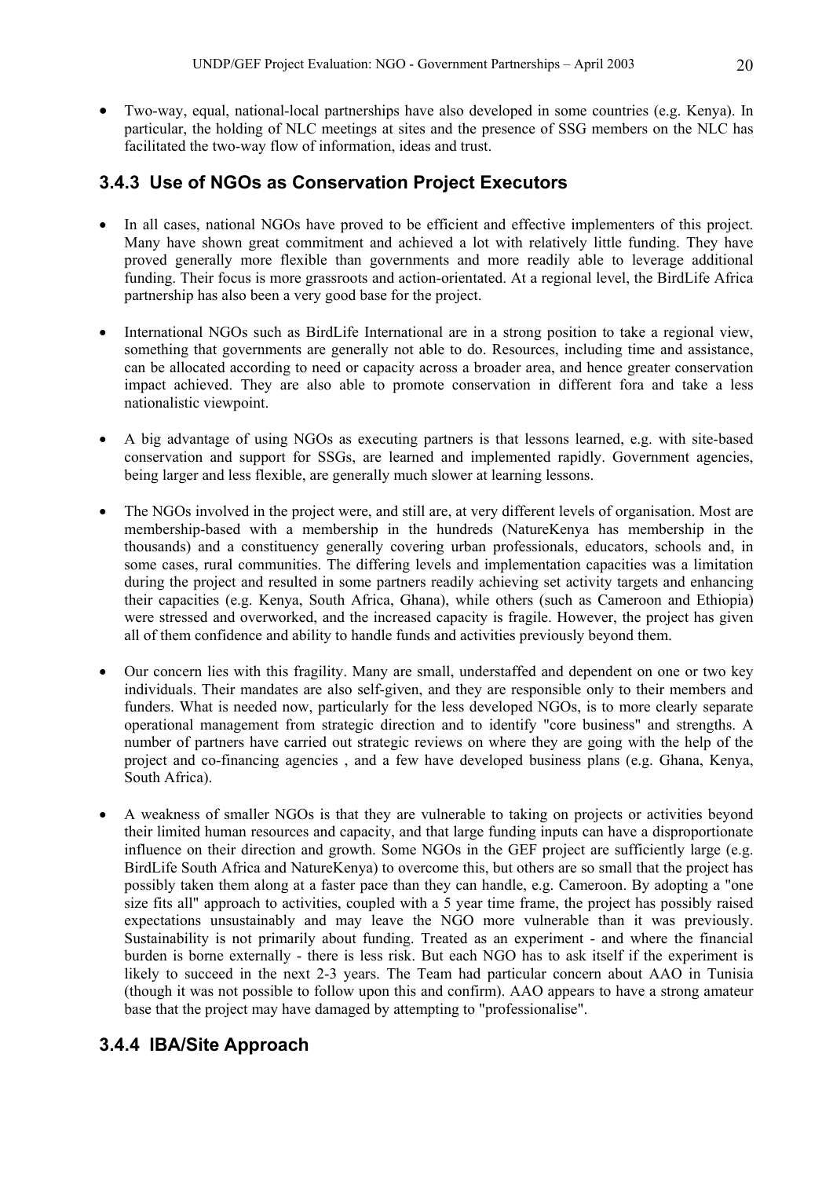- Two-way, equal, national-local partnerships have also developed in some countries (e.g. Kenya). In particular, the holding of NLC meetings at sites and the presence of SSG members on the NLC has facilitated the two-way flow of information, ideas and trust.

### 3.4.3 Use of NGOs as Conservation Project Executors

- In all cases, national NGOs have proved to be efficient and effective implementers of this project. Many have shown great commitment and achieved a lot with relatively little funding. They have proved generally more flexible than governments and more readily able to leverage additional funding. Their focus is more grassroots and action-orientated. At a regional level, the BirdLife Africa partnership has also been a very good base for the project.

- International NGOs such as BirdLife International are in a strong position to take a regional view, something that governments are generally not able to do. Resources, including time and assistance, can be allocated according to need or capacity across a broader area, and hence greater conservation impact achieved. They are also able to promote conservation in different fora and take a less nationalistic viewpoint.

- A big advantage of using NGOs as executing partners is that lessons learned, e.g. with site-based conservation and support for SSGs, are learned and implemented rapidly. Government agencies, being larger and less flexible, are generally much slower at learning lessons.

- The NGOs involved in the project were, and still are, at very different levels of organisation. Most are membership-based with a membership in the hundreds (NatureKenya has membership in the thousands) and a constituency generally covering urban professionals, educators, schools and, in some cases, rural communities. The differing levels and implementation capacities was a limitation during the project and resulted in some partners readily achieving set activity targets and enhancing their capacities (e.g. Kenya, South Africa, Ghana), while others (such as Cameroon and Ethiopia) were stressed and overworked, and the increased capacity is fragile. However, the project has given all of them confidence and ability to handle funds and activities previously beyond them.

- Our concern lies with this fragility. Many are small, understaffed and dependent on one or two key individuals. Their mandates are also self-given, and they are responsible only to their members and funders. What is needed now, particularly for the less developed NGOs, is to more clearly separate operational management from strategic direction and to identify "core business" and strengths. A number of partners have carried out strategic reviews on where they are going with the help of the project and co-financing agencies , and a few have developed business plans (e.g. Ghana, Kenya, South Africa).

- A weakness of smaller NGOs is that they are vulnerable to taking on projects or activities beyond their limited human resources and capacity, and that large funding inputs can have a disproportionate influence on their direction and growth. Some NGOs in the GEF project are sufficiently large (e.g. BirdLife South Africa and NatureKenya) to overcome this, but others are so small that the project has possibly taken them along at a faster pace than they can handle, e.g. Cameroon. By adopting a "one size fits all" approach to activities, coupled with a 5 year time frame, the project has possibly raised expectations unsustainably and may leave the NGO more vulnerable than it was previously. Sustainability is not primarily about funding. Treated as an experiment - and where the financial burden is borne externally - there is less risk. But each NGO has to ask itself if the experiment is likely to succeed in the next 2-3 years. The Team had particular concern about AAO in Tunisia (though it was not possible to follow upon this and confirm). AAO appears to have a strong amateur base that the project may have damaged by attempting to "professionalise".

### 3.4.4 IBA/Site Approach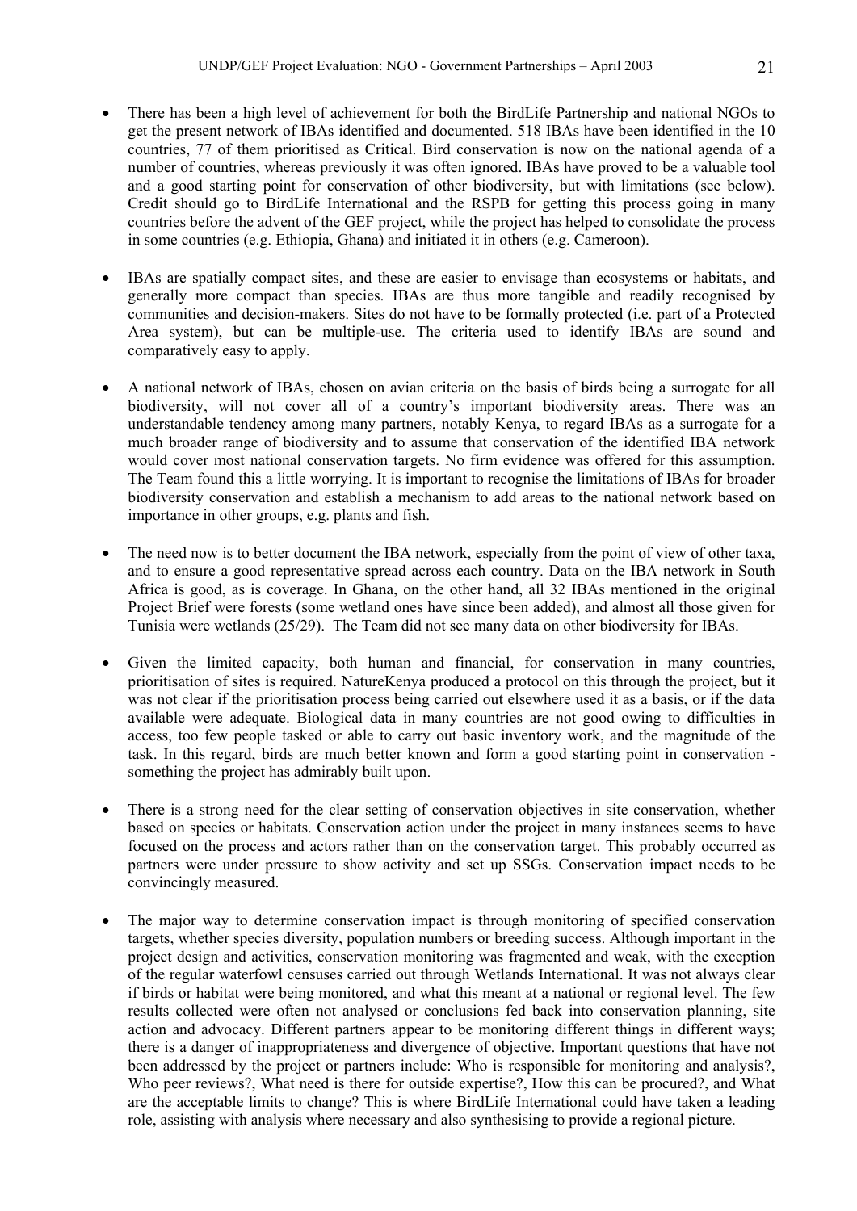- There has been a high level of achievement for both the BirdLife Partnership and national NGOs to get the present network of IBAs identified and documented. 518 IBAs have been identified in the 10 countries, 77 of them prioritised as Critical. Bird conservation is now on the national agenda of a number of countries, whereas previously it was often ignored. IBAs have proved to be a valuable tool and a good starting point for conservation of other biodiversity, but with limitations (see below). Credit should go to BirdLife International and the RSPB for getting this process going in many countries before the advent of the GEF project, while the project has helped to consolidate the process in some countries (e.g. Ethiopia, Ghana) and initiated it in others (e.g. Cameroon).

- IBAs are spatially compact sites, and these are easier to envisage than ecosystems or habitats, and generally more compact than species. IBAs are thus more tangible and readily recognised by communities and decision-makers. Sites do not have to be formally protected (i.e. part of a Protected Area system), but can be multiple-use. The criteria used to identify IBAs are sound and comparatively easy to apply.

- A national network of IBAs, chosen on avian criteria on the basis of birds being a surrogate for all biodiversity, will not cover all of a country's important biodiversity areas. There was an understandable tendency among many partners, notably Kenya, to regard IBAs as a surrogate for a much broader range of biodiversity and to assume that conservation of the identified IBA network would cover most national conservation targets. No firm evidence was offered for this assumption. The Team found this a little worrying. It is important to recognise the limitations of IBAs for broader biodiversity conservation and establish a mechanism to add areas to the national network based on importance in other groups, e.g. plants and fish.

- The need now is to better document the IBA network, especially from the point of view of other taxa, and to ensure a good representative spread across each country. Data on the IBA network in South Africa is good, as is coverage. In Ghana, on the other hand, all 32 IBAs mentioned in the original Project Brief were forests (some wetland ones have since been added), and almost all those given for Tunisia were wetlands (25/29). The Team did not see many data on other biodiversity for IBAs.

- Given the limited capacity, both human and financial, for conservation in many countries, prioritisation of sites is required. NatureKenya produced a protocol on this through the project, but it was not clear if the prioritisation process being carried out elsewhere used it as a basis, or if the data available were adequate. Biological data in many countries are not good owing to difficulties in access, too few people tasked or able to carry out basic inventory work, and the magnitude of the task. In this regard, birds are much better known and form a good starting point in conservation - something the project has admirably built upon.

- There is a strong need for the clear setting of conservation objectives in site conservation, whether based on species or habitats. Conservation action under the project in many instances seems to have focused on the process and actors rather than on the conservation target. This probably occurred as partners were under pressure to show activity and set up SSGs. Conservation impact needs to be convincingly measured.

- The major way to determine conservation impact is through monitoring of specified conservation targets, whether species diversity, population numbers or breeding success. Although important in the project design and activities, conservation monitoring was fragmented and weak, with the exception of the regular waterfowl censuses carried out through Wetlands International. It was not always clear if birds or habitat were being monitored, and what this meant at a national or regional level. The few results collected were often not analysed or conclusions fed back into conservation planning, site action and advocacy. Different partners appear to be monitoring different things in different ways; there is a danger of inappropriateness and divergence of objective. Important questions that have not been addressed by the project or partners include: Who is responsible for monitoring and analysis?, Who peer reviews?, What need is there for outside expertise?, How this can be procured?, and What are the acceptable limits to change? This is where BirdLife International could have taken a leading role, assisting with analysis where necessary and also synthesising to provide a regional picture.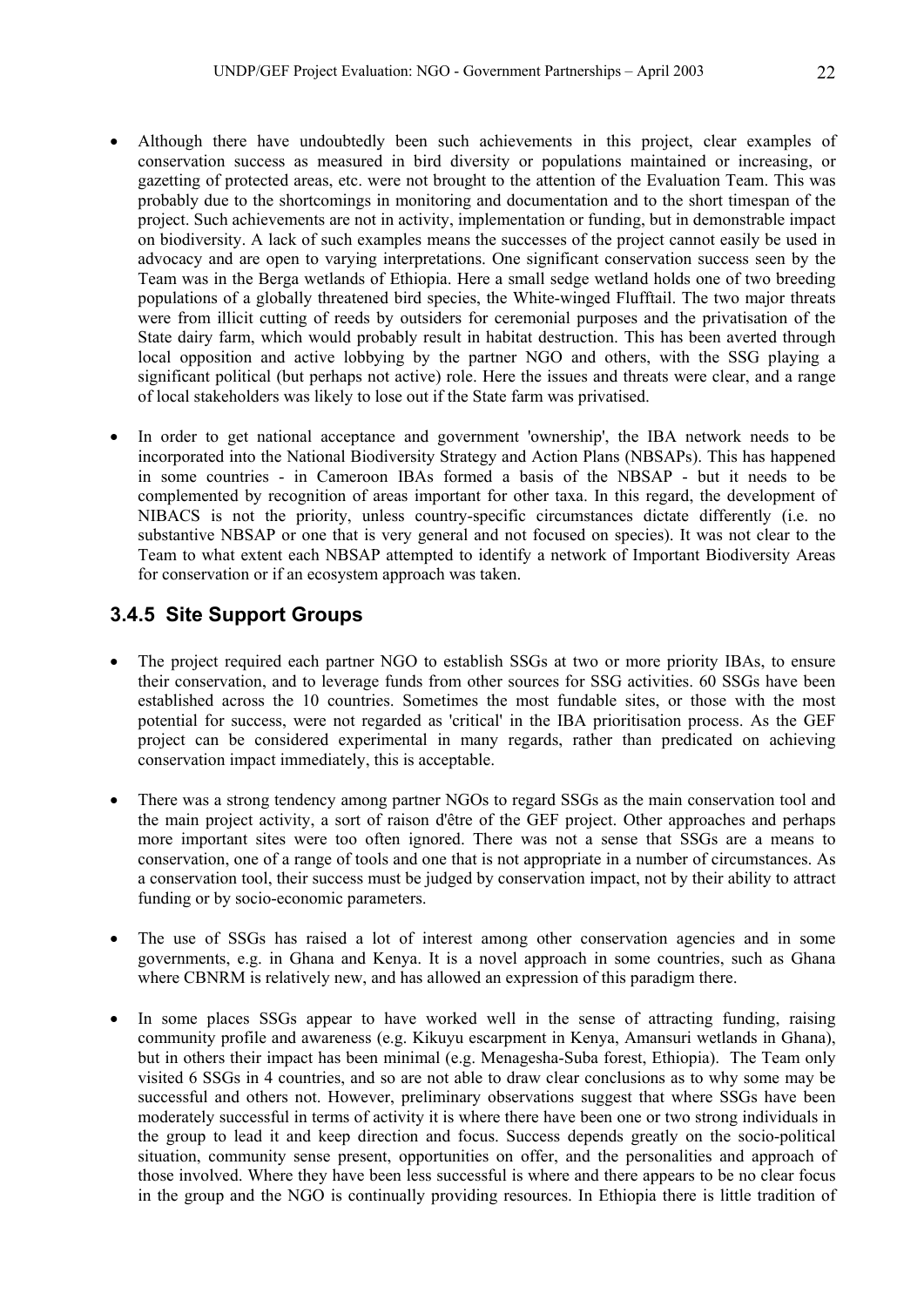- Although there have undoubtedly been such achievements in this project, clear examples of conservation success as measured in bird diversity or populations maintained or increasing, or gazetting of protected areas, etc. were not brought to the attention of the Evaluation Team. This was probably due to the shortcomings in monitoring and documentation and to the short timespan of the project. Such achievements are not in activity, implementation or funding, but in demonstrable impact on biodiversity. A lack of such examples means the successes of the project cannot easily be used in advocacy and are open to varying interpretations. One significant conservation success seen by the Team was in the Berga wetlands of Ethiopia. Here a small sedge wetland holds one of two breeding populations of a globally threatened bird species, the White-winged Flufftail. The two major threats were from illicit cutting of reeds by outsiders for ceremonial purposes and the privatisation of the State dairy farm, which would probably result in habitat destruction. This has been averted through local opposition and active lobbying by the partner NGO and others, with the SSG playing a significant political (but perhaps not active) role. Here the issues and threats were clear, and a range of local stakeholders was likely to lose out if the State farm was privatised.

- In order to get national acceptance and government 'ownership', the IBA network needs to be incorporated into the National Biodiversity Strategy and Action Plans (NBSAPs). This has happened in some countries - in Cameroon IBAs formed a basis of the NBSAP - but it needs to be complemented by recognition of areas important for other taxa. In this regard, the development of NIBACS is not the priority, unless country-specific circumstances dictate differently (i.e. no substantive NBSAP or one that is very general and not focused on species). It was not clear to the Team to what extent each NBSAP attempted to identify a network of Important Biodiversity Areas for conservation or if an ecosystem approach was taken.

### 3.4.5 Site Support Groups

- The project required each partner NGO to establish SSGs at two or more priority IBAs, to ensure their conservation, and to leverage funds from other sources for SSG activities. 60 SSGs have been established across the 10 countries. Sometimes the most fundable sites, or those with the most potential for success, were not regarded as 'critical' in the IBA prioritisation process. As the GEF project can be considered experimental in many regards, rather than predicated on achieving conservation impact immediately, this is acceptable.

- There was a strong tendency among partner NGOs to regard SSGs as the main conservation tool and the main project activity, a sort of raison d'être of the GEF project. Other approaches and perhaps more important sites were too often ignored. There was not a sense that SSGs are a means to conservation, one of a range of tools and one that is not appropriate in a number of circumstances. As a conservation tool, their success must be judged by conservation impact, not by their ability to attract funding or by socio-economic parameters.

- The use of SSGs has raised a lot of interest among other conservation agencies and in some governments, e.g. in Ghana and Kenya. It is a novel approach in some countries, such as Ghana where CBNRM is relatively new, and has allowed an expression of this paradigm there.

- In some places SSGs appear to have worked well in the sense of attracting funding, raising community profile and awareness (e.g. Kikuyu escarpment in Kenya, Amansuri wetlands in Ghana), but in others their impact has been minimal (e.g. Menagesha-Suba forest, Ethiopia). The Team only visited 6 SSGs in 4 countries, and so are not able to draw clear conclusions as to why some may be successful and others not. However, preliminary observations suggest that where SSGs have been moderately successful in terms of activity it is where there have been one or two strong individuals in the group to lead it and keep direction and focus. Success depends greatly on the socio-political situation, community sense present, opportunities on offer, and the personalities and approach of those involved. Where they have been less successful is where and there appears to be no clear focus in the group and the NGO is continually providing resources. In Ethiopia there is little tradition of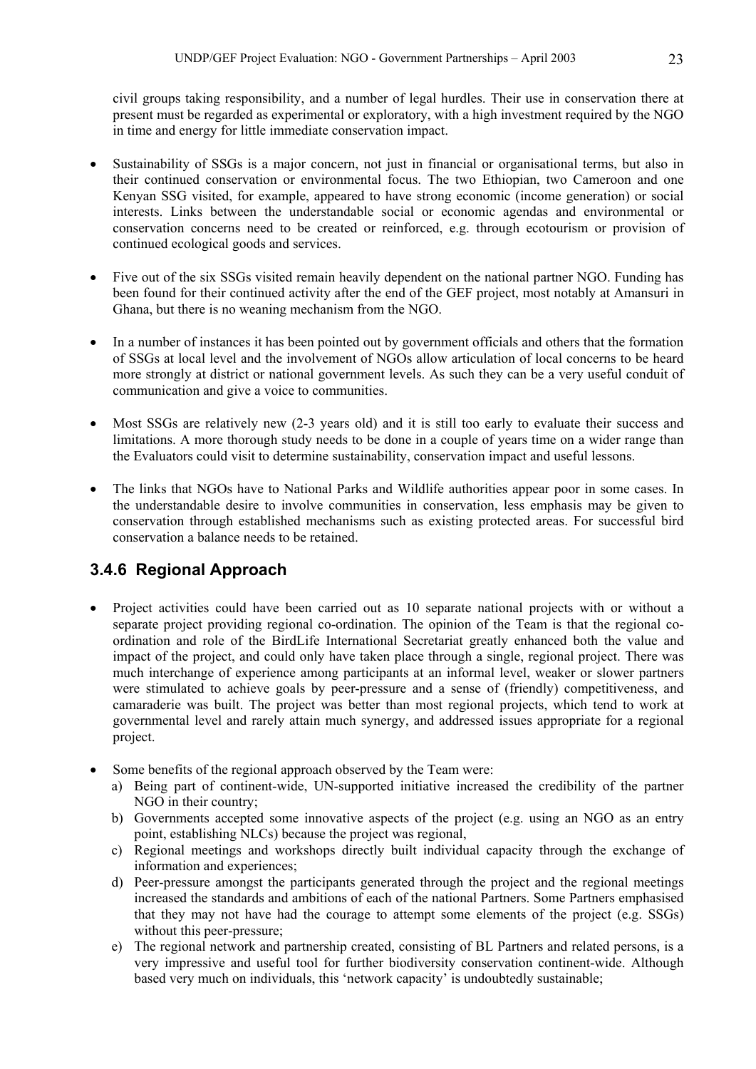civil groups taking responsibility, and a number of legal hurdles. Their use in conservation there at present must be regarded as experimental or exploratory, with a high investment required by the NGO in time and energy for little immediate conservation impact.

- Sustainability of SSGs is a major concern, not just in financial or organisational terms, but also in their continued conservation or environmental focus. The two Ethiopian, two Cameroon and one Kenyan SSG visited, for example, appeared to have strong economic (income generation) or social interests. Links between the understandable social or economic agendas and environmental or conservation concerns need to be created or reinforced, e.g. through ecotourism or provision of continued ecological goods and services.

- Five out of the six SSGs visited remain heavily dependent on the national partner NGO. Funding has been found for their continued activity after the end of the GEF project, most notably at Amansuri in Ghana, but there is no weaning mechanism from the NGO.

- In a number of instances it has been pointed out by government officials and others that the formation of SSGs at local level and the involvement of NGOs allow articulation of local concerns to be heard more strongly at district or national government levels. As such they can be a very useful conduit of communication and give a voice to communities.

- Most SSGs are relatively new (2-3 years old) and it is still too early to evaluate their success and limitations. A more thorough study needs to be done in a couple of years time on a wider range than the Evaluators could visit to determine sustainability, conservation impact and useful lessons.

- The links that NGOs have to National Parks and Wildlife authorities appear poor in some cases. In the understandable desire to involve communities in conservation, less emphasis may be given to conservation through established mechanisms such as existing protected areas. For successful bird conservation a balance needs to be retained.

### 3.4.6 Regional Approach

- Project activities could have been carried out as 10 separate national projects with or without a separate project providing regional co-ordination. The opinion of the Team is that the regional co-ordination and role of the BirdLife International Secretariat greatly enhanced both the value and impact of the project, and could only have taken place through a single, regional project. There was much interchange of experience among participants at an informal level, weaker or slower partners were stimulated to achieve goals by peer-pressure and a sense of (friendly) competitiveness, and camaraderie was built. The project was better than most regional projects, which tend to work at governmental level and rarely attain much synergy, and addressed issues appropriate for a regional project.

- Some benefits of the regional approach observed by the Team were:
  a) Being part of continent-wide, UN-supported initiative increased the credibility of the partner NGO in their country;
  b) Governments accepted some innovative aspects of the project (e.g. using an NGO as an entry point, establishing NLCs) because the project was regional,
  c) Regional meetings and workshops directly built individual capacity through the exchange of information and experiences;
  d) Peer-pressure amongst the participants generated through the project and the regional meetings increased the standards and ambitions of each of the national Partners. Some Partners emphasised that they may not have had the courage to attempt some elements of the project (e.g. SSGs) without this peer-pressure;
  e) The regional network and partnership created, consisting of BL Partners and related persons, is a very impressive and useful tool for further biodiversity conservation continent-wide. Although based very much on individuals, this 'network capacity' is undoubtedly sustainable;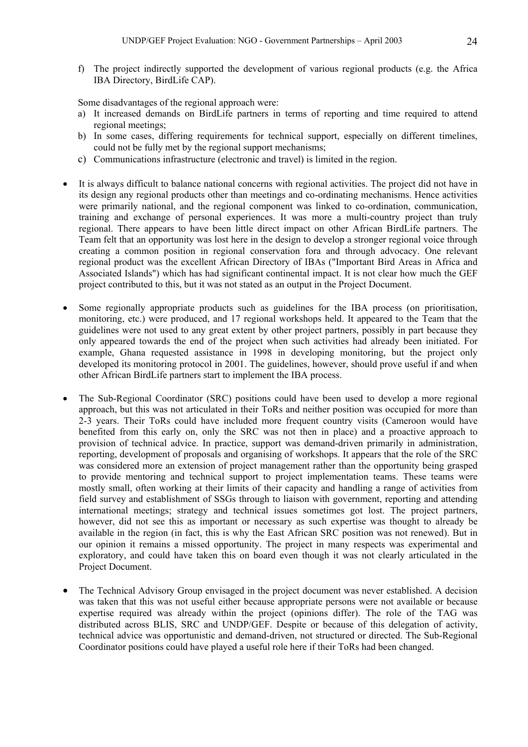f) The project indirectly supported the development of various regional products (e.g. the Africa IBA Directory, BirdLife CAP).

Some disadvantages of the regional approach were:

a) It increased demands on BirdLife partners in terms of reporting and time required to attend regional meetings;
b) In some cases, differing requirements for technical support, especially on different timelines, could not be fully met by the regional support mechanisms;
c) Communications infrastructure (electronic and travel) is limited in the region.

- It is always difficult to balance national concerns with regional activities. The project did not have in its design any regional products other than meetings and co-ordinating mechanisms. Hence activities were primarily national, and the regional component was linked to co-ordination, communication, training and exchange of personal experiences. It was more a multi-country project than truly regional. There appears to have been little direct impact on other African BirdLife partners. The Team felt that an opportunity was lost here in the design to develop a stronger regional voice through creating a common position in regional conservation fora and through advocacy. One relevant regional product was the excellent African Directory of IBAs ("Important Bird Areas in Africa and Associated Islands") which has had significant continental impact. It is not clear how much the GEF project contributed to this, but it was not stated as an output in the Project Document.

- Some regionally appropriate products such as guidelines for the IBA process (on prioritisation, monitoring, etc.) were produced, and 17 regional workshops held. It appeared to the Team that the guidelines were not used to any great extent by other project partners, possibly in part because they only appeared towards the end of the project when such activities had already been initiated. For example, Ghana requested assistance in 1998 in developing monitoring, but the project only developed its monitoring protocol in 2001. The guidelines, however, should prove useful if and when other African BirdLife partners start to implement the IBA process.

- The Sub-Regional Coordinator (SRC) positions could have been used to develop a more regional approach, but this was not articulated in their ToRs and neither position was occupied for more than 2-3 years. Their ToRs could have included more frequent country visits (Cameroon would have benefited from this early on, only the SRC was not then in place) and a proactive approach to provision of technical advice. In practice, support was demand-driven primarily in administration, reporting, development of proposals and organising of workshops. It appears that the role of the SRC was considered more an extension of project management rather than the opportunity being grasped to provide mentoring and technical support to project implementation teams. These teams were mostly small, often working at their limits of their capacity and handling a range of activities from field survey and establishment of SSGs through to liaison with government, reporting and attending international meetings; strategy and technical issues sometimes got lost. The project partners, however, did not see this as important or necessary as such expertise was thought to already be available in the region (in fact, this is why the East African SRC position was not renewed). But in our opinion it remains a missed opportunity. The project in many respects was experimental and exploratory, and could have taken this on board even though it was not clearly articulated in the Project Document.

- The Technical Advisory Group envisaged in the project document was never established. A decision was taken that this was not useful either because appropriate persons were not available or because expertise required was already within the project (opinions differ). The role of the TAG was distributed across BLIS, SRC and UNDP/GEF. Despite or because of this delegation of activity, technical advice was opportunistic and demand-driven, not structured or directed. The Sub-Regional Coordinator positions could have played a useful role here if their ToRs had been changed.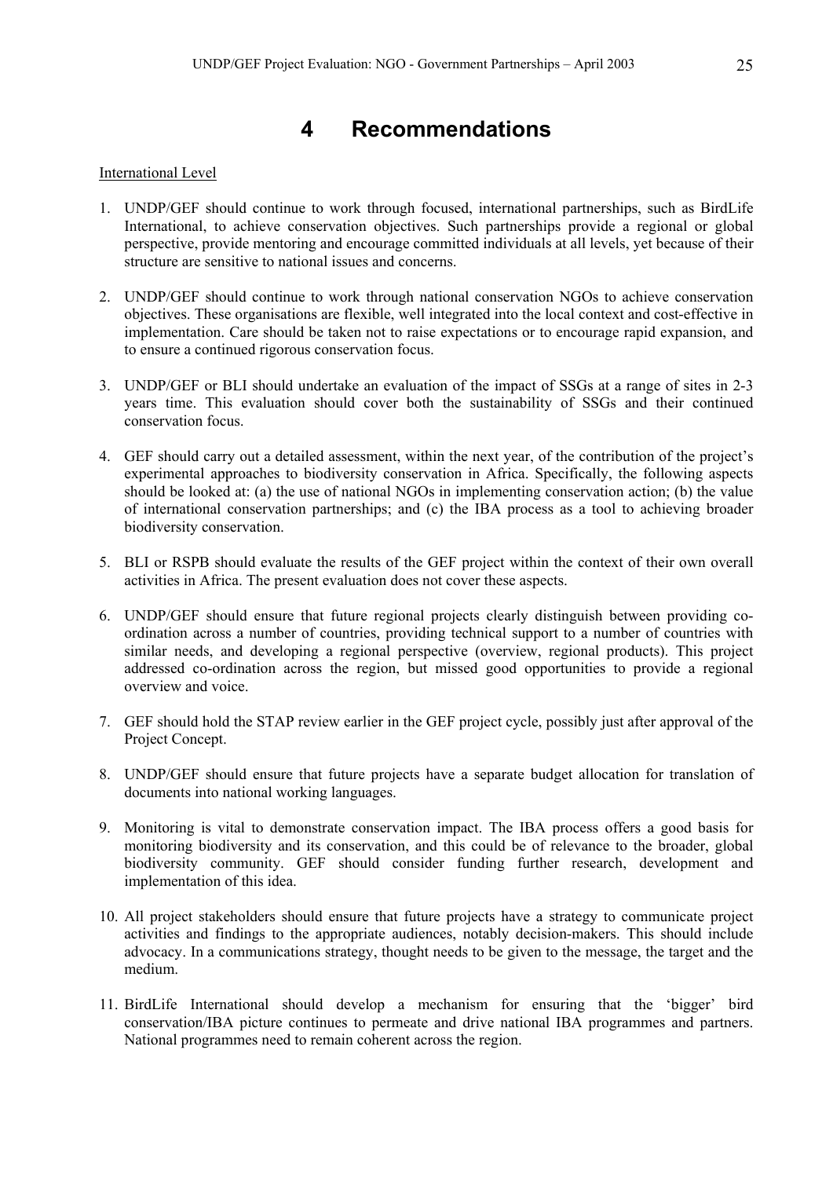# 4 Recommendations

International Level

1. UNDP/GEF should continue to work through focused, international partnerships, such as BirdLife International, to achieve conservation objectives. Such partnerships provide a regional or global perspective, provide mentoring and encourage committed individuals at all levels, yet because of their structure are sensitive to national issues and concerns.

2. UNDP/GEF should continue to work through national conservation NGOs to achieve conservation objectives. These organisations are flexible, well integrated into the local context and cost-effective in implementation. Care should be taken not to raise expectations or to encourage rapid expansion, and to ensure a continued rigorous conservation focus.

3. UNDP/GEF or BLI should undertake an evaluation of the impact of SSGs at a range of sites in 2-3 years time. This evaluation should cover both the sustainability of SSGs and their continued conservation focus.

4. GEF should carry out a detailed assessment, within the next year, of the contribution of the project's experimental approaches to biodiversity conservation in Africa. Specifically, the following aspects should be looked at: (a) the use of national NGOs in implementing conservation action; (b) the value of international conservation partnerships; and (c) the IBA process as a tool to achieving broader biodiversity conservation.

5. BLI or RSPB should evaluate the results of the GEF project within the context of their own overall activities in Africa. The present evaluation does not cover these aspects.

6. UNDP/GEF should ensure that future regional projects clearly distinguish between providing co-ordination across a number of countries, providing technical support to a number of countries with similar needs, and developing a regional perspective (overview, regional products). This project addressed co-ordination across the region, but missed good opportunities to provide a regional overview and voice.

7. GEF should hold the STAP review earlier in the GEF project cycle, possibly just after approval of the Project Concept.

8. UNDP/GEF should ensure that future projects have a separate budget allocation for translation of documents into national working languages.

9. Monitoring is vital to demonstrate conservation impact. The IBA process offers a good basis for monitoring biodiversity and its conservation, and this could be of relevance to the broader, global biodiversity community. GEF should consider funding further research, development and implementation of this idea.

10. All project stakeholders should ensure that future projects have a strategy to communicate project activities and findings to the appropriate audiences, notably decision-makers. This should include advocacy. In a communications strategy, thought needs to be given to the message, the target and the medium.

11. BirdLife International should develop a mechanism for ensuring that the 'bigger' bird conservation/IBA picture continues to permeate and drive national IBA programmes and partners. National programmes need to remain coherent across the region.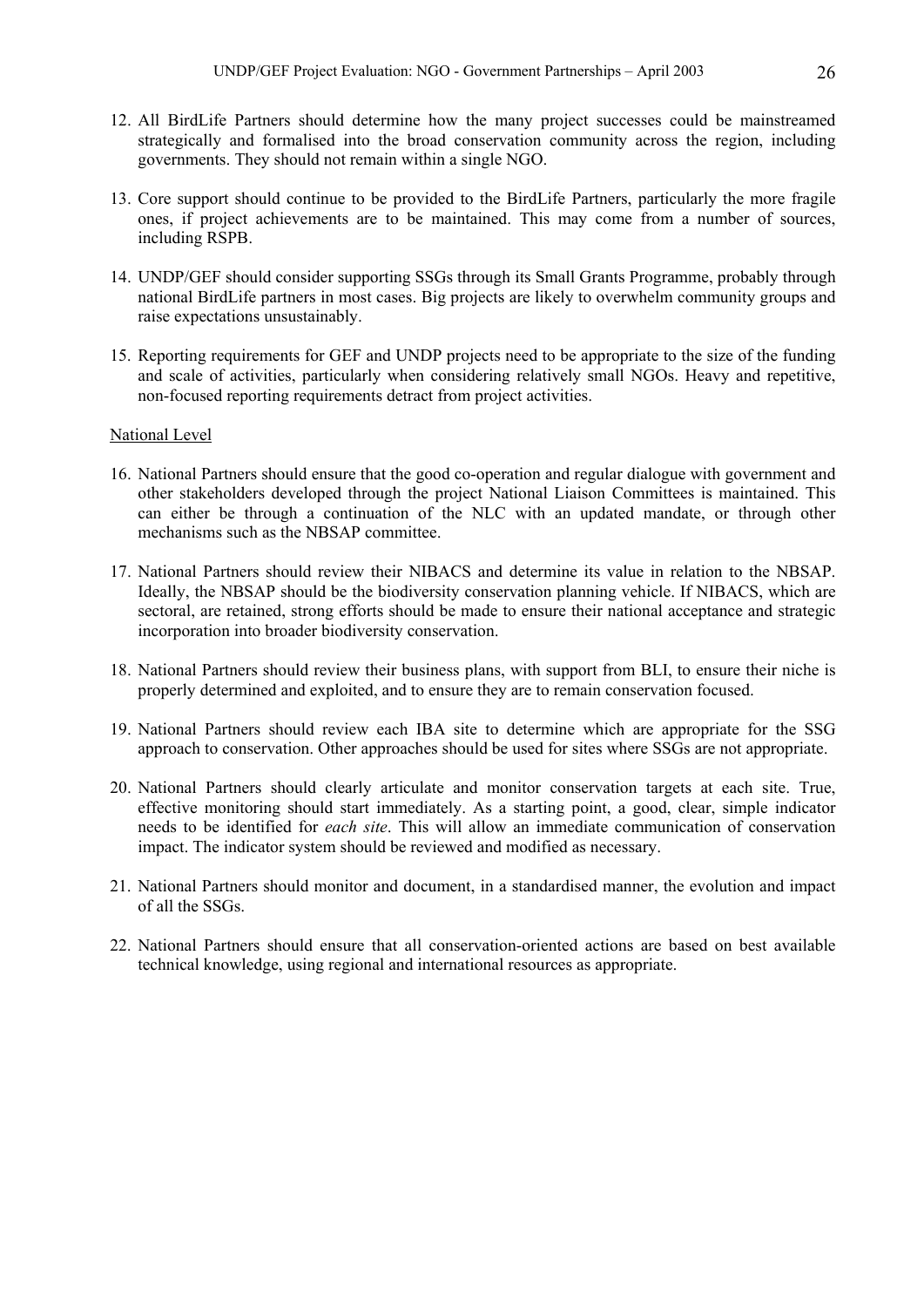12. All BirdLife Partners should determine how the many project successes could be mainstreamed strategically and formalised into the broad conservation community across the region, including governments. They should not remain within a single NGO.

13. Core support should continue to be provided to the BirdLife Partners, particularly the more fragile ones, if project achievements are to be maintained. This may come from a number of sources, including RSPB.

14. UNDP/GEF should consider supporting SSGs through its Small Grants Programme, probably through national BirdLife partners in most cases. Big projects are likely to overwhelm community groups and raise expectations unsustainably.

15. Reporting requirements for GEF and UNDP projects need to be appropriate to the size of the funding and scale of activities, particularly when considering relatively small NGOs. Heavy and repetitive, non-focused reporting requirements detract from project activities.

National Level

16. National Partners should ensure that the good co-operation and regular dialogue with government and other stakeholders developed through the project National Liaison Committees is maintained. This can either be through a continuation of the NLC with an updated mandate, or through other mechanisms such as the NBSAP committee.

17. National Partners should review their NIBACS and determine its value in relation to the NBSAP. Ideally, the NBSAP should be the biodiversity conservation planning vehicle. If NIBACS, which are sectoral, are retained, strong efforts should be made to ensure their national acceptance and strategic incorporation into broader biodiversity conservation.

18. National Partners should review their business plans, with support from BLI, to ensure their niche is properly determined and exploited, and to ensure they are to remain conservation focused.

19. National Partners should review each IBA site to determine which are appropriate for the SSG approach to conservation. Other approaches should be used for sites where SSGs are not appropriate.

20. National Partners should clearly articulate and monitor conservation targets at each site. True, effective monitoring should start immediately. As a starting point, a good, clear, simple indicator needs to be identified for *each site*. This will allow an immediate communication of conservation impact. The indicator system should be reviewed and modified as necessary.

21. National Partners should monitor and document, in a standardised manner, the evolution and impact of all the SSGs.

22. National Partners should ensure that all conservation-oriented actions are based on best available technical knowledge, using regional and international resources as appropriate.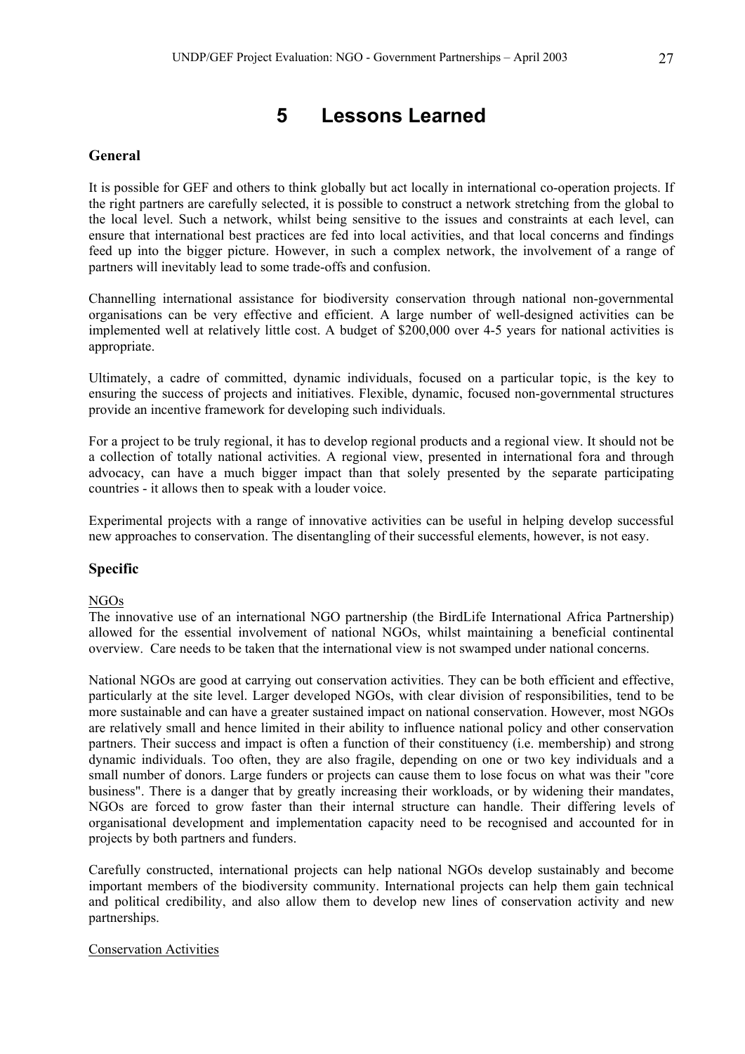# 5 Lessons Learned

### General

It is possible for GEF and others to think globally but act locally in international co-operation projects. If the right partners are carefully selected, it is possible to construct a network stretching from the global to the local level. Such a network, whilst being sensitive to the issues and constraints at each level, can ensure that international best practices are fed into local activities, and that local concerns and findings feed up into the bigger picture. However, in such a complex network, the involvement of a range of partners will inevitably lead to some trade-offs and confusion.

Channelling international assistance for biodiversity conservation through national non-governmental organisations can be very effective and efficient. A large number of well-designed activities can be implemented well at relatively little cost. A budget of $200,000 over 4-5 years for national activities is appropriate.

Ultimately, a cadre of committed, dynamic individuals, focused on a particular topic, is the key to ensuring the success of projects and initiatives. Flexible, dynamic, focused non-governmental structures provide an incentive framework for developing such individuals.

For a project to be truly regional, it has to develop regional products and a regional view. It should not be a collection of totally national activities. A regional view, presented in international fora and through advocacy, can have a much bigger impact than that solely presented by the separate participating countries - it allows then to speak with a louder voice.

Experimental projects with a range of innovative activities can be useful in helping develop successful new approaches to conservation. The disentangling of their successful elements, however, is not easy.

### Specific

<u>NGOs</u>

The innovative use of an international NGO partnership (the BirdLife International Africa Partnership) allowed for the essential involvement of national NGOs, whilst maintaining a beneficial continental overview. Care needs to be taken that the international view is not swamped under national concerns.

National NGOs are good at carrying out conservation activities. They can be both efficient and effective, particularly at the site level. Larger developed NGOs, with clear division of responsibilities, tend to be more sustainable and can have a greater sustained impact on national conservation. However, most NGOs are relatively small and hence limited in their ability to influence national policy and other conservation partners. Their success and impact is often a function of their constituency (i.e. membership) and strong dynamic individuals. Too often, they are also fragile, depending on one or two key individuals and a small number of donors. Large funders or projects can cause them to lose focus on what was their "core business". There is a danger that by greatly increasing their workloads, or by widening their mandates, NGOs are forced to grow faster than their internal structure can handle. Their differing levels of organisational development and implementation capacity need to be recognised and accounted for in projects by both partners and funders.

Carefully constructed, international projects can help national NGOs develop sustainably and become important members of the biodiversity community. International projects can help them gain technical and political credibility, and also allow them to develop new lines of conservation activity and new partnerships.

<u>Conservation Activities</u>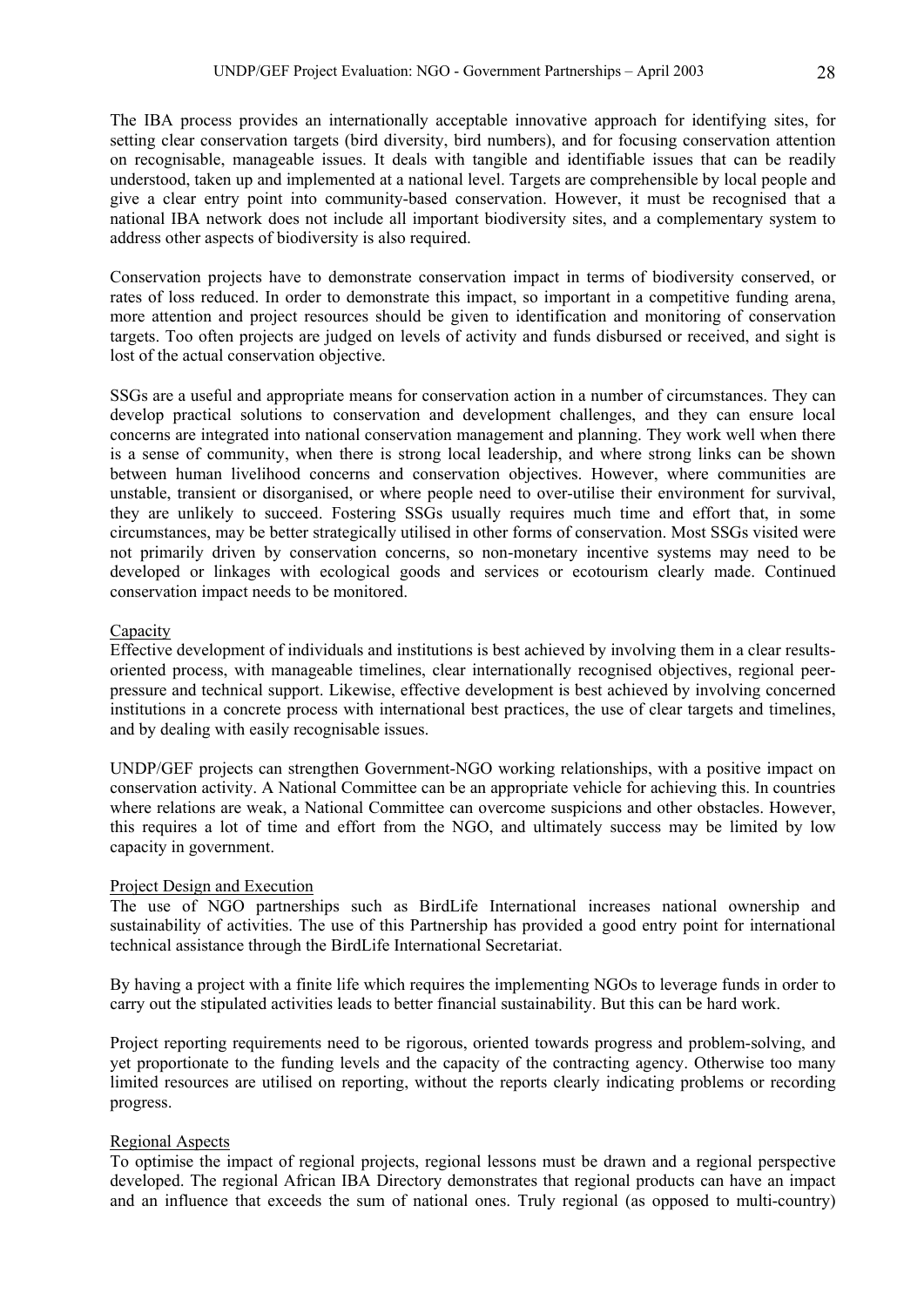The IBA process provides an internationally acceptable innovative approach for identifying sites, for setting clear conservation targets (bird diversity, bird numbers), and for focusing conservation attention on recognisable, manageable issues. It deals with tangible and identifiable issues that can be readily understood, taken up and implemented at a national level. Targets are comprehensible by local people and give a clear entry point into community-based conservation. However, it must be recognised that a national IBA network does not include all important biodiversity sites, and a complementary system to address other aspects of biodiversity is also required.

Conservation projects have to demonstrate conservation impact in terms of biodiversity conserved, or rates of loss reduced. In order to demonstrate this impact, so important in a competitive funding arena, more attention and project resources should be given to identification and monitoring of conservation targets. Too often projects are judged on levels of activity and funds disbursed or received, and sight is lost of the actual conservation objective.

SSGs are a useful and appropriate means for conservation action in a number of circumstances. They can develop practical solutions to conservation and development challenges, and they can ensure local concerns are integrated into national conservation management and planning. They work well when there is a sense of community, when there is strong local leadership, and where strong links can be shown between human livelihood concerns and conservation objectives. However, where communities are unstable, transient or disorganised, or where people need to over-utilise their environment for survival, they are unlikely to succeed. Fostering SSGs usually requires much time and effort that, in some circumstances, may be better strategically utilised in other forms of conservation. Most SSGs visited were not primarily driven by conservation concerns, so non-monetary incentive systems may need to be developed or linkages with ecological goods and services or ecotourism clearly made. Continued conservation impact needs to be monitored.

Capacity

Effective development of individuals and institutions is best achieved by involving them in a clear results-oriented process, with manageable timelines, clear internationally recognised objectives, regional peer-pressure and technical support. Likewise, effective development is best achieved by involving concerned institutions in a concrete process with international best practices, the use of clear targets and timelines, and by dealing with easily recognisable issues.

UNDP/GEF projects can strengthen Government-NGO working relationships, with a positive impact on conservation activity. A National Committee can be an appropriate vehicle for achieving this. In countries where relations are weak, a National Committee can overcome suspicions and other obstacles. However, this requires a lot of time and effort from the NGO, and ultimately success may be limited by low capacity in government.

Project Design and Execution

The use of NGO partnerships such as BirdLife International increases national ownership and sustainability of activities. The use of this Partnership has provided a good entry point for international technical assistance through the BirdLife International Secretariat.

By having a project with a finite life which requires the implementing NGOs to leverage funds in order to carry out the stipulated activities leads to better financial sustainability. But this can be hard work.

Project reporting requirements need to be rigorous, oriented towards progress and problem-solving, and yet proportionate to the funding levels and the capacity of the contracting agency. Otherwise too many limited resources are utilised on reporting, without the reports clearly indicating problems or recording progress.

Regional Aspects

To optimise the impact of regional projects, regional lessons must be drawn and a regional perspective developed. The regional African IBA Directory demonstrates that regional products can have an impact and an influence that exceeds the sum of national ones. Truly regional (as opposed to multi-country)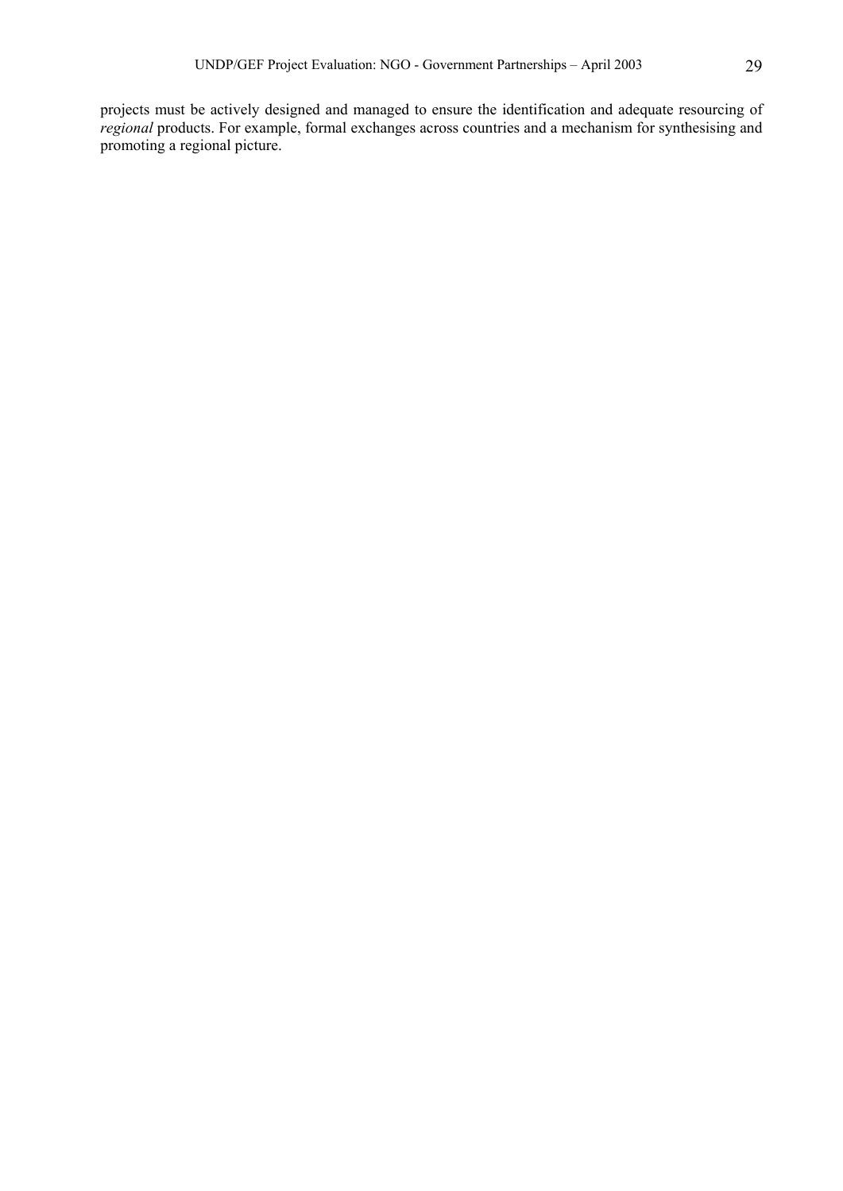projects must be actively designed and managed to ensure the identification and adequate resourcing of *regional* products. For example, formal exchanges across countries and a mechanism for synthesising and promoting a regional picture.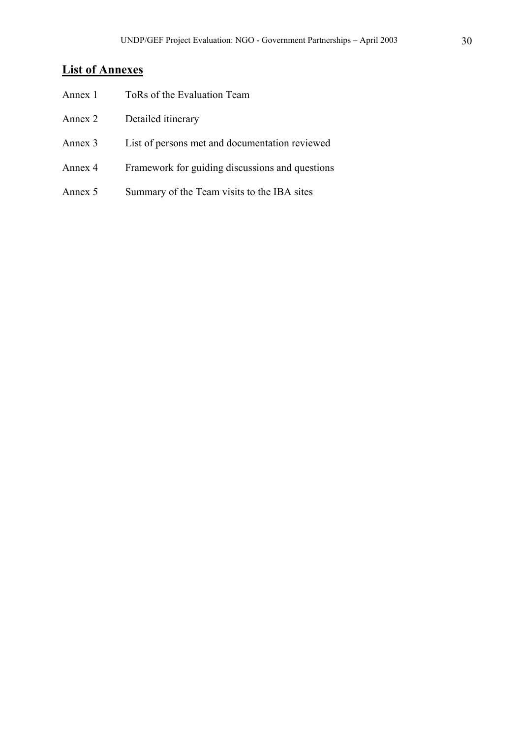## List of Annexes

| | |
|---|---|
| Annex 1 | ToRs of the Evaluation Team |
| Annex 2 | Detailed itinerary |
| Annex 3 | List of persons met and documentation reviewed |
| Annex 4 | Framework for guiding discussions and questions |
| Annex 5 | Summary of the Team visits to the IBA sites |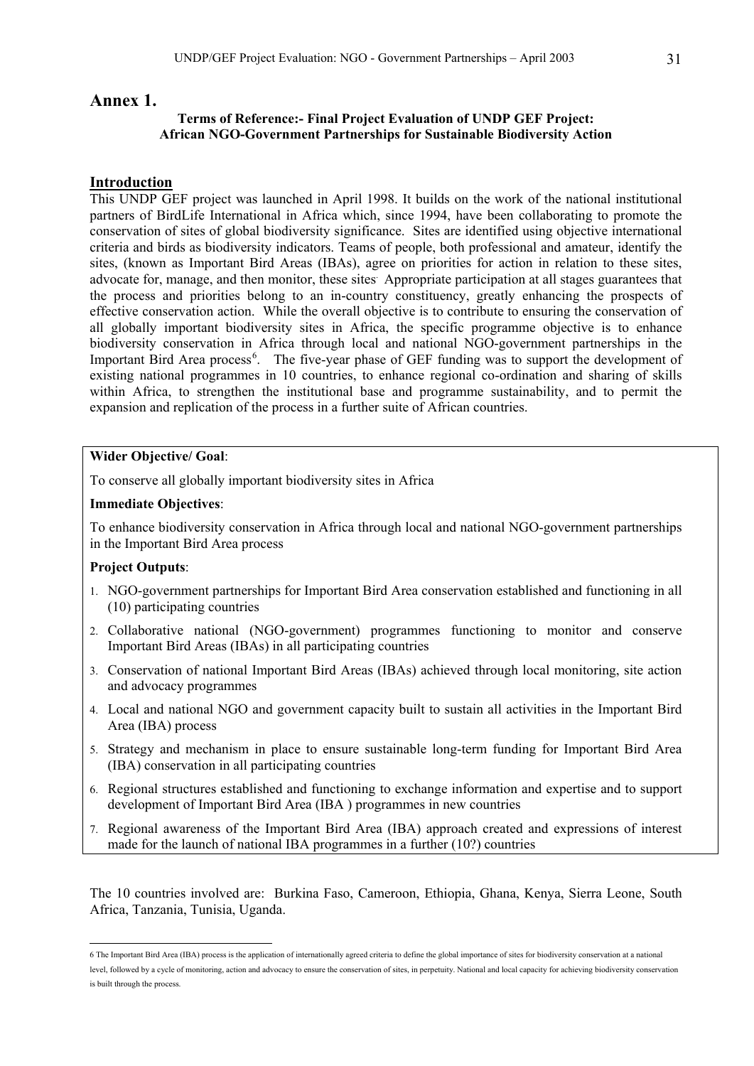## Annex 1.

**Terms of Reference:- Final Project Evaluation of UNDP GEF Project: African NGO-Government Partnerships for Sustainable Biodiversity Action**

### Introduction

This UNDP GEF project was launched in April 1998. It builds on the work of the national institutional partners of BirdLife International in Africa which, since 1994, have been collaborating to promote the conservation of sites of global biodiversity significance. Sites are identified using objective international criteria and birds as biodiversity indicators. Teams of people, both professional and amateur, identify the sites, (known as Important Bird Areas (IBAs), agree on priorities for action in relation to these sites, advocate for, manage, and then monitor, these sites. Appropriate participation at all stages guarantees that the process and priorities belong to an in-country constituency, greatly enhancing the prospects of effective conservation action. While the overall objective is to contribute to ensuring the conservation of all globally important biodiversity sites in Africa, the specific programme objective is to enhance biodiversity conservation in Africa through local and national NGO-government partnerships in the Important Bird Area process[6]. The five-year phase of GEF funding was to support the development of existing national programmes in 10 countries, to enhance regional co-ordination and sharing of skills within Africa, to strengthen the institutional base and programme sustainability, and to permit the expansion and replication of the process in a further suite of African countries.

**Wider Objective/ Goal**:

To conserve all globally important biodiversity sites in Africa

**Immediate Objectives**:

To enhance biodiversity conservation in Africa through local and national NGO-government partnerships in the Important Bird Area process

**Project Outputs**:

1. NGO-government partnerships for Important Bird Area conservation established and functioning in all (10) participating countries
2. Collaborative national (NGO-government) programmes functioning to monitor and conserve Important Bird Areas (IBAs) in all participating countries
3. Conservation of national Important Bird Areas (IBAs) achieved through local monitoring, site action and advocacy programmes
4. Local and national NGO and government capacity built to sustain all activities in the Important Bird Area (IBA) process
5. Strategy and mechanism in place to ensure sustainable long-term funding for Important Bird Area (IBA) conservation in all participating countries
6. Regional structures established and functioning to exchange information and expertise and to support development of Important Bird Area (IBA ) programmes in new countries
7. Regional awareness of the Important Bird Area (IBA) approach created and expressions of interest made for the launch of national IBA programmes in a further (10?) countries

The 10 countries involved are: Burkina Faso, Cameroon, Ethiopia, Ghana, Kenya, Sierra Leone, South Africa, Tanzania, Tunisia, Uganda.

---

6 The Important Bird Area (IBA) process is the application of internationally agreed criteria to define the global importance of sites for biodiversity conservation at a national level, followed by a cycle of monitoring, action and advocacy to ensure the conservation of sites, in perpetuity. National and local capacity for achieving biodiversity conservation is built through the process.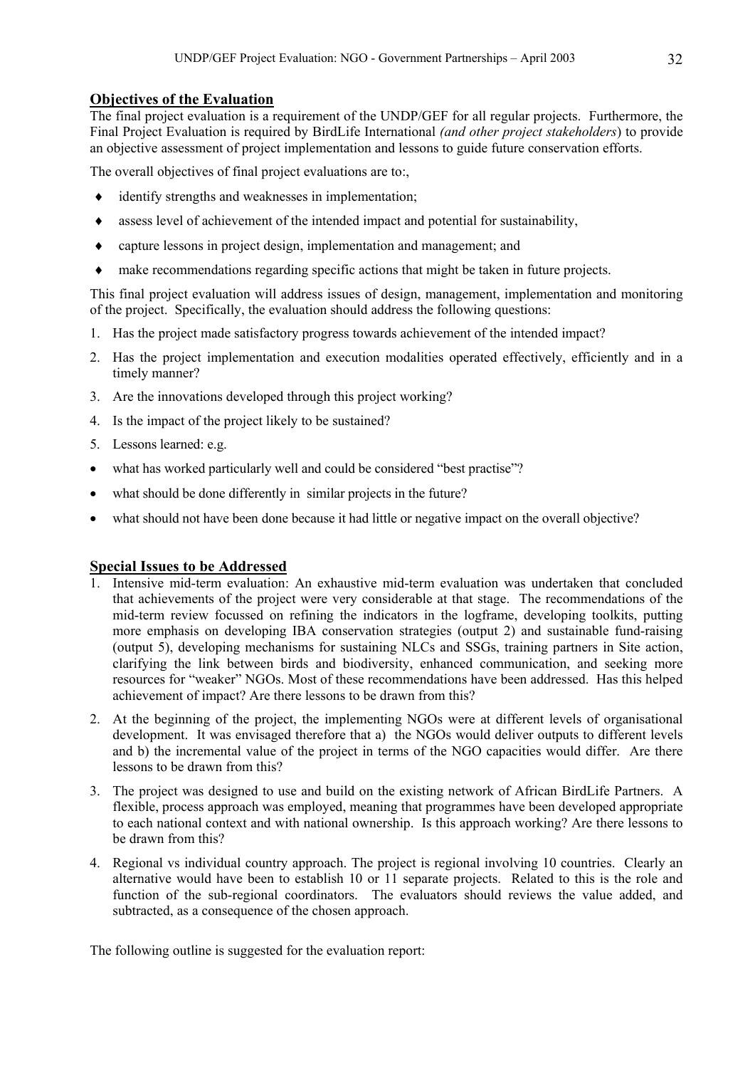## Objectives of the Evaluation

The final project evaluation is a requirement of the UNDP/GEF for all regular projects. Furthermore, the Final Project Evaluation is required by BirdLife International *(and other project stakeholders*) to provide an objective assessment of project implementation and lessons to guide future conservation efforts.

The overall objectives of final project evaluations are to:,

- identify strengths and weaknesses in implementation;
- assess level of achievement of the intended impact and potential for sustainability,
- capture lessons in project design, implementation and management; and
- make recommendations regarding specific actions that might be taken in future projects.

This final project evaluation will address issues of design, management, implementation and monitoring of the project. Specifically, the evaluation should address the following questions:

1. Has the project made satisfactory progress towards achievement of the intended impact?
2. Has the project implementation and execution modalities operated effectively, efficiently and in a timely manner?
3. Are the innovations developed through this project working?
4. Is the impact of the project likely to be sustained?
5. Lessons learned: e.g.

- what has worked particularly well and could be considered "best practise"?
- what should be done differently in similar projects in the future?
- what should not have been done because it had little or negative impact on the overall objective?

## Special Issues to be Addressed

1. Intensive mid-term evaluation: An exhaustive mid-term evaluation was undertaken that concluded that achievements of the project were very considerable at that stage. The recommendations of the mid-term review focussed on refining the indicators in the logframe, developing toolkits, putting more emphasis on developing IBA conservation strategies (output 2) and sustainable fund-raising (output 5), developing mechanisms for sustaining NLCs and SSGs, training partners in Site action, clarifying the link between birds and biodiversity, enhanced communication, and seeking more resources for "weaker" NGOs. Most of these recommendations have been addressed. Has this helped achievement of impact? Are there lessons to be drawn from this?
2. At the beginning of the project, the implementing NGOs were at different levels of organisational development. It was envisaged therefore that a) the NGOs would deliver outputs to different levels and b) the incremental value of the project in terms of the NGO capacities would differ. Are there lessons to be drawn from this?
3. The project was designed to use and build on the existing network of African BirdLife Partners. A flexible, process approach was employed, meaning that programmes have been developed appropriate to each national context and with national ownership. Is this approach working? Are there lessons to be drawn from this?
4. Regional vs individual country approach. The project is regional involving 10 countries. Clearly an alternative would have been to establish 10 or 11 separate projects. Related to this is the role and function of the sub-regional coordinators. The evaluators should reviews the value added, and subtracted, as a consequence of the chosen approach.

The following outline is suggested for the evaluation report: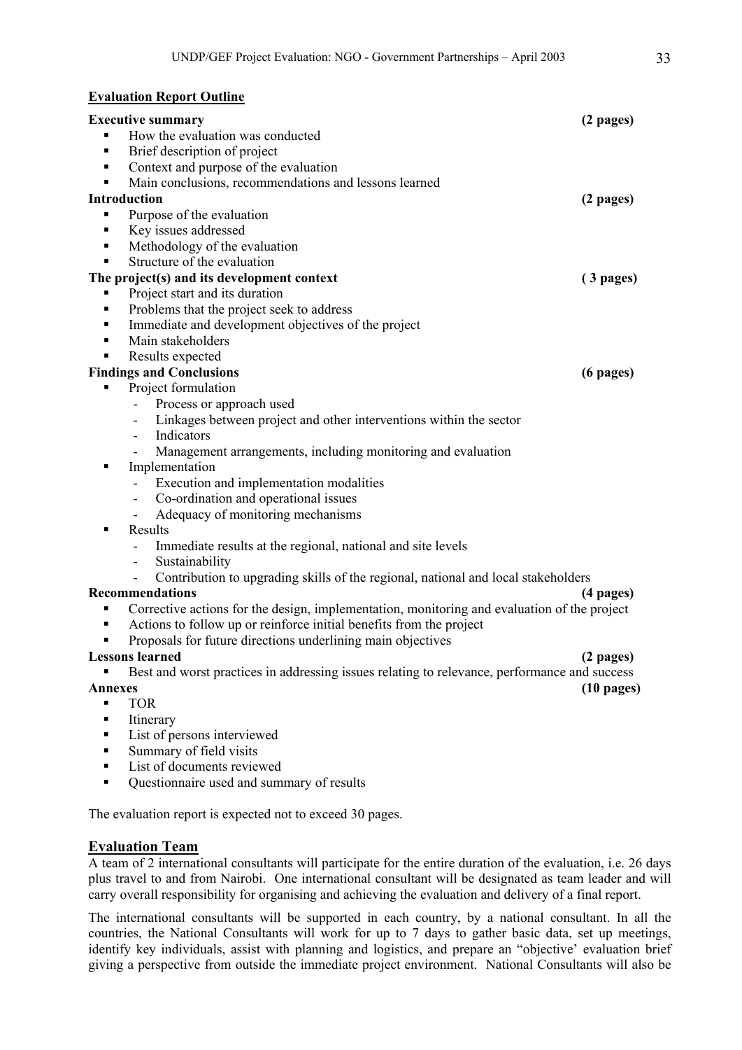**Evaluation Report Outline**

**Executive summary** **(2 pages)**

- How the evaluation was conducted
- Brief description of project
- Context and purpose of the evaluation
- Main conclusions, recommendations and lessons learned

**Introduction** **(2 pages)**

- Purpose of the evaluation
- Key issues addressed
- Methodology of the evaluation
- Structure of the evaluation

**The project(s) and its development context** **( 3 pages)**

- Project start and its duration
- Problems that the project seek to address
- Immediate and development objectives of the project
- Main stakeholders
- Results expected

**Findings and Conclusions** **(6 pages)**

- Project formulation
  - Process or approach used
  - Linkages between project and other interventions within the sector
  - Indicators
  - Management arrangements, including monitoring and evaluation
- Implementation
  - Execution and implementation modalities
  - Co-ordination and operational issues
  - Adequacy of monitoring mechanisms
- Results
  - Immediate results at the regional, national and site levels
  - Sustainability
  - Contribution to upgrading skills of the regional, national and local stakeholders

**Recommendations** **(4 pages)**

- Corrective actions for the design, implementation, monitoring and evaluation of the project
- Actions to follow up or reinforce initial benefits from the project
- Proposals for future directions underlining main objectives

**Lessons learned** **(2 pages)**

- Best and worst practices in addressing issues relating to relevance, performance and success

**Annexes** **(10 pages)**

- TOR
- Itinerary
- List of persons interviewed
- Summary of field visits
- List of documents reviewed
- Questionnaire used and summary of results

The evaluation report is expected not to exceed 30 pages.

## Evaluation Team

A team of 2 international consultants will participate for the entire duration of the evaluation, i.e. 26 days plus travel to and from Nairobi. One international consultant will be designated as team leader and will carry overall responsibility for organising and achieving the evaluation and delivery of a final report.

The international consultants will be supported in each country, by a national consultant. In all the countries, the National Consultants will work for up to 7 days to gather basic data, set up meetings, identify key individuals, assist with planning and logistics, and prepare an "objective' evaluation brief giving a perspective from outside the immediate project environment. National Consultants will also be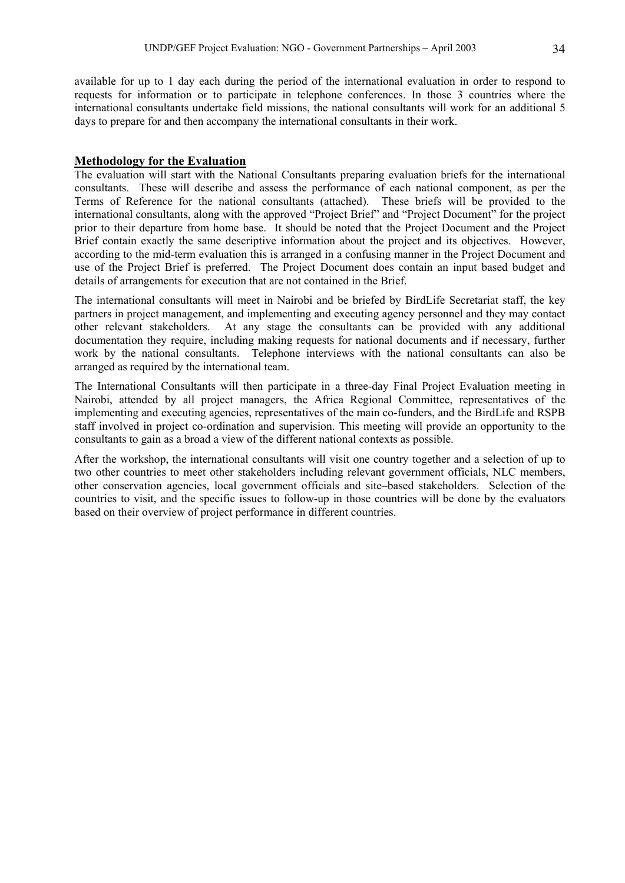available for up to 1 day each during the period of the international evaluation in order to respond to requests for information or to participate in telephone conferences. In those 3 countries where the international consultants undertake field missions, the national consultants will work for an additional 5 days to prepare for and then accompany the international consultants in their work.

## Methodology for the Evaluation

The evaluation will start with the National Consultants preparing evaluation briefs for the international consultants. These will describe and assess the performance of each national component, as per the Terms of Reference for the national consultants (attached). These briefs will be provided to the international consultants, along with the approved "Project Brief" and "Project Document" for the project prior to their departure from home base. It should be noted that the Project Document and the Project Brief contain exactly the same descriptive information about the project and its objectives. However, according to the mid-term evaluation this is arranged in a confusing manner in the Project Document and use of the Project Brief is preferred. The Project Document does contain an input based budget and details of arrangements for execution that are not contained in the Brief.

The international consultants will meet in Nairobi and be briefed by BirdLife Secretariat staff, the key partners in project management, and implementing and executing agency personnel and they may contact other relevant stakeholders. At any stage the consultants can be provided with any additional documentation they require, including making requests for national documents and if necessary, further work by the national consultants. Telephone interviews with the national consultants can also be arranged as required by the international team.

The International Consultants will then participate in a three-day Final Project Evaluation meeting in Nairobi, attended by all project managers, the Africa Regional Committee, representatives of the implementing and executing agencies, representatives of the main co-funders, and the BirdLife and RSPB staff involved in project co-ordination and supervision. This meeting will provide an opportunity to the consultants to gain as a broad a view of the different national contexts as possible.

After the workshop, the international consultants will visit one country together and a selection of up to two other countries to meet other stakeholders including relevant government officials, NLC members, other conservation agencies, local government officials and site–based stakeholders. Selection of the countries to visit, and the specific issues to follow-up in those countries will be done by the evaluators based on their overview of project performance in different countries.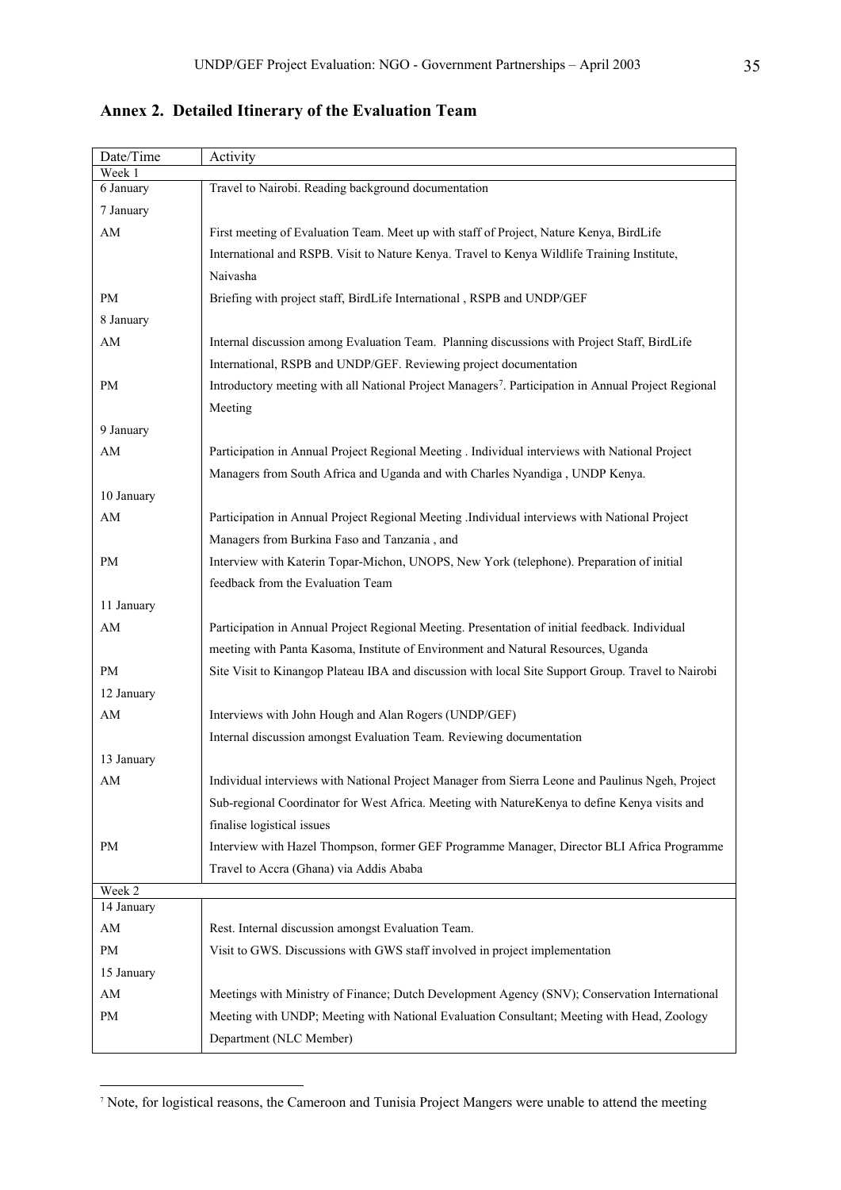## Annex 2. Detailed Itinerary of the Evaluation Team

| Date/Time | Activity |
|---|---|
| Week 1 | |
| 6 January | Travel to Nairobi. Reading background documentation |
| 7 January | |
| AM | First meeting of Evaluation Team. Meet up with staff of Project, Nature Kenya, BirdLife International and RSPB. Visit to Nature Kenya. Travel to Kenya Wildlife Training Institute, Naivasha |
| PM | Briefing with project staff, BirdLife International , RSPB and UNDP/GEF |
| 8 January | |
| AM | Internal discussion among Evaluation Team. Planning discussions with Project Staff, BirdLife International, RSPB and UNDP/GEF. Reviewing project documentation |
| PM | Introductory meeting with all National Project Managers[7]. Participation in Annual Project Regional Meeting |
| 9 January | |
| AM | Participation in Annual Project Regional Meeting . Individual interviews with National Project Managers from South Africa and Uganda and with Charles Nyandiga , UNDP Kenya. |
| 10 January | |
| AM | Participation in Annual Project Regional Meeting .Individual interviews with National Project Managers from Burkina Faso and Tanzania , and |
| PM | Interview with Katerin Topar-Michon, UNOPS, New York (telephone). Preparation of initial feedback from the Evaluation Team |
| 11 January | |
| AM | Participation in Annual Project Regional Meeting. Presentation of initial feedback. Individual meeting with Panta Kasoma, Institute of Environment and Natural Resources, Uganda |
| PM | Site Visit to Kinangop Plateau IBA and discussion with local Site Support Group. Travel to Nairobi |
| 12 January | |
| AM | Interviews with John Hough and Alan Rogers (UNDP/GEF)<br>Internal discussion amongst Evaluation Team. Reviewing documentation |
| 13 January | |
| AM | Individual interviews with National Project Manager from Sierra Leone and Paulinus Ngeh, Project Sub-regional Coordinator for West Africa. Meeting with NatureKenya to define Kenya visits and finalise logistical issues |
| PM | Interview with Hazel Thompson, former GEF Programme Manager, Director BLI Africa Programme<br>Travel to Accra (Ghana) via Addis Ababa |
| Week 2 | |
| 14 January | |
| AM | Rest. Internal discussion amongst Evaluation Team. |
| PM | Visit to GWS. Discussions with GWS staff involved in project implementation |
| 15 January | |
| AM | Meetings with Ministry of Finance; Dutch Development Agency (SNV); Conservation International |
| PM | Meeting with UNDP; Meeting with National Evaluation Consultant; Meeting with Head, Zoology Department (NLC Member) |

[7] Note, for logistical reasons, the Cameroon and Tunisia Project Mangers were unable to attend the meeting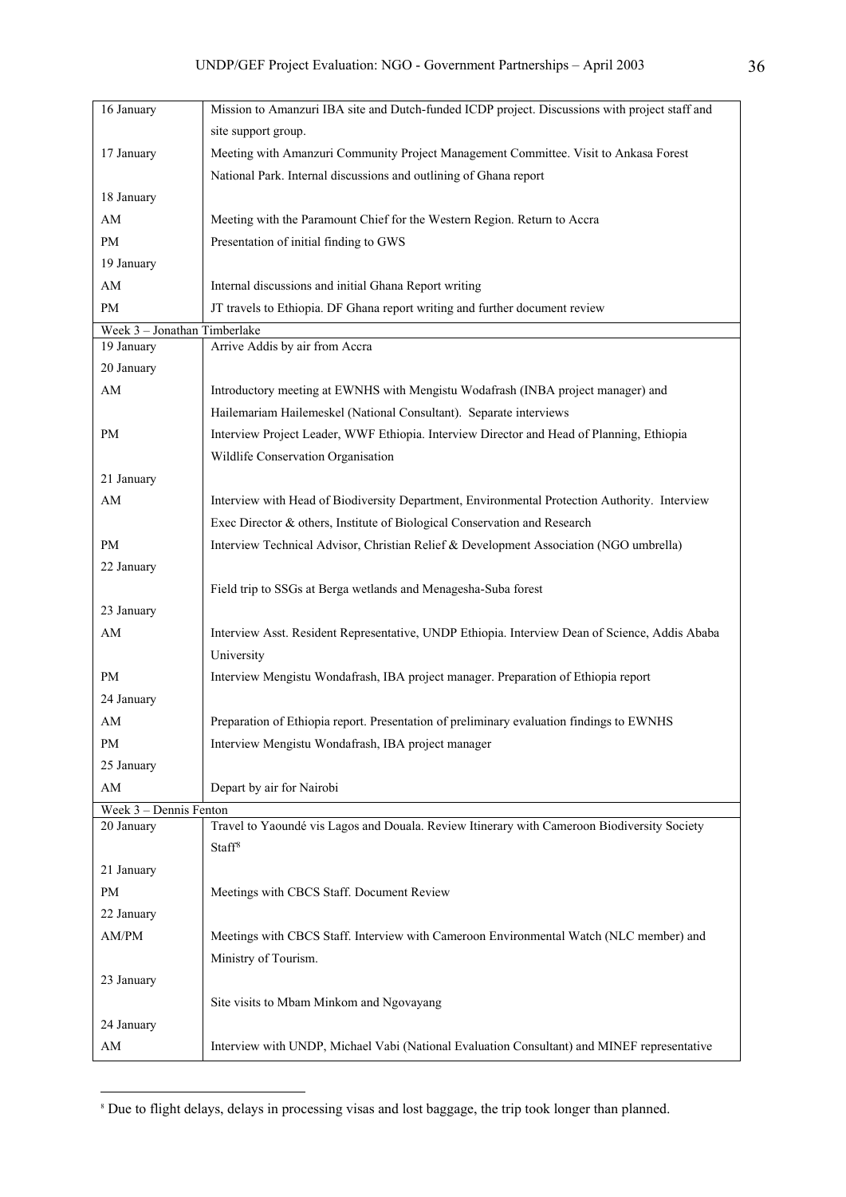| | |
|---|---|
| 16 January | Mission to Amanzuri IBA site and Dutch-funded ICDP project. Discussions with project staff and site support group. |
| 17 January | Meeting with Amanzuri Community Project Management Committee. Visit to Ankasa Forest National Park. Internal discussions and outlining of Ghana report |
| 18 January | |
| AM | Meeting with the Paramount Chief for the Western Region. Return to Accra |
| PM | Presentation of initial finding to GWS |
| 19 January | |
| AM | Internal discussions and initial Ghana Report writing |
| PM | JT travels to Ethiopia. DF Ghana report writing and further document review |
| Week 3 – Jonathan Timberlake | |
| 19 January | Arrive Addis by air from Accra |
| 20 January | |
| AM | Introductory meeting at EWNHS with Mengistu Wodafrash (INBA project manager) and Hailemariam Hailemeskel (National Consultant). Separate interviews |
| PM | Interview Project Leader, WWF Ethiopia. Interview Director and Head of Planning, Ethiopia Wildlife Conservation Organisation |
| 21 January | |
| AM | Interview with Head of Biodiversity Department, Environmental Protection Authority. Interview Exec Director & others, Institute of Biological Conservation and Research |
| PM | Interview Technical Advisor, Christian Relief & Development Association (NGO umbrella) |
| 22 January | |
| | Field trip to SSGs at Berga wetlands and Menagesha-Suba forest |
| 23 January | |
| AM | Interview Asst. Resident Representative, UNDP Ethiopia. Interview Dean of Science, Addis Ababa University |
| PM | Interview Mengistu Wondafrash, IBA project manager. Preparation of Ethiopia report |
| 24 January | |
| AM | Preparation of Ethiopia report. Presentation of preliminary evaluation findings to EWNHS |
| PM | Interview Mengistu Wondafrash, IBA project manager |
| 25 January | |
| AM | Depart by air for Nairobi |
| Week 3 – Dennis Fenton | |
| 20 January | Travel to Yaoundé vis Lagos and Douala. Review Itinerary with Cameroon Biodiversity Society Staff[8] |
| 21 January | |
| PM | Meetings with CBCS Staff. Document Review |
| 22 January | |
| AM/PM | Meetings with CBCS Staff. Interview with Cameroon Environmental Watch (NLC member) and Ministry of Tourism. |
| 23 January | |
| | Site visits to Mbam Minkom and Ngovayang |
| 24 January | |
| AM | Interview with UNDP, Michael Vabi (National Evaluation Consultant) and MINEF representative |

[8] Due to flight delays, delays in processing visas and lost baggage, the trip took longer than planned.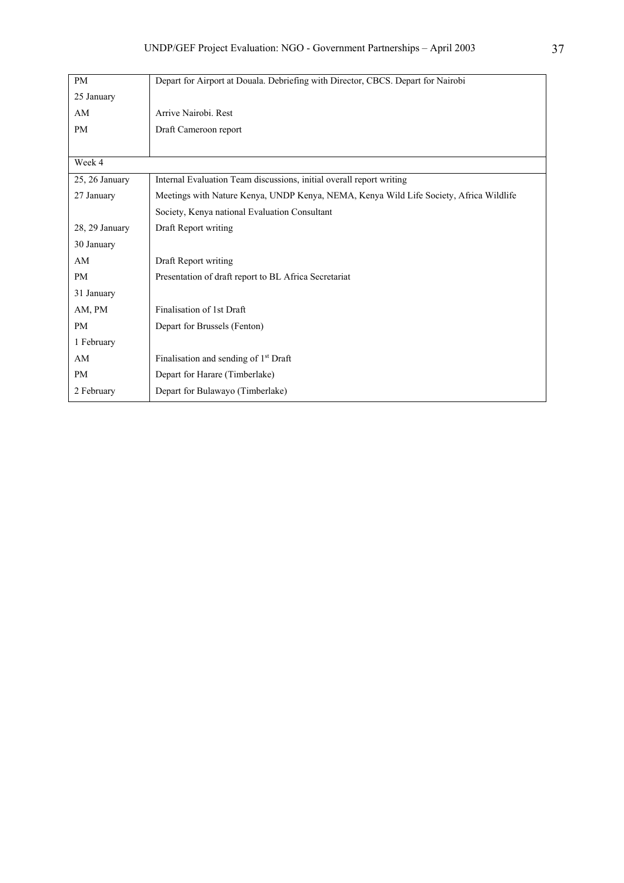| | |
|---|---|
| PM | Depart for Airport at Douala. Debriefing with Director, CBCS. Depart for Nairobi |
| 25 January | |
| AM | Arrive Nairobi. Rest |
| PM | Draft Cameroon report |
| | |
| Week 4 | |
| 25, 26 January | Internal Evaluation Team discussions, initial overall report writing |
| 27 January | Meetings with Nature Kenya, UNDP Kenya, NEMA, Kenya Wild Life Society, Africa Wildlife Society, Kenya national Evaluation Consultant |
| 28, 29 January | Draft Report writing |
| 30 January | |
| AM | Draft Report writing |
| PM | Presentation of draft report to BL Africa Secretariat |
| 31 January | |
| AM, PM | Finalisation of 1st Draft |
| PM | Depart for Brussels (Fenton) |
| 1 February | |
| AM | Finalisation and sending of 1st Draft |
| PM | Depart for Harare (Timberlake) |
| 2 February | Depart for Bulawayo (Timberlake) |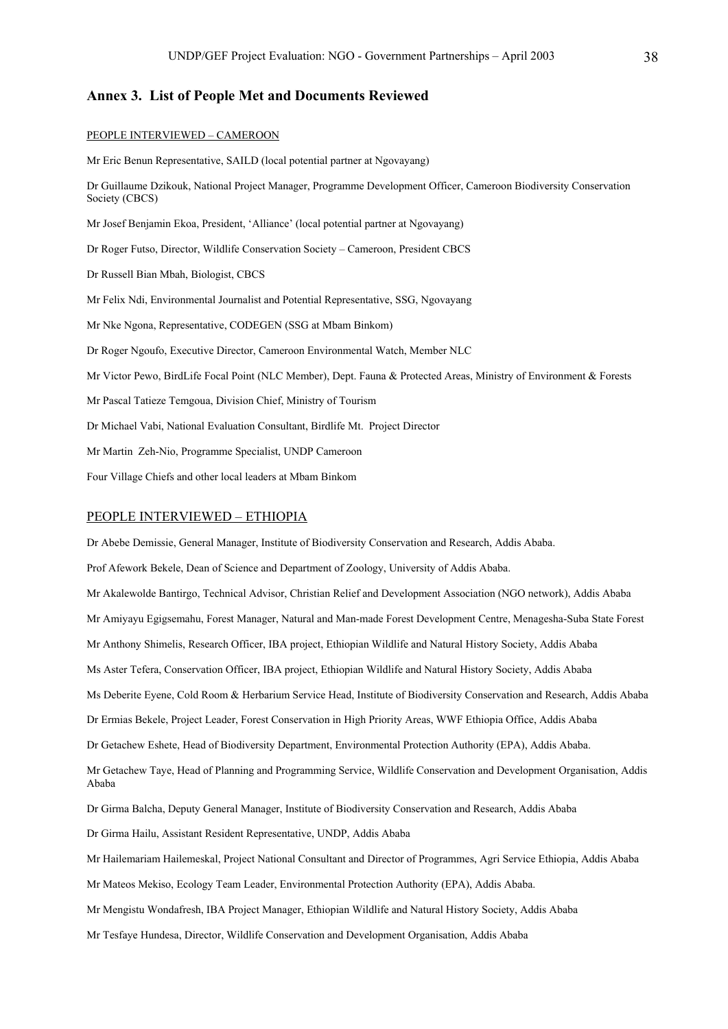## Annex 3. List of People Met and Documents Reviewed

PEOPLE INTERVIEWED – CAMEROON

Mr Eric Benun Representative, SAILD (local potential partner at Ngovayang)

Dr Guillaume Dzikouk, National Project Manager, Programme Development Officer, Cameroon Biodiversity Conservation Society (CBCS)

Mr Josef Benjamin Ekoa, President, 'Alliance' (local potential partner at Ngovayang)

Dr Roger Futso, Director, Wildlife Conservation Society – Cameroon, President CBCS

Dr Russell Bian Mbah, Biologist, CBCS

Mr Felix Ndi, Environmental Journalist and Potential Representative, SSG, Ngovayang

Mr Nke Ngona, Representative, CODEGEN (SSG at Mbam Binkom)

Dr Roger Ngoufo, Executive Director, Cameroon Environmental Watch, Member NLC

Mr Victor Pewo, BirdLife Focal Point (NLC Member), Dept. Fauna & Protected Areas, Ministry of Environment & Forests

Mr Pascal Tatieze Temgoua, Division Chief, Ministry of Tourism

Dr Michael Vabi, National Evaluation Consultant, Birdlife Mt. Project Director

Mr Martin Zeh-Nio, Programme Specialist, UNDP Cameroon

Four Village Chiefs and other local leaders at Mbam Binkom

PEOPLE INTERVIEWED – ETHIOPIA

Dr Abebe Demissie, General Manager, Institute of Biodiversity Conservation and Research, Addis Ababa.

Prof Afework Bekele, Dean of Science and Department of Zoology, University of Addis Ababa.

Mr Akalewolde Bantirgo, Technical Advisor, Christian Relief and Development Association (NGO network), Addis Ababa

Mr Amiyayu Egigsemahu, Forest Manager, Natural and Man-made Forest Development Centre, Menagesha-Suba State Forest

Mr Anthony Shimelis, Research Officer, IBA project, Ethiopian Wildlife and Natural History Society, Addis Ababa

Ms Aster Tefera, Conservation Officer, IBA project, Ethiopian Wildlife and Natural History Society, Addis Ababa

Ms Deberite Eyene, Cold Room & Herbarium Service Head, Institute of Biodiversity Conservation and Research, Addis Ababa

Dr Ermias Bekele, Project Leader, Forest Conservation in High Priority Areas, WWF Ethiopia Office, Addis Ababa

Dr Getachew Eshete, Head of Biodiversity Department, Environmental Protection Authority (EPA), Addis Ababa.

Mr Getachew Taye, Head of Planning and Programming Service, Wildlife Conservation and Development Organisation, Addis Ababa

Dr Girma Balcha, Deputy General Manager, Institute of Biodiversity Conservation and Research, Addis Ababa

Dr Girma Hailu, Assistant Resident Representative, UNDP, Addis Ababa

Mr Hailemariam Hailemeskal, Project National Consultant and Director of Programmes, Agri Service Ethiopia, Addis Ababa

Mr Mateos Mekiso, Ecology Team Leader, Environmental Protection Authority (EPA), Addis Ababa.

Mr Mengistu Wondafresh, IBA Project Manager, Ethiopian Wildlife and Natural History Society, Addis Ababa

Mr Tesfaye Hundesa, Director, Wildlife Conservation and Development Organisation, Addis Ababa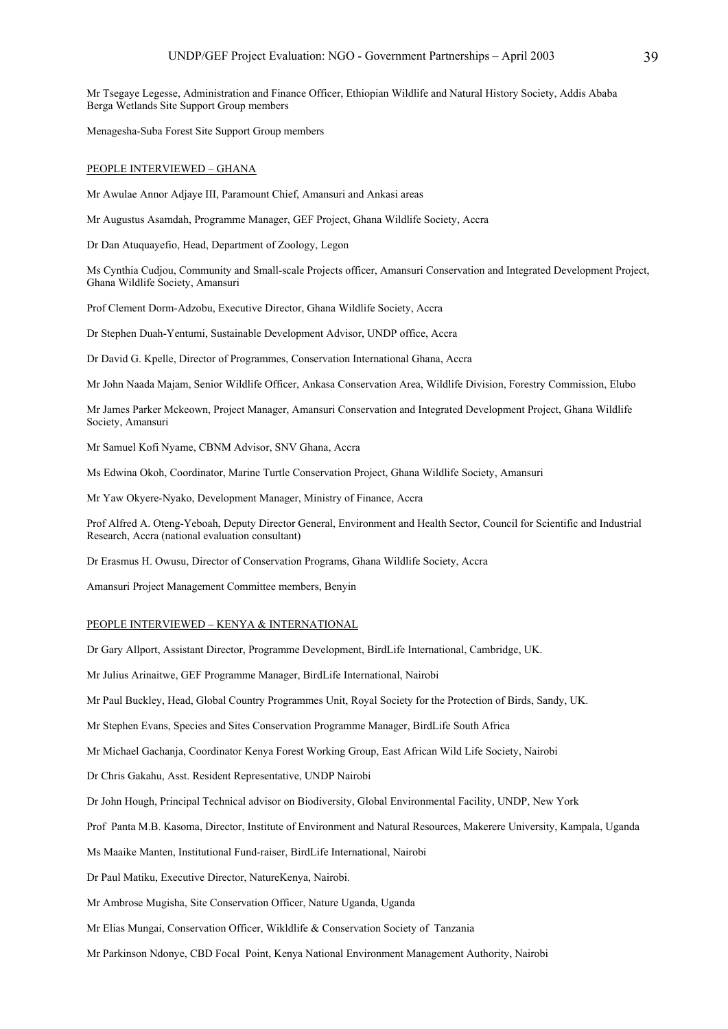Mr Tsegaye Legesse, Administration and Finance Officer, Ethiopian Wildlife and Natural History Society, Addis Ababa
Berga Wetlands Site Support Group members

Menagesha-Suba Forest Site Support Group members

PEOPLE INTERVIEWED – GHANA

Mr Awulae Annor Adjaye III, Paramount Chief, Amansuri and Ankasi areas

Mr Augustus Asamdah, Programme Manager, GEF Project, Ghana Wildlife Society, Accra

Dr Dan Atuquayefio, Head, Department of Zoology, Legon

Ms Cynthia Cudjou, Community and Small-scale Projects officer, Amansuri Conservation and Integrated Development Project, Ghana Wildlife Society, Amansuri

Prof Clement Dorm-Adzobu, Executive Director, Ghana Wildlife Society, Accra

Dr Stephen Duah-Yentumi, Sustainable Development Advisor, UNDP office, Accra

Dr David G. Kpelle, Director of Programmes, Conservation International Ghana, Accra

Mr John Naada Majam, Senior Wildlife Officer, Ankasa Conservation Area, Wildlife Division, Forestry Commission, Elubo

Mr James Parker Mckeown, Project Manager, Amansuri Conservation and Integrated Development Project, Ghana Wildlife Society, Amansuri

Mr Samuel Kofi Nyame, CBNM Advisor, SNV Ghana, Accra

Ms Edwina Okoh, Coordinator, Marine Turtle Conservation Project, Ghana Wildlife Society, Amansuri

Mr Yaw Okyere-Nyako, Development Manager, Ministry of Finance, Accra

Prof Alfred A. Oteng-Yeboah, Deputy Director General, Environment and Health Sector, Council for Scientific and Industrial Research, Accra (national evaluation consultant)

Dr Erasmus H. Owusu, Director of Conservation Programs, Ghana Wildlife Society, Accra

Amansuri Project Management Committee members, Benyin

PEOPLE INTERVIEWED – KENYA & INTERNATIONAL

Dr Gary Allport, Assistant Director, Programme Development, BirdLife International, Cambridge, UK.

Mr Julius Arinaitwe, GEF Programme Manager, BirdLife International, Nairobi

Mr Paul Buckley, Head, Global Country Programmes Unit, Royal Society for the Protection of Birds, Sandy, UK.

Mr Stephen Evans, Species and Sites Conservation Programme Manager, BirdLife South Africa

Mr Michael Gachanja, Coordinator Kenya Forest Working Group, East African Wild Life Society, Nairobi

Dr Chris Gakahu, Asst. Resident Representative, UNDP Nairobi

Dr John Hough, Principal Technical advisor on Biodiversity, Global Environmental Facility, UNDP, New York

Prof Panta M.B. Kasoma, Director, Institute of Environment and Natural Resources, Makerere University, Kampala, Uganda

Ms Maaike Manten, Institutional Fund-raiser, BirdLife International, Nairobi

Dr Paul Matiku, Executive Director, NatureKenya, Nairobi.

Mr Ambrose Mugisha, Site Conservation Officer, Nature Uganda, Uganda

Mr Elias Mungai, Conservation Officer, Wikldlife & Conservation Society of Tanzania

Mr Parkinson Ndonye, CBD Focal Point, Kenya National Environment Management Authority, Nairobi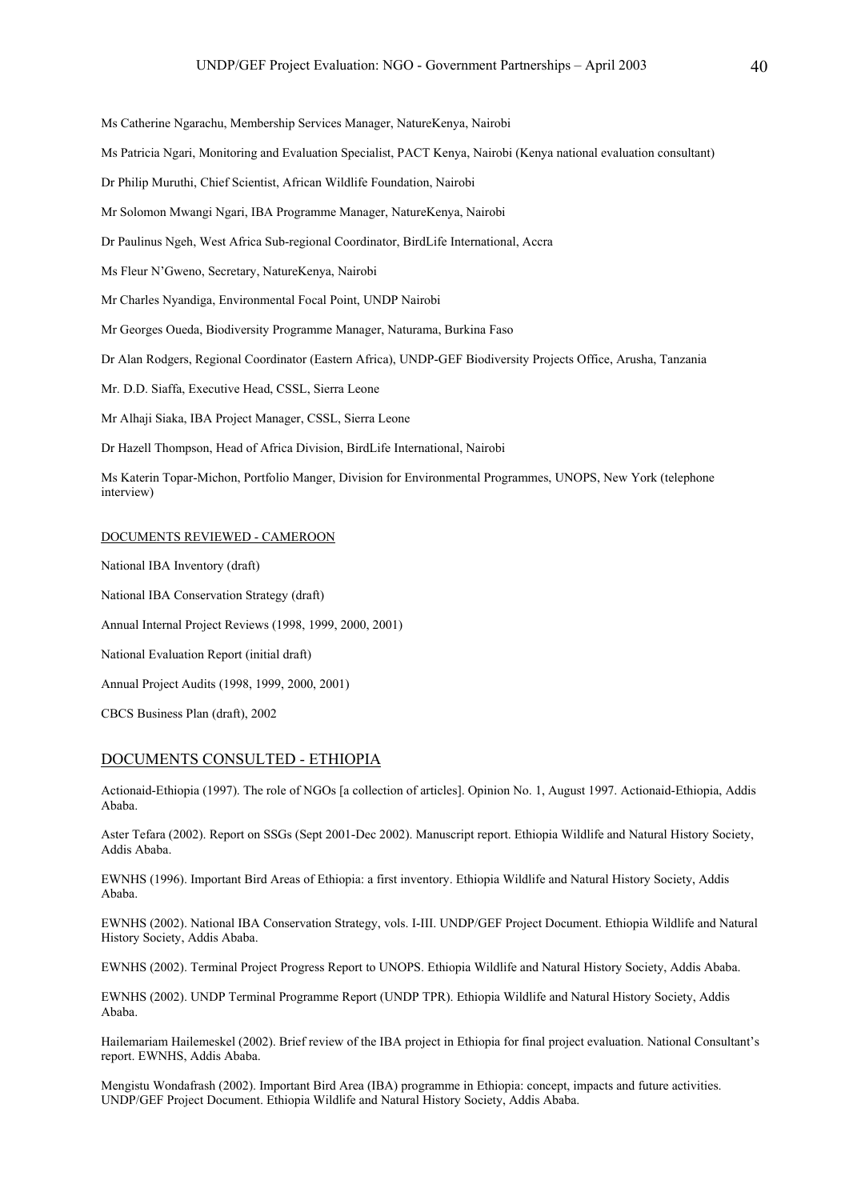Ms Catherine Ngarachu, Membership Services Manager, NatureKenya, Nairobi

Ms Patricia Ngari, Monitoring and Evaluation Specialist, PACT Kenya, Nairobi (Kenya national evaluation consultant)

Dr Philip Muruthi, Chief Scientist, African Wildlife Foundation, Nairobi

Mr Solomon Mwangi Ngari, IBA Programme Manager, NatureKenya, Nairobi

Dr Paulinus Ngeh, West Africa Sub-regional Coordinator, BirdLife International, Accra

Ms Fleur N'Gweno, Secretary, NatureKenya, Nairobi

Mr Charles Nyandiga, Environmental Focal Point, UNDP Nairobi

Mr Georges Oueda, Biodiversity Programme Manager, Naturama, Burkina Faso

Dr Alan Rodgers, Regional Coordinator (Eastern Africa), UNDP-GEF Biodiversity Projects Office, Arusha, Tanzania

Mr. D.D. Siaffa, Executive Head, CSSL, Sierra Leone

Mr Alhaji Siaka, IBA Project Manager, CSSL, Sierra Leone

Dr Hazell Thompson, Head of Africa Division, BirdLife International, Nairobi

Ms Katerin Topar-Michon, Portfolio Manger, Division for Environmental Programmes, UNOPS, New York (telephone interview)

DOCUMENTS REVIEWED - CAMEROON

National IBA Inventory (draft)

National IBA Conservation Strategy (draft)

Annual Internal Project Reviews (1998, 1999, 2000, 2001)

National Evaluation Report (initial draft)

Annual Project Audits (1998, 1999, 2000, 2001)

CBCS Business Plan (draft), 2002

## DOCUMENTS CONSULTED - ETHIOPIA

Actionaid-Ethiopia (1997). The role of NGOs [a collection of articles]. Opinion No. 1, August 1997. Actionaid-Ethiopia, Addis Ababa.

Aster Tefara (2002). Report on SSGs (Sept 2001-Dec 2002). Manuscript report. Ethiopia Wildlife and Natural History Society, Addis Ababa.

EWNHS (1996). Important Bird Areas of Ethiopia: a first inventory. Ethiopia Wildlife and Natural History Society, Addis Ababa.

EWNHS (2002). National IBA Conservation Strategy, vols. I-III. UNDP/GEF Project Document. Ethiopia Wildlife and Natural History Society, Addis Ababa.

EWNHS (2002). Terminal Project Progress Report to UNOPS. Ethiopia Wildlife and Natural History Society, Addis Ababa.

EWNHS (2002). UNDP Terminal Programme Report (UNDP TPR). Ethiopia Wildlife and Natural History Society, Addis Ababa.

Hailemariam Hailemeskel (2002). Brief review of the IBA project in Ethiopia for final project evaluation. National Consultant's report. EWNHS, Addis Ababa.

Mengistu Wondafrash (2002). Important Bird Area (IBA) programme in Ethiopia: concept, impacts and future activities. UNDP/GEF Project Document. Ethiopia Wildlife and Natural History Society, Addis Ababa.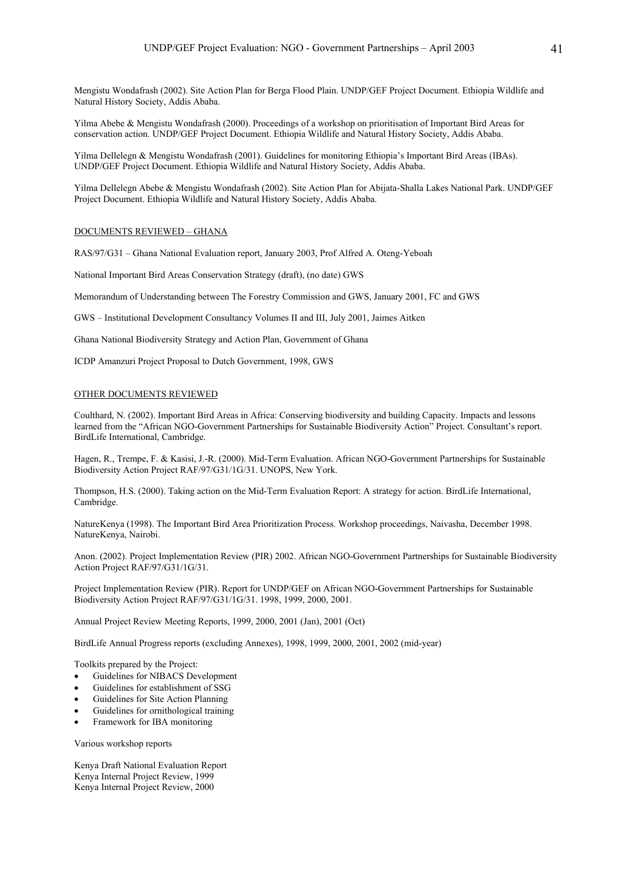Mengistu Wondafrash (2002). Site Action Plan for Berga Flood Plain. UNDP/GEF Project Document. Ethiopia Wildlife and Natural History Society, Addis Ababa.

Yilma Abebe & Mengistu Wondafrash (2000). Proceedings of a workshop on prioritisation of Important Bird Areas for conservation action. UNDP/GEF Project Document. Ethiopia Wildlife and Natural History Society, Addis Ababa.

Yilma Dellelegn & Mengistu Wondafrash (2001). Guidelines for monitoring Ethiopia's Important Bird Areas (IBAs). UNDP/GEF Project Document. Ethiopia Wildlife and Natural History Society, Addis Ababa.

Yilma Dellelegn Abebe & Mengistu Wondafrash (2002). Site Action Plan for Abijata-Shalla Lakes National Park. UNDP/GEF Project Document. Ethiopia Wildlife and Natural History Society, Addis Ababa.

DOCUMENTS REVIEWED – GHANA

RAS/97/G31 – Ghana National Evaluation report, January 2003, Prof Alfred A. Oteng-Yeboah

National Important Bird Areas Conservation Strategy (draft), (no date) GWS

Memorandum of Understanding between The Forestry Commission and GWS, January 2001, FC and GWS

GWS – Institutional Development Consultancy Volumes II and III, July 2001, Jaimes Aitken

Ghana National Biodiversity Strategy and Action Plan, Government of Ghana

ICDP Amanzuri Project Proposal to Dutch Government, 1998, GWS

OTHER DOCUMENTS REVIEWED

Coulthard, N. (2002). Important Bird Areas in Africa: Conserving biodiversity and building Capacity. Impacts and lessons learned from the "African NGO-Government Partnerships for Sustainable Biodiversity Action" Project. Consultant's report. BirdLife International, Cambridge.

Hagen, R., Trempe, F. & Kasisi, J.-R. (2000). Mid-Term Evaluation. African NGO-Government Partnerships for Sustainable Biodiversity Action Project RAF/97/G31/1G/31. UNOPS, New York.

Thompson, H.S. (2000). Taking action on the Mid-Term Evaluation Report: A strategy for action. BirdLife International, Cambridge.

NatureKenya (1998). The Important Bird Area Prioritization Process. Workshop proceedings, Naivasha, December 1998. NatureKenya, Nairobi.

Anon. (2002). Project Implementation Review (PIR) 2002. African NGO-Government Partnerships for Sustainable Biodiversity Action Project RAF/97/G31/1G/31.

Project Implementation Review (PIR). Report for UNDP/GEF on African NGO-Government Partnerships for Sustainable Biodiversity Action Project RAF/97/G31/1G/31. 1998, 1999, 2000, 2001.

Annual Project Review Meeting Reports, 1999, 2000, 2001 (Jan), 2001 (Oct)

BirdLife Annual Progress reports (excluding Annexes), 1998, 1999, 2000, 2001, 2002 (mid-year)

Toolkits prepared by the Project:

- Guidelines for NIBACS Development
- Guidelines for establishment of SSG
- Guidelines for Site Action Planning
- Guidelines for ornithological training
- Framework for IBA monitoring

Various workshop reports

Kenya Draft National Evaluation Report
Kenya Internal Project Review, 1999
Kenya Internal Project Review, 2000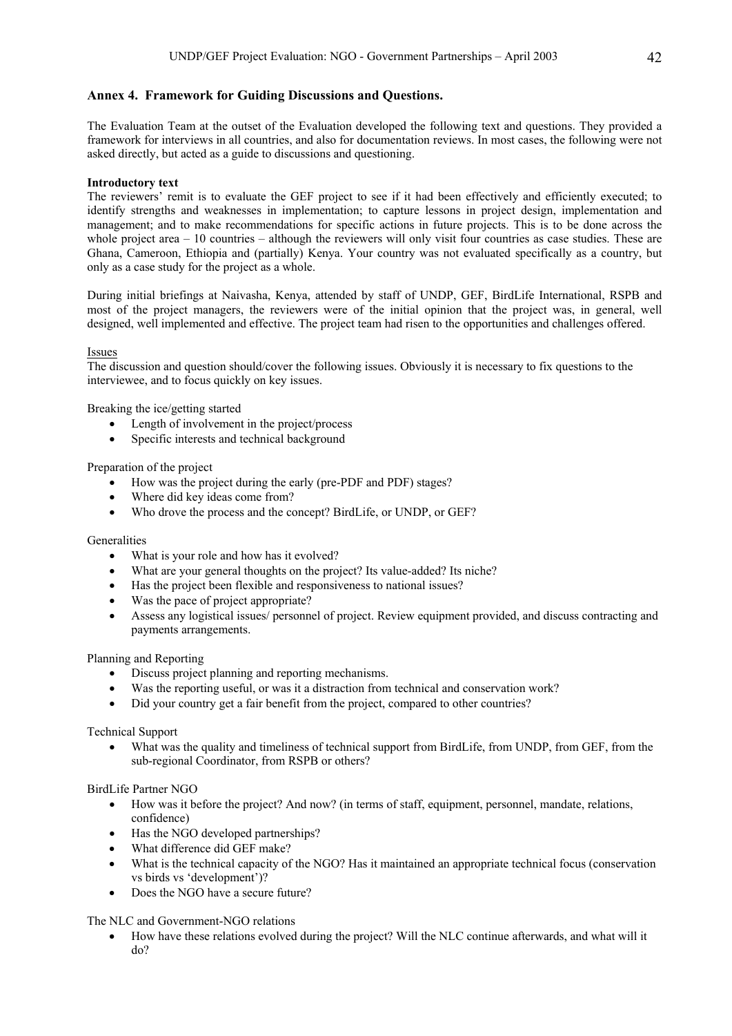## Annex 4. Framework for Guiding Discussions and Questions.

The Evaluation Team at the outset of the Evaluation developed the following text and questions. They provided a framework for interviews in all countries, and also for documentation reviews. In most cases, the following were not asked directly, but acted as a guide to discussions and questioning.

**Introductory text**

The reviewers' remit is to evaluate the GEF project to see if it had been effectively and efficiently executed; to identify strengths and weaknesses in implementation; to capture lessons in project design, implementation and management; and to make recommendations for specific actions in future projects. This is to be done across the whole project area – 10 countries – although the reviewers will only visit four countries as case studies. These are Ghana, Cameroon, Ethiopia and (partially) Kenya. Your country was not evaluated specifically as a country, but only as a case study for the project as a whole.

During initial briefings at Naivasha, Kenya, attended by staff of UNDP, GEF, BirdLife International, RSPB and most of the project managers, the reviewers were of the initial opinion that the project was, in general, well designed, well implemented and effective. The project team had risen to the opportunities and challenges offered.

Issues

The discussion and question should/cover the following issues. Obviously it is necessary to fix questions to the interviewee, and to focus quickly on key issues.

Breaking the ice/getting started

- Length of involvement in the project/process
- Specific interests and technical background

Preparation of the project

- How was the project during the early (pre-PDF and PDF) stages?
- Where did key ideas come from?
- Who drove the process and the concept? BirdLife, or UNDP, or GEF?

Generalities

- What is your role and how has it evolved?
- What are your general thoughts on the project? Its value-added? Its niche?
- Has the project been flexible and responsiveness to national issues?
- Was the pace of project appropriate?
- Assess any logistical issues/ personnel of project. Review equipment provided, and discuss contracting and payments arrangements.

Planning and Reporting

- Discuss project planning and reporting mechanisms.
- Was the reporting useful, or was it a distraction from technical and conservation work?
- Did your country get a fair benefit from the project, compared to other countries?

Technical Support

- What was the quality and timeliness of technical support from BirdLife, from UNDP, from GEF, from the sub-regional Coordinator, from RSPB or others?

BirdLife Partner NGO

- How was it before the project? And now? (in terms of staff, equipment, personnel, mandate, relations, confidence)
- Has the NGO developed partnerships?
- What difference did GEF make?
- What is the technical capacity of the NGO? Has it maintained an appropriate technical focus (conservation vs birds vs 'development')?
- Does the NGO have a secure future?

The NLC and Government-NGO relations

- How have these relations evolved during the project? Will the NLC continue afterwards, and what will it do?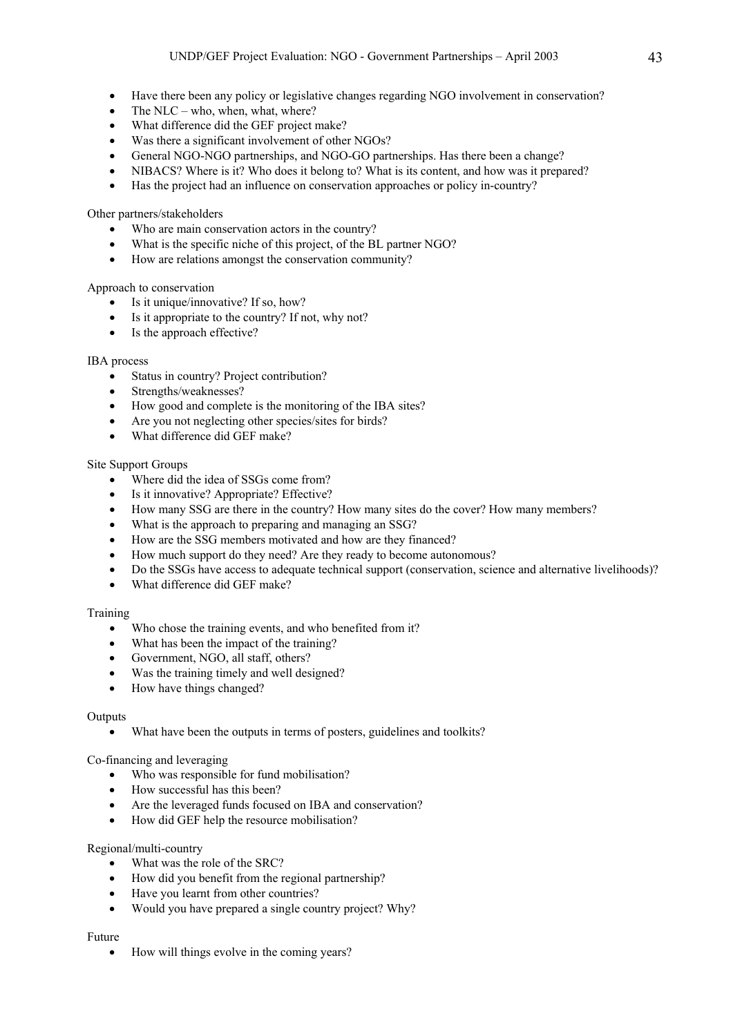- Have there been any policy or legislative changes regarding NGO involvement in conservation?
- The NLC – who, when, what, where?
- What difference did the GEF project make?
- Was there a significant involvement of other NGOs?
- General NGO-NGO partnerships, and NGO-GO partnerships. Has there been a change?
- NIBACS? Where is it? Who does it belong to? What is its content, and how was it prepared?
- Has the project had an influence on conservation approaches or policy in-country?

Other partners/stakeholders

- Who are main conservation actors in the country?
- What is the specific niche of this project, of the BL partner NGO?
- How are relations amongst the conservation community?

Approach to conservation

- Is it unique/innovative? If so, how?
- Is it appropriate to the country? If not, why not?
- Is the approach effective?

IBA process

- Status in country? Project contribution?
- Strengths/weaknesses?
- How good and complete is the monitoring of the IBA sites?
- Are you not neglecting other species/sites for birds?
- What difference did GEF make?

Site Support Groups

- Where did the idea of SSGs come from?
- Is it innovative? Appropriate? Effective?
- How many SSG are there in the country? How many sites do the cover? How many members?
- What is the approach to preparing and managing an SSG?
- How are the SSG members motivated and how are they financed?
- How much support do they need? Are they ready to become autonomous?
- Do the SSGs have access to adequate technical support (conservation, science and alternative livelihoods)?
- What difference did GEF make?

Training

- Who chose the training events, and who benefited from it?
- What has been the impact of the training?
- Government, NGO, all staff, others?
- Was the training timely and well designed?
- How have things changed?

Outputs

- What have been the outputs in terms of posters, guidelines and toolkits?

Co-financing and leveraging

- Who was responsible for fund mobilisation?
- How successful has this been?
- Are the leveraged funds focused on IBA and conservation?
- How did GEF help the resource mobilisation?

Regional/multi-country

- What was the role of the SRC?
- How did you benefit from the regional partnership?
- Have you learnt from other countries?
- Would you have prepared a single country project? Why?

Future

- How will things evolve in the coming years?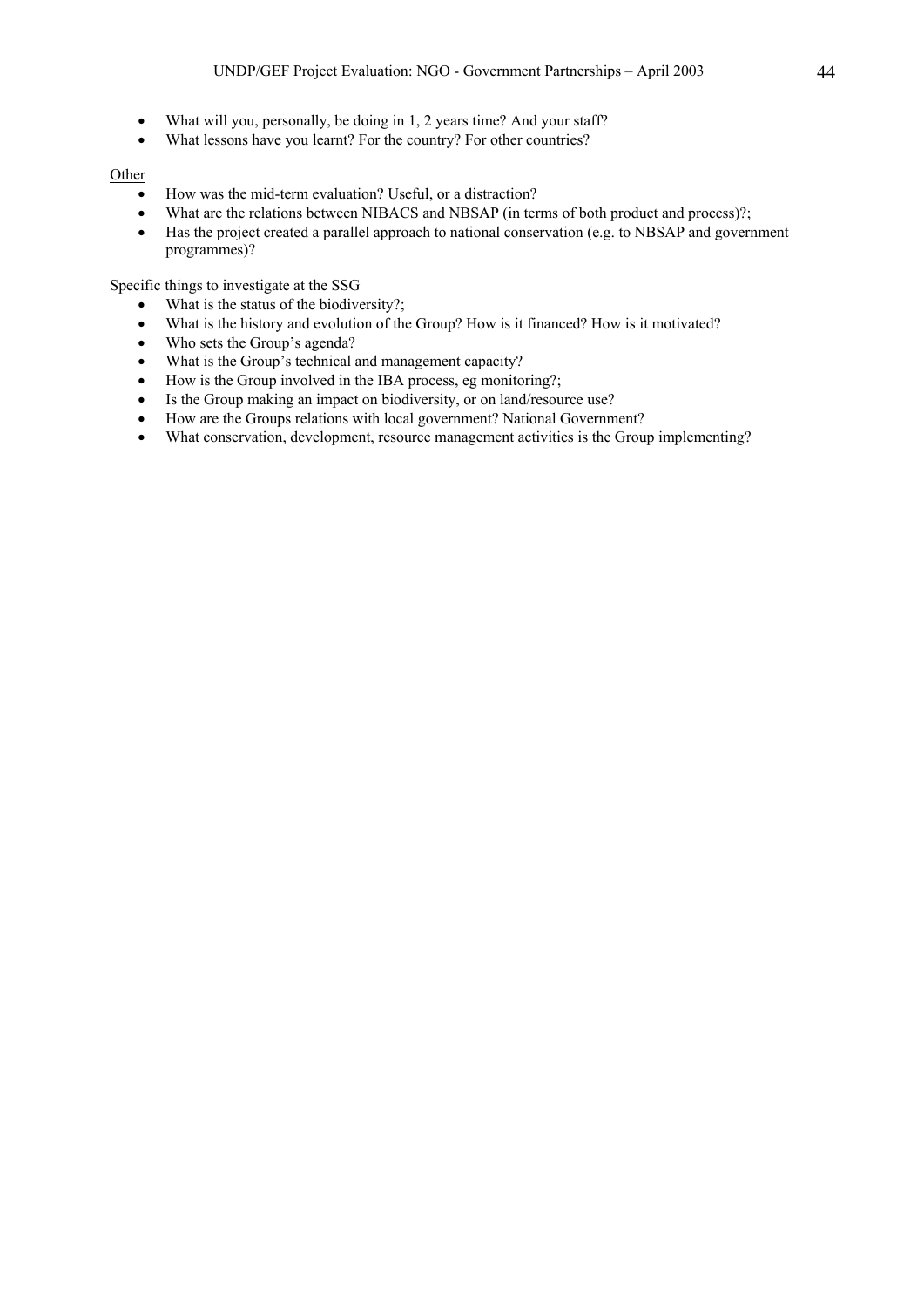- What will you, personally, be doing in 1, 2 years time? And your staff?
- What lessons have you learnt? For the country? For other countries?

<u>Other</u>

- How was the mid-term evaluation? Useful, or a distraction?
- What are the relations between NIBACS and NBSAP (in terms of both product and process)?;
- Has the project created a parallel approach to national conservation (e.g. to NBSAP and government programmes)?

Specific things to investigate at the SSG

- What is the status of the biodiversity?;
- What is the history and evolution of the Group? How is it financed? How is it motivated?
- Who sets the Group's agenda?
- What is the Group's technical and management capacity?
- How is the Group involved in the IBA process, eg monitoring?;
- Is the Group making an impact on biodiversity, or on land/resource use?
- How are the Groups relations with local government? National Government?
- What conservation, development, resource management activities is the Group implementing?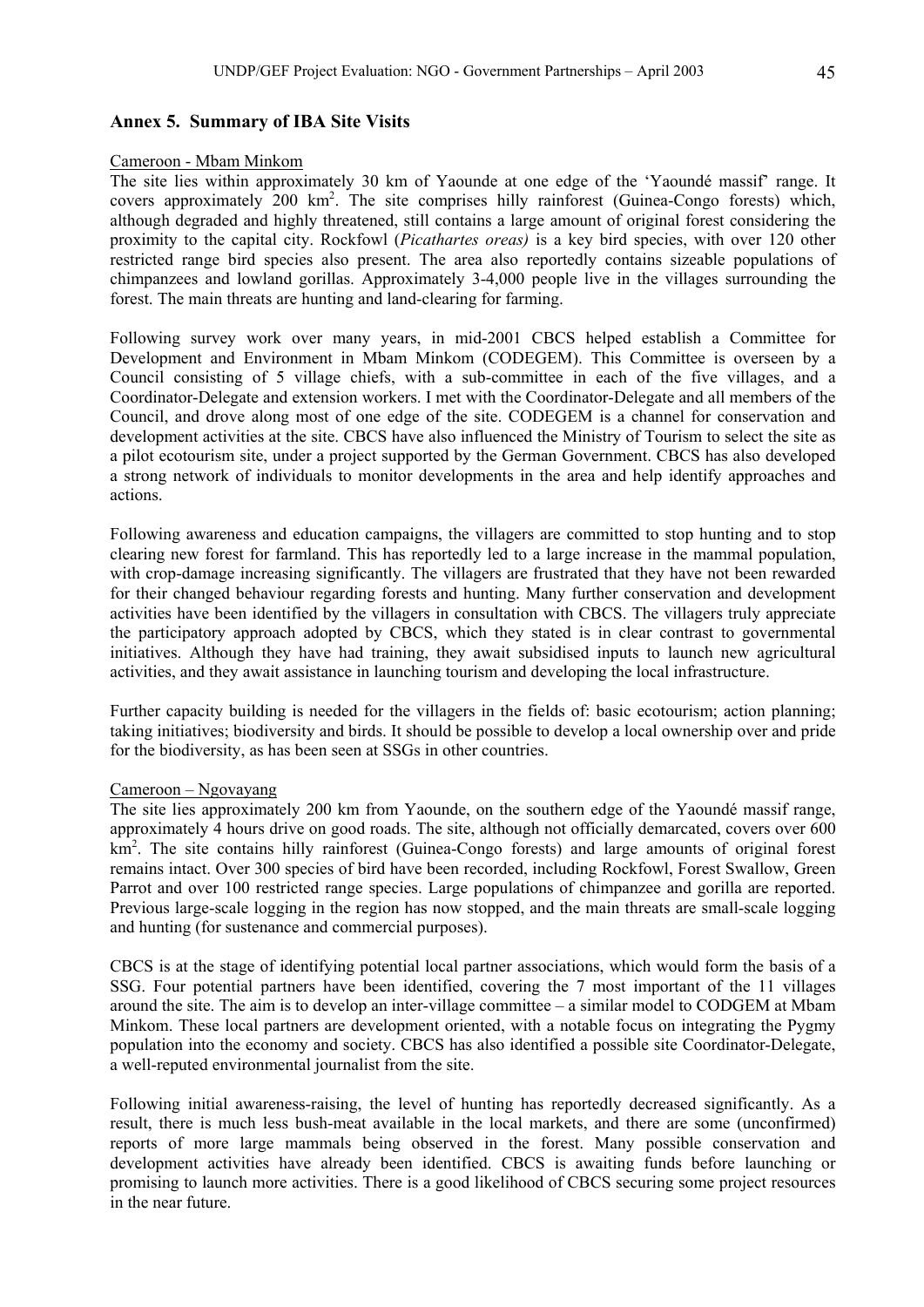## Annex 5. Summary of IBA Site Visits

Cameroon - Mbam Minkom

The site lies within approximately 30 km of Yaounde at one edge of the 'Yaoundé massif' range. It covers approximately 200 $km^2$. The site comprises hilly rainforest (Guinea-Congo forests) which, although degraded and highly threatened, still contains a large amount of original forest considering the proximity to the capital city. Rockfowl (*Picathartes oreas)* is a key bird species, with over 120 other restricted range bird species also present. The area also reportedly contains sizeable populations of chimpanzees and lowland gorillas. Approximately 3-4,000 people live in the villages surrounding the forest. The main threats are hunting and land-clearing for farming.

Following survey work over many years, in mid-2001 CBCS helped establish a Committee for Development and Environment in Mbam Minkom (CODEGEM). This Committee is overseen by a Council consisting of 5 village chiefs, with a sub-committee in each of the five villages, and a Coordinator-Delegate and extension workers. I met with the Coordinator-Delegate and all members of the Council, and drove along most of one edge of the site. CODEGEM is a channel for conservation and development activities at the site. CBCS have also influenced the Ministry of Tourism to select the site as a pilot ecotourism site, under a project supported by the German Government. CBCS has also developed a strong network of individuals to monitor developments in the area and help identify approaches and actions.

Following awareness and education campaigns, the villagers are committed to stop hunting and to stop clearing new forest for farmland. This has reportedly led to a large increase in the mammal population, with crop-damage increasing significantly. The villagers are frustrated that they have not been rewarded for their changed behaviour regarding forests and hunting. Many further conservation and development activities have been identified by the villagers in consultation with CBCS. The villagers truly appreciate the participatory approach adopted by CBCS, which they stated is in clear contrast to governmental initiatives. Although they have had training, they await subsidised inputs to launch new agricultural activities, and they await assistance in launching tourism and developing the local infrastructure.

Further capacity building is needed for the villagers in the fields of: basic ecotourism; action planning; taking initiatives; biodiversity and birds. It should be possible to develop a local ownership over and pride for the biodiversity, as has been seen at SSGs in other countries.

Cameroon – Ngovayang

The site lies approximately 200 km from Yaounde, on the southern edge of the Yaoundé massif range, approximately 4 hours drive on good roads. The site, although not officially demarcated, covers over 600 $km^2$. The site contains hilly rainforest (Guinea-Congo forests) and large amounts of original forest remains intact. Over 300 species of bird have been recorded, including Rockfowl, Forest Swallow, Green Parrot and over 100 restricted range species. Large populations of chimpanzee and gorilla are reported. Previous large-scale logging in the region has now stopped, and the main threats are small-scale logging and hunting (for sustenance and commercial purposes).

CBCS is at the stage of identifying potential local partner associations, which would form the basis of a SSG. Four potential partners have been identified, covering the 7 most important of the 11 villages around the site. The aim is to develop an inter-village committee – a similar model to CODGEM at Mbam Minkom. These local partners are development oriented, with a notable focus on integrating the Pygmy population into the economy and society. CBCS has also identified a possible site Coordinator-Delegate, a well-reputed environmental journalist from the site.

Following initial awareness-raising, the level of hunting has reportedly decreased significantly. As a result, there is much less bush-meat available in the local markets, and there are some (unconfirmed) reports of more large mammals being observed in the forest. Many possible conservation and development activities have already been identified. CBCS is awaiting funds before launching or promising to launch more activities. There is a good likelihood of CBCS securing some project resources in the near future.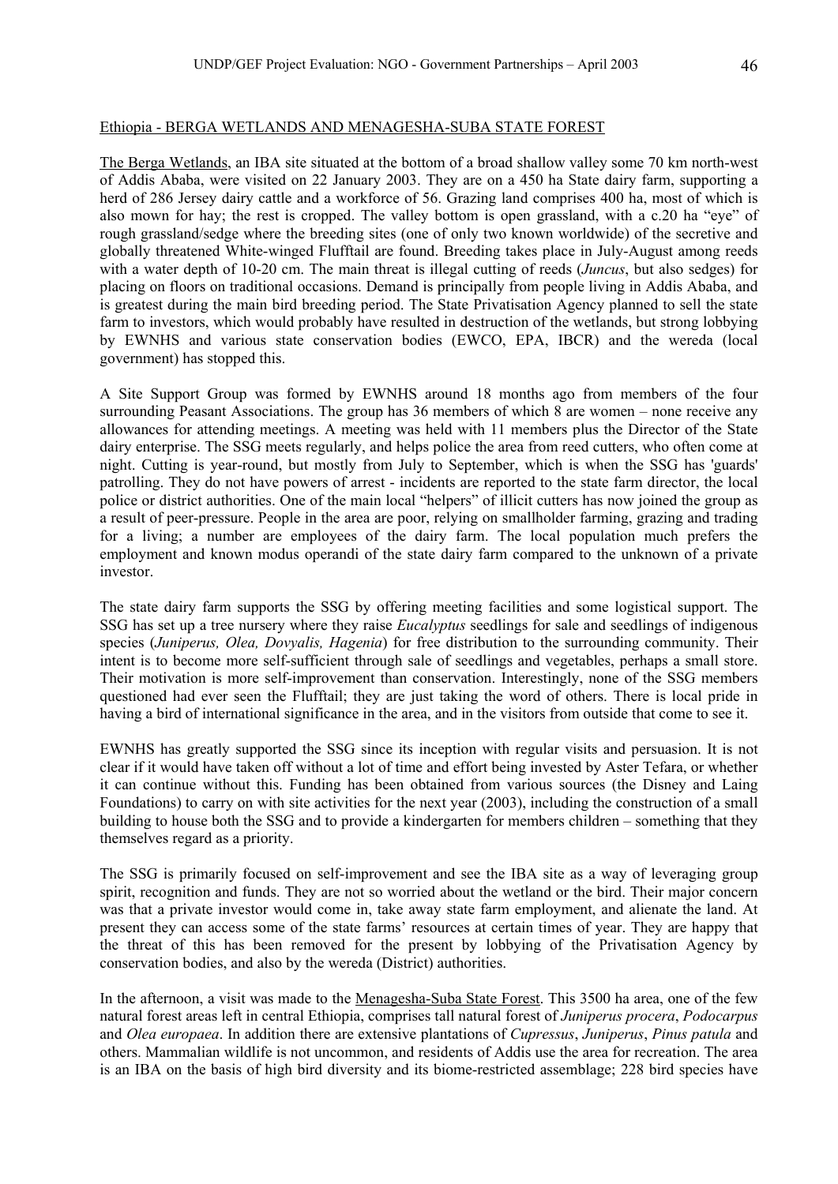Ethiopia - BERGA WETLANDS AND MENAGESHA-SUBA STATE FOREST

The Berga Wetlands, an IBA site situated at the bottom of a broad shallow valley some 70 km north-west of Addis Ababa, were visited on 22 January 2003. They are on a 450 ha State dairy farm, supporting a herd of 286 Jersey dairy cattle and a workforce of 56. Grazing land comprises 400 ha, most of which is also mown for hay; the rest is cropped. The valley bottom is open grassland, with a c.20 ha "eye" of rough grassland/sedge where the breeding sites (one of only two known worldwide) of the secretive and globally threatened White-winged Flufftail are found. Breeding takes place in July-August among reeds with a water depth of 10-20 cm. The main threat is illegal cutting of reeds (*Juncus*, but also sedges) for placing on floors on traditional occasions. Demand is principally from people living in Addis Ababa, and is greatest during the main bird breeding period. The State Privatisation Agency planned to sell the state farm to investors, which would probably have resulted in destruction of the wetlands, but strong lobbying by EWNHS and various state conservation bodies (EWCO, EPA, IBCR) and the wereda (local government) has stopped this.

A Site Support Group was formed by EWNHS around 18 months ago from members of the four surrounding Peasant Associations. The group has 36 members of which 8 are women – none receive any allowances for attending meetings. A meeting was held with 11 members plus the Director of the State dairy enterprise. The SSG meets regularly, and helps police the area from reed cutters, who often come at night. Cutting is year-round, but mostly from July to September, which is when the SSG has 'guards' patrolling. They do not have powers of arrest - incidents are reported to the state farm director, the local police or district authorities. One of the main local "helpers" of illicit cutters has now joined the group as a result of peer-pressure. People in the area are poor, relying on smallholder farming, grazing and trading for a living; a number are employees of the dairy farm. The local population much prefers the employment and known modus operandi of the state dairy farm compared to the unknown of a private investor.

The state dairy farm supports the SSG by offering meeting facilities and some logistical support. The SSG has set up a tree nursery where they raise *Eucalyptus* seedlings for sale and seedlings of indigenous species (*Juniperus, Olea, Dovyalis, Hagenia*) for free distribution to the surrounding community. Their intent is to become more self-sufficient through sale of seedlings and vegetables, perhaps a small store. Their motivation is more self-improvement than conservation. Interestingly, none of the SSG members questioned had ever seen the Flufftail; they are just taking the word of others. There is local pride in having a bird of international significance in the area, and in the visitors from outside that come to see it.

EWNHS has greatly supported the SSG since its inception with regular visits and persuasion. It is not clear if it would have taken off without a lot of time and effort being invested by Aster Tefara, or whether it can continue without this. Funding has been obtained from various sources (the Disney and Laing Foundations) to carry on with site activities for the next year (2003), including the construction of a small building to house both the SSG and to provide a kindergarten for members children – something that they themselves regard as a priority.

The SSG is primarily focused on self-improvement and see the IBA site as a way of leveraging group spirit, recognition and funds. They are not so worried about the wetland or the bird. Their major concern was that a private investor would come in, take away state farm employment, and alienate the land. At present they can access some of the state farms' resources at certain times of year. They are happy that the threat of this has been removed for the present by lobbying of the Privatisation Agency by conservation bodies, and also by the wereda (District) authorities.

In the afternoon, a visit was made to the Menagesha-Suba State Forest. This 3500 ha area, one of the few natural forest areas left in central Ethiopia, comprises tall natural forest of *Juniperus procera*, *Podocarpus* and *Olea europaea*. In addition there are extensive plantations of *Cupressus*, *Juniperus*, *Pinus patula* and others. Mammalian wildlife is not uncommon, and residents of Addis use the area for recreation. The area is an IBA on the basis of high bird diversity and its biome-restricted assemblage; 228 bird species have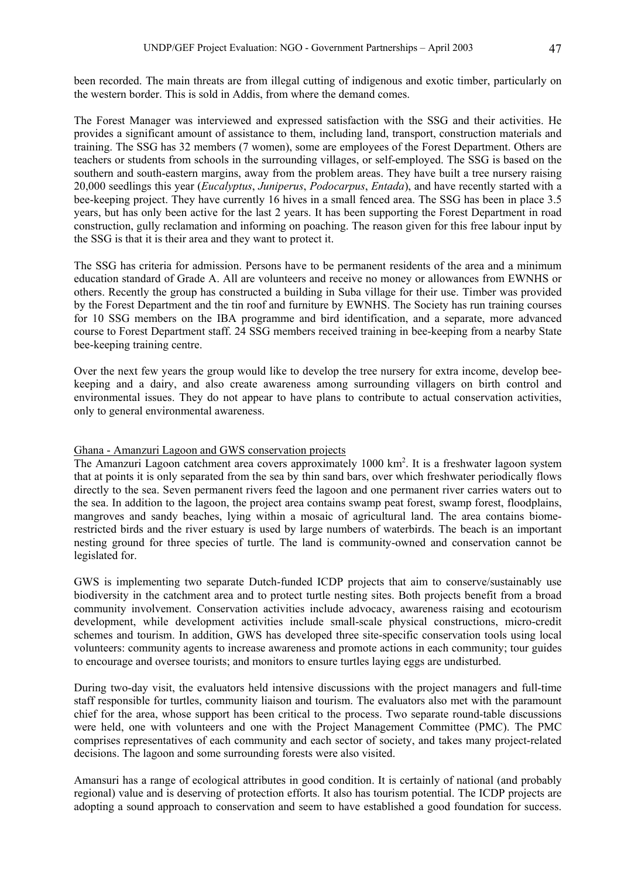been recorded. The main threats are from illegal cutting of indigenous and exotic timber, particularly on the western border. This is sold in Addis, from where the demand comes.

The Forest Manager was interviewed and expressed satisfaction with the SSG and their activities. He provides a significant amount of assistance to them, including land, transport, construction materials and training. The SSG has 32 members (7 women), some are employees of the Forest Department. Others are teachers or students from schools in the surrounding villages, or self-employed. The SSG is based on the southern and south-eastern margins, away from the problem areas. They have built a tree nursery raising 20,000 seedlings this year (*Eucalyptus*, *Juniperus*, *Podocarpus*, *Entada*), and have recently started with a bee-keeping project. They have currently 16 hives in a small fenced area. The SSG has been in place 3.5 years, but has only been active for the last 2 years. It has been supporting the Forest Department in road construction, gully reclamation and informing on poaching. The reason given for this free labour input by the SSG is that it is their area and they want to protect it.

The SSG has criteria for admission. Persons have to be permanent residents of the area and a minimum education standard of Grade A. All are volunteers and receive no money or allowances from EWNHS or others. Recently the group has constructed a building in Suba village for their use. Timber was provided by the Forest Department and the tin roof and furniture by EWNHS. The Society has run training courses for 10 SSG members on the IBA programme and bird identification, and a separate, more advanced course to Forest Department staff. 24 SSG members received training in bee-keeping from a nearby State bee-keeping training centre.

Over the next few years the group would like to develop the tree nursery for extra income, develop bee-keeping and a dairy, and also create awareness among surrounding villagers on birth control and environmental issues. They do not appear to have plans to contribute to actual conservation activities, only to general environmental awareness.

<u>Ghana - Amanzuri Lagoon and GWS conservation projects</u>

The Amanzuri Lagoon catchment area covers approximately 1000 $km^2$. It is a freshwater lagoon system that at points it is only separated from the sea by thin sand bars, over which freshwater periodically flows directly to the sea. Seven permanent rivers feed the lagoon and one permanent river carries waters out to the sea. In addition to the lagoon, the project area contains swamp peat forest, swamp forest, floodplains, mangroves and sandy beaches, lying within a mosaic of agricultural land. The area contains biome-restricted birds and the river estuary is used by large numbers of waterbirds. The beach is an important nesting ground for three species of turtle. The land is community-owned and conservation cannot be legislated for.

GWS is implementing two separate Dutch-funded ICDP projects that aim to conserve/sustainably use biodiversity in the catchment area and to protect turtle nesting sites. Both projects benefit from a broad community involvement. Conservation activities include advocacy, awareness raising and ecotourism development, while development activities include small-scale physical constructions, micro-credit schemes and tourism. In addition, GWS has developed three site-specific conservation tools using local volunteers: community agents to increase awareness and promote actions in each community; tour guides to encourage and oversee tourists; and monitors to ensure turtles laying eggs are undisturbed.

During two-day visit, the evaluators held intensive discussions with the project managers and full-time staff responsible for turtles, community liaison and tourism. The evaluators also met with the paramount chief for the area, whose support has been critical to the process. Two separate round-table discussions were held, one with volunteers and one with the Project Management Committee (PMC). The PMC comprises representatives of each community and each sector of society, and takes many project-related decisions. The lagoon and some surrounding forests were also visited.

Amansuri has a range of ecological attributes in good condition. It is certainly of national (and probably regional) value and is deserving of protection efforts. It also has tourism potential. The ICDP projects are adopting a sound approach to conservation and seem to have established a good foundation for success.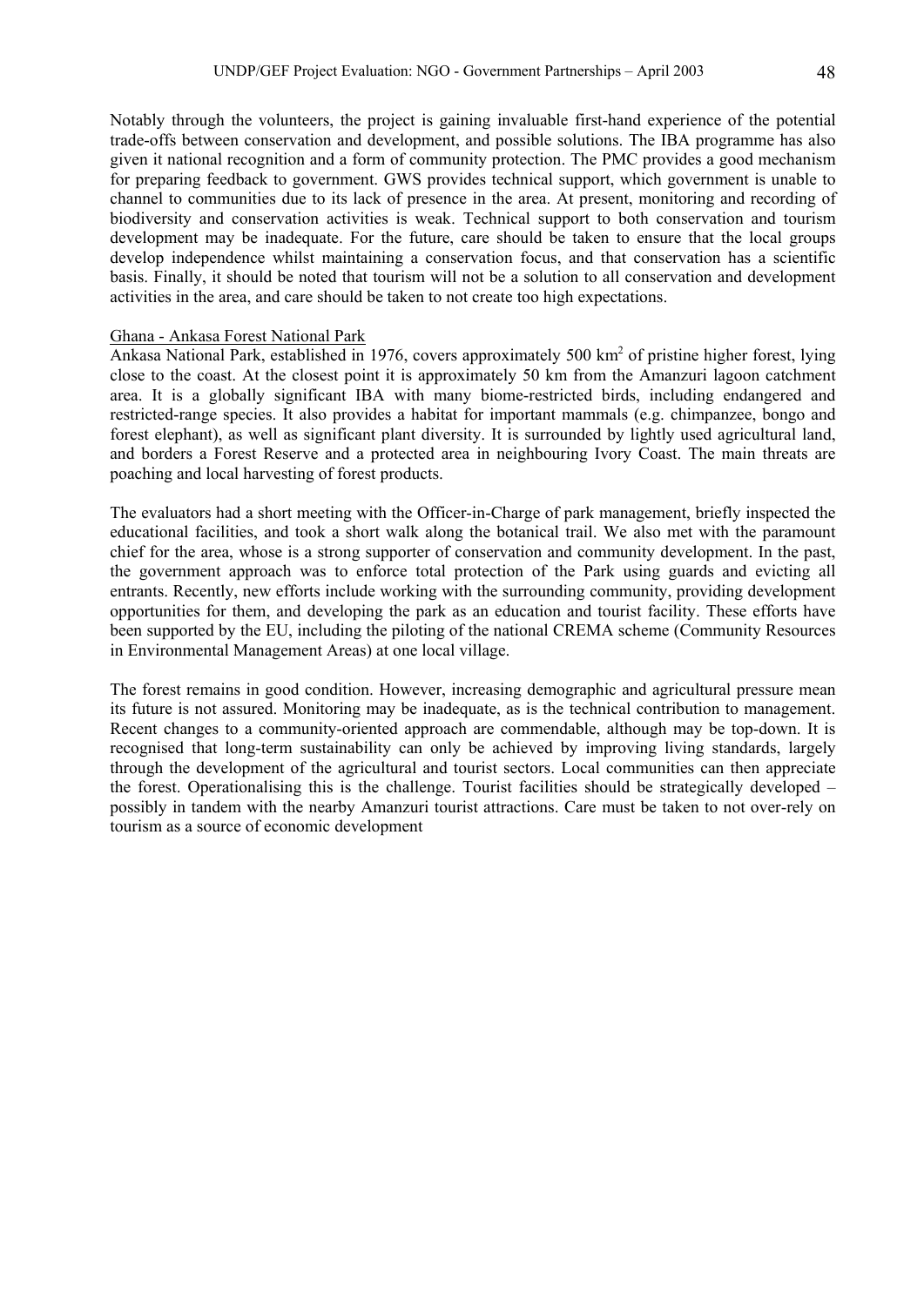Notably through the volunteers, the project is gaining invaluable first-hand experience of the potential trade-offs between conservation and development, and possible solutions. The IBA programme has also given it national recognition and a form of community protection. The PMC provides a good mechanism for preparing feedback to government. GWS provides technical support, which government is unable to channel to communities due to its lack of presence in the area. At present, monitoring and recording of biodiversity and conservation activities is weak. Technical support to both conservation and tourism development may be inadequate. For the future, care should be taken to ensure that the local groups develop independence whilst maintaining a conservation focus, and that conservation has a scientific basis. Finally, it should be noted that tourism will not be a solution to all conservation and development activities in the area, and care should be taken to not create too high expectations.

Ghana - Ankasa Forest National Park

Ankasa National Park, established in 1976, covers approximately 500 $km^2$ of pristine higher forest, lying close to the coast. At the closest point it is approximately 50 km from the Amanzuri lagoon catchment area. It is a globally significant IBA with many biome-restricted birds, including endangered and restricted-range species. It also provides a habitat for important mammals (e.g. chimpanzee, bongo and forest elephant), as well as significant plant diversity. It is surrounded by lightly used agricultural land, and borders a Forest Reserve and a protected area in neighbouring Ivory Coast. The main threats are poaching and local harvesting of forest products.

The evaluators had a short meeting with the Officer-in-Charge of park management, briefly inspected the educational facilities, and took a short walk along the botanical trail. We also met with the paramount chief for the area, whose is a strong supporter of conservation and community development. In the past, the government approach was to enforce total protection of the Park using guards and evicting all entrants. Recently, new efforts include working with the surrounding community, providing development opportunities for them, and developing the park as an education and tourist facility. These efforts have been supported by the EU, including the piloting of the national CREMA scheme (Community Resources in Environmental Management Areas) at one local village.

The forest remains in good condition. However, increasing demographic and agricultural pressure mean its future is not assured. Monitoring may be inadequate, as is the technical contribution to management. Recent changes to a community-oriented approach are commendable, although may be top-down. It is recognised that long-term sustainability can only be achieved by improving living standards, largely through the development of the agricultural and tourist sectors. Local communities can then appreciate the forest. Operationalising this is the challenge. Tourist facilities should be strategically developed – possibly in tandem with the nearby Amanzuri tourist attractions. Care must be taken to not over-rely on tourism as a source of economic development